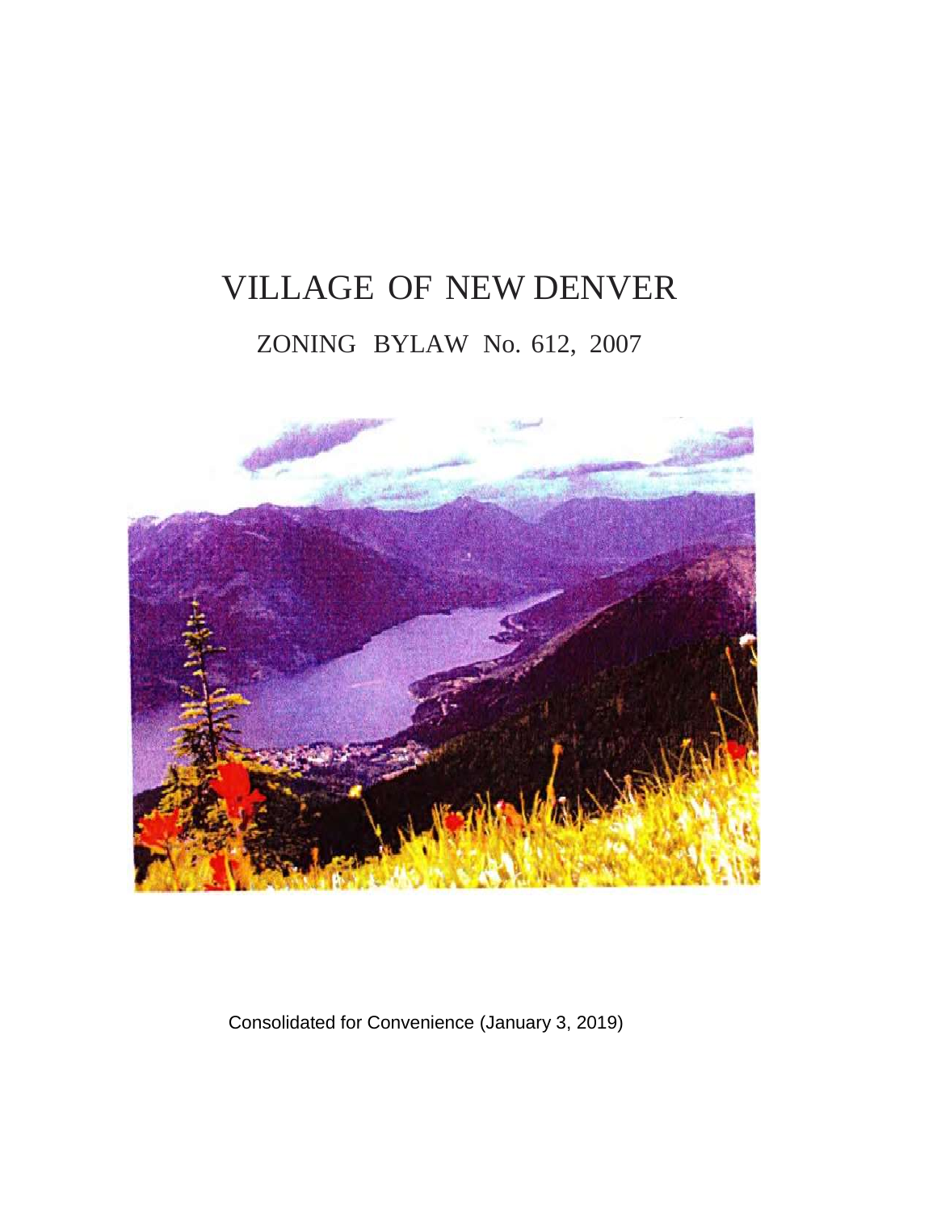# VILLAGE OF NEW DENVER

## ZONING BYLAW No. 612, 2007

Consolidated for Convenience (January 3, 2019)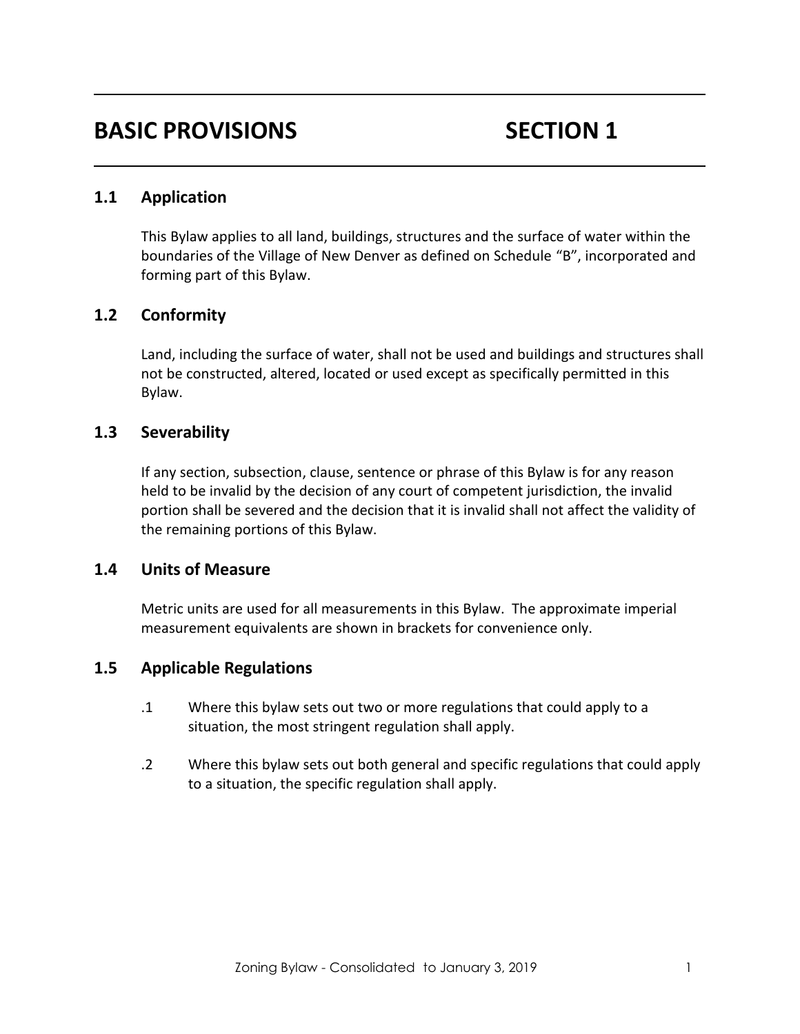# BASIC PROVISIONS SECTION 1

## 1.1 Application

This Bylaw applies to all land, buildings, structures and the surface of water within the boundaries of the Village of New Denver as defined on Schedule "B", incorporated and forming part of this Bylaw.

## 1.2 Conformity

Land, including the surface of water, shall not be used and buildings and structures shall not be constructed, altered, located or used except as specifically permitted in this Bylaw.

## 1.3 Severability

If any section, subsection, clause, sentence or phrase of this Bylaw is for any reason held to be invalid by the decision of any court of competent jurisdiction, the invalid portion shall be severed and the decision that it is invalid shall not affect the validity of the remaining portions of this Bylaw.

## 1.4 Units of Measure

Metric units are used for all measurements in this Bylaw. The approximate imperial measurement equivalents are shown in brackets for convenience only.

## 1.5 Applicable Regulations

.1 Where this bylaw sets out two or more regulations that could apply to a situation, the most stringent regulation shall apply.

.2 Where this bylaw sets out both general and specific regulations that could apply to a situation, the specific regulation shall apply.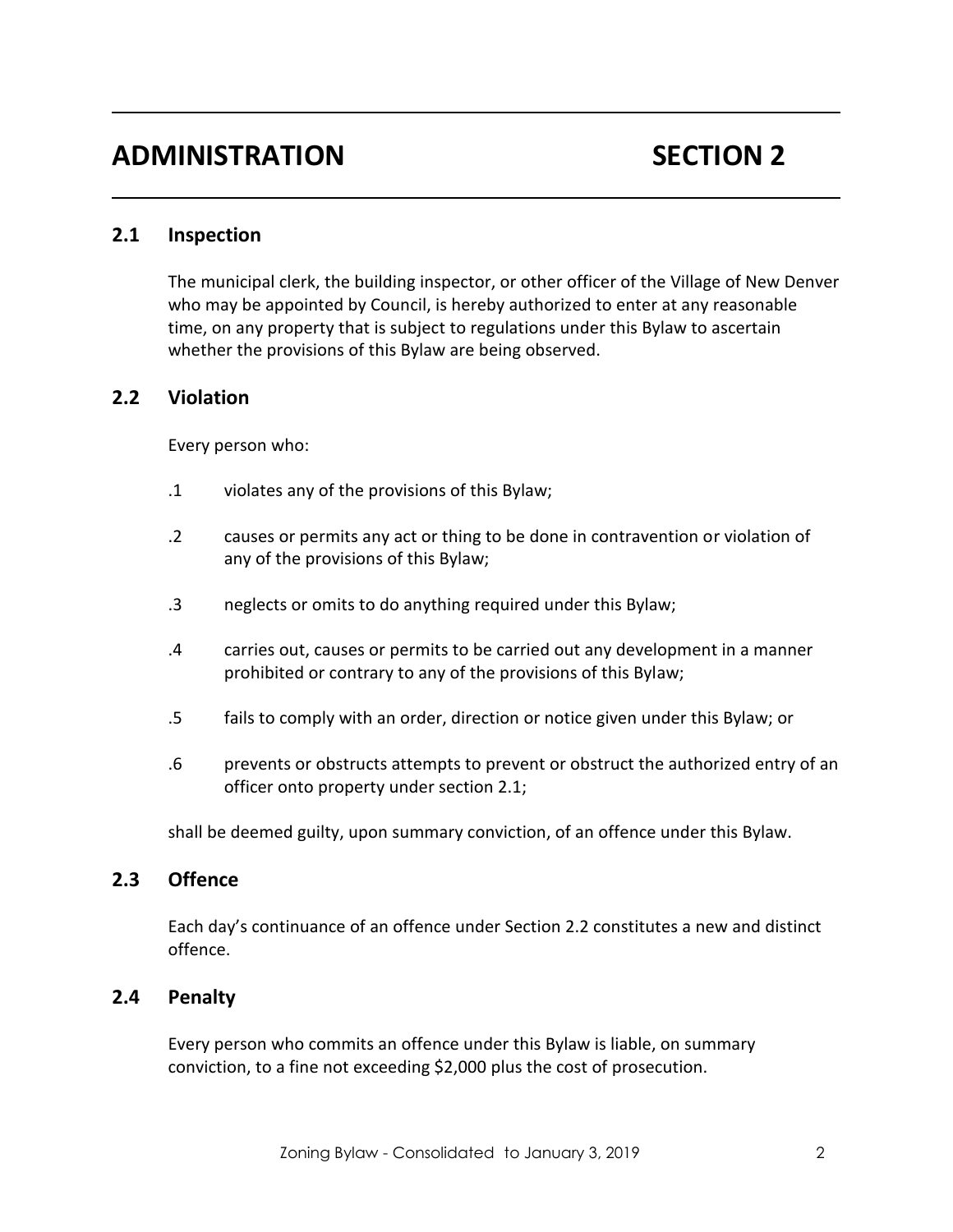# ADMINISTRATION SECTION 2

## 2.1 Inspection

The municipal clerk, the building inspector, or other officer of the Village of New Denver who may be appointed by Council, is hereby authorized to enter at any reasonable time, on any property that is subject to regulations under this Bylaw to ascertain whether the provisions of this Bylaw are being observed.

## 2.2 Violation

Every person who:

.1 violates any of the provisions of this Bylaw;

.2 causes or permits any act or thing to be done in contravention or violation of any of the provisions of this Bylaw;

.3 neglects or omits to do anything required under this Bylaw;

.4 carries out, causes or permits to be carried out any development in a manner prohibited or contrary to any of the provisions of this Bylaw;

.5 fails to comply with an order, direction or notice given under this Bylaw; or

.6 prevents or obstructs attempts to prevent or obstruct the authorized entry of an officer onto property under section 2.1;

shall be deemed guilty, upon summary conviction, of an offence under this Bylaw.

## 2.3 Offence

Each day's continuance of an offence under Section 2.2 constitutes a new and distinct offence.

## 2.4 Penalty

Every person who commits an offence under this Bylaw is liable, on summary conviction, to a fine not exceeding $2,000 plus the cost of prosecution.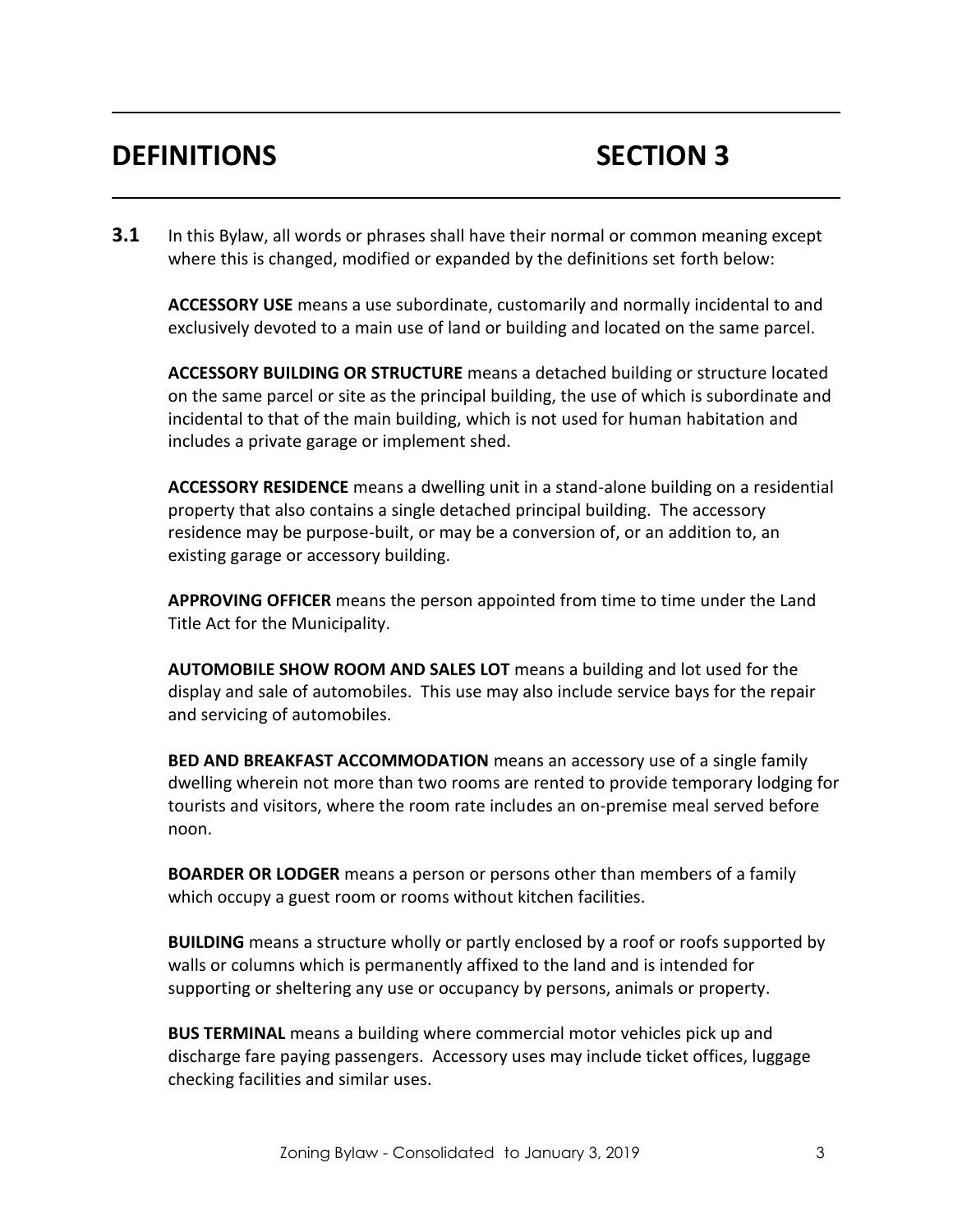# DEFINITIONS SECTION 3

**3.1** In this Bylaw, all words or phrases shall have their normal or common meaning except where this is changed, modified or expanded by the definitions set forth below:

**ACCESSORY USE** means a use subordinate, customarily and normally incidental to and exclusively devoted to a main use of land or building and located on the same parcel.

**ACCESSORY BUILDING OR STRUCTURE** means a detached building or structure located on the same parcel or site as the principal building, the use of which is subordinate and incidental to that of the main building, which is not used for human habitation and includes a private garage or implement shed.

**ACCESSORY RESIDENCE** means a dwelling unit in a stand-alone building on a residential property that also contains a single detached principal building. The accessory residence may be purpose-built, or may be a conversion of, or an addition to, an existing garage or accessory building.

**APPROVING OFFICER** means the person appointed from time to time under the Land Title Act for the Municipality.

**AUTOMOBILE SHOW ROOM AND SALES LOT** means a building and lot used for the display and sale of automobiles. This use may also include service bays for the repair and servicing of automobiles.

**BED AND BREAKFAST ACCOMMODATION** means an accessory use of a single family dwelling wherein not more than two rooms are rented to provide temporary lodging for tourists and visitors, where the room rate includes an on-premise meal served before noon.

**BOARDER OR LODGER** means a person or persons other than members of a family which occupy a guest room or rooms without kitchen facilities.

**BUILDING** means a structure wholly or partly enclosed by a roof or roofs supported by walls or columns which is permanently affixed to the land and is intended for supporting or sheltering any use or occupancy by persons, animals or property.

**BUS TERMINAL** means a building where commercial motor vehicles pick up and discharge fare paying passengers. Accessory uses may include ticket offices, luggage checking facilities and similar uses.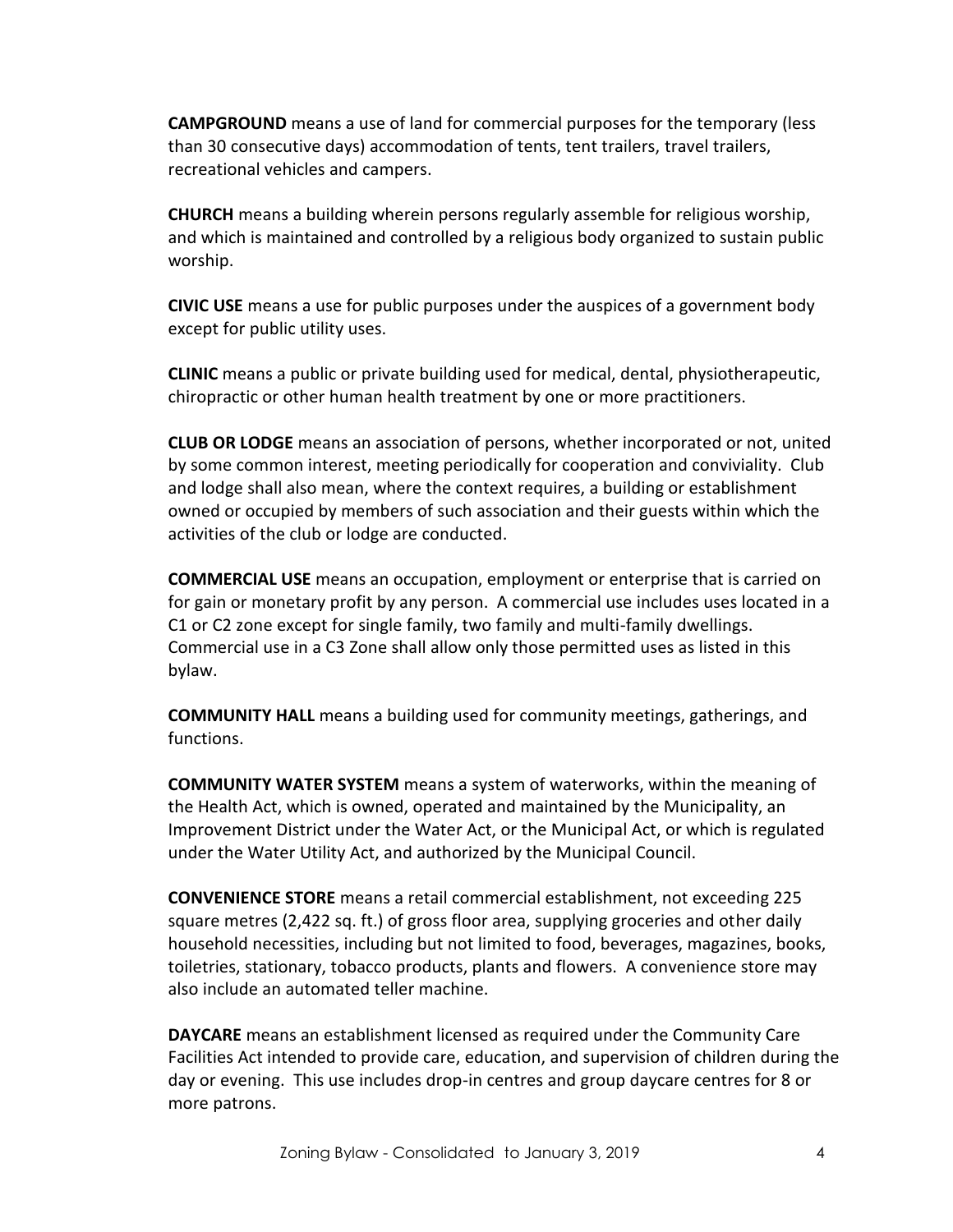**CAMPGROUND** means a use of land for commercial purposes for the temporary (less than 30 consecutive days) accommodation of tents, tent trailers, travel trailers, recreational vehicles and campers.

**CHURCH** means a building wherein persons regularly assemble for religious worship, and which is maintained and controlled by a religious body organized to sustain public worship.

**CIVIC USE** means a use for public purposes under the auspices of a government body except for public utility uses.

**CLINIC** means a public or private building used for medical, dental, physiotherapeutic, chiropractic or other human health treatment by one or more practitioners.

**CLUB OR LODGE** means an association of persons, whether incorporated or not, united by some common interest, meeting periodically for cooperation and conviviality. Club and lodge shall also mean, where the context requires, a building or establishment owned or occupied by members of such association and their guests within which the activities of the club or lodge are conducted.

**COMMERCIAL USE** means an occupation, employment or enterprise that is carried on for gain or monetary profit by any person. A commercial use includes uses located in a C1 or C2 zone except for single family, two family and multi-family dwellings. Commercial use in a C3 Zone shall allow only those permitted uses as listed in this bylaw.

**COMMUNITY HALL** means a building used for community meetings, gatherings, and functions.

**COMMUNITY WATER SYSTEM** means a system of waterworks, within the meaning of the Health Act, which is owned, operated and maintained by the Municipality, an Improvement District under the Water Act, or the Municipal Act, or which is regulated under the Water Utility Act, and authorized by the Municipal Council.

**CONVENIENCE STORE** means a retail commercial establishment, not exceeding 225 square metres (2,422 sq. ft.) of gross floor area, supplying groceries and other daily household necessities, including but not limited to food, beverages, magazines, books, toiletries, stationary, tobacco products, plants and flowers. A convenience store may also include an automated teller machine.

**DAYCARE** means an establishment licensed as required under the Community Care Facilities Act intended to provide care, education, and supervision of children during the day or evening. This use includes drop-in centres and group daycare centres for 8 or more patrons.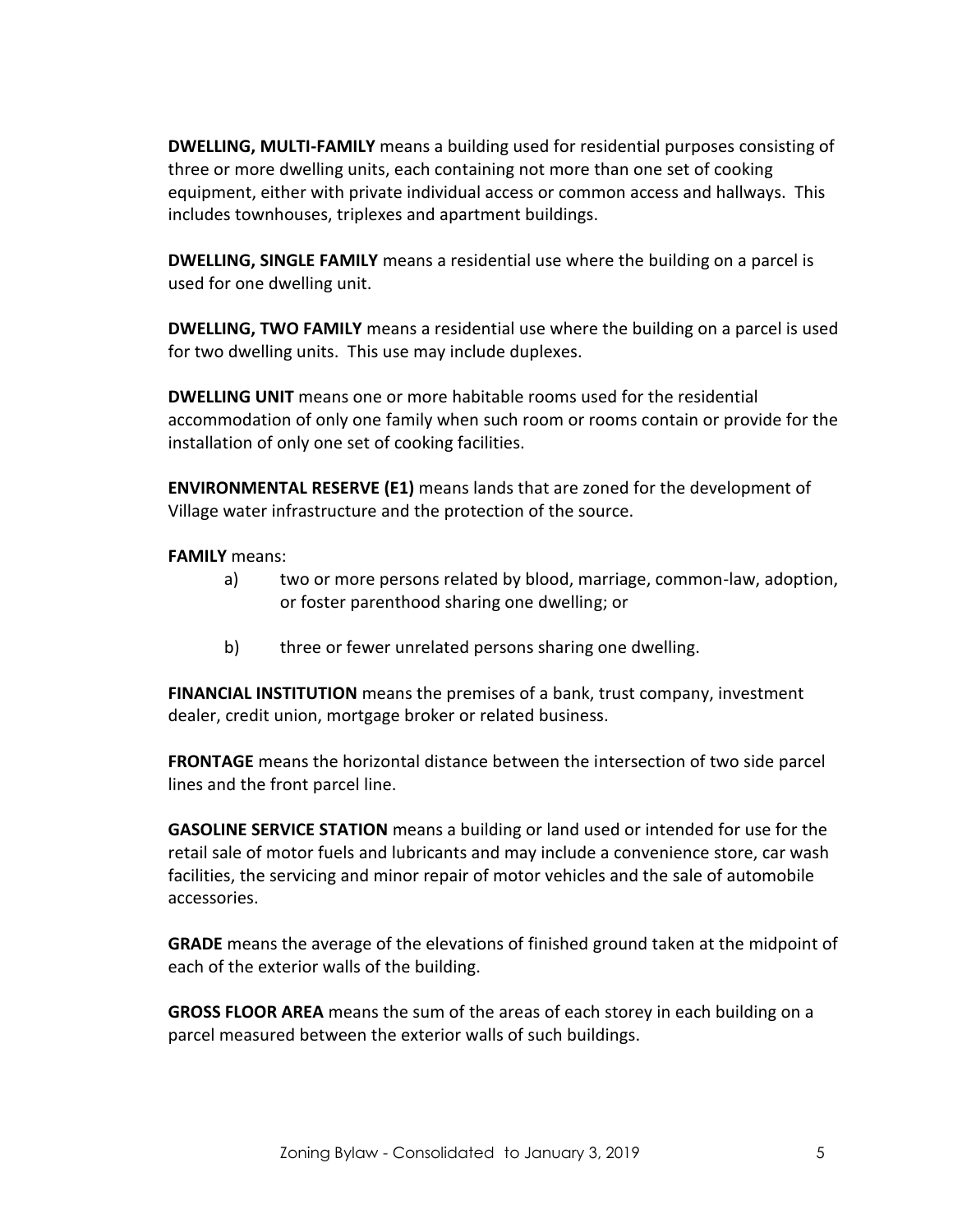**DWELLING, MULTI-FAMILY** means a building used for residential purposes consisting of three or more dwelling units, each containing not more than one set of cooking equipment, either with private individual access or common access and hallways. This includes townhouses, triplexes and apartment buildings.

**DWELLING, SINGLE FAMILY** means a residential use where the building on a parcel is used for one dwelling unit.

**DWELLING, TWO FAMILY** means a residential use where the building on a parcel is used for two dwelling units. This use may include duplexes.

**DWELLING UNIT** means one or more habitable rooms used for the residential accommodation of only one family when such room or rooms contain or provide for the installation of only one set of cooking facilities.

**ENVIRONMENTAL RESERVE (E1)** means lands that are zoned for the development of Village water infrastructure and the protection of the source.

**FAMILY** means:

a) two or more persons related by blood, marriage, common-law, adoption, or foster parenthood sharing one dwelling; or

b) three or fewer unrelated persons sharing one dwelling.

**FINANCIAL INSTITUTION** means the premises of a bank, trust company, investment dealer, credit union, mortgage broker or related business.

**FRONTAGE** means the horizontal distance between the intersection of two side parcel lines and the front parcel line.

**GASOLINE SERVICE STATION** means a building or land used or intended for use for the retail sale of motor fuels and lubricants and may include a convenience store, car wash facilities, the servicing and minor repair of motor vehicles and the sale of automobile accessories.

**GRADE** means the average of the elevations of finished ground taken at the midpoint of each of the exterior walls of the building.

**GROSS FLOOR AREA** means the sum of the areas of each storey in each building on a parcel measured between the exterior walls of such buildings.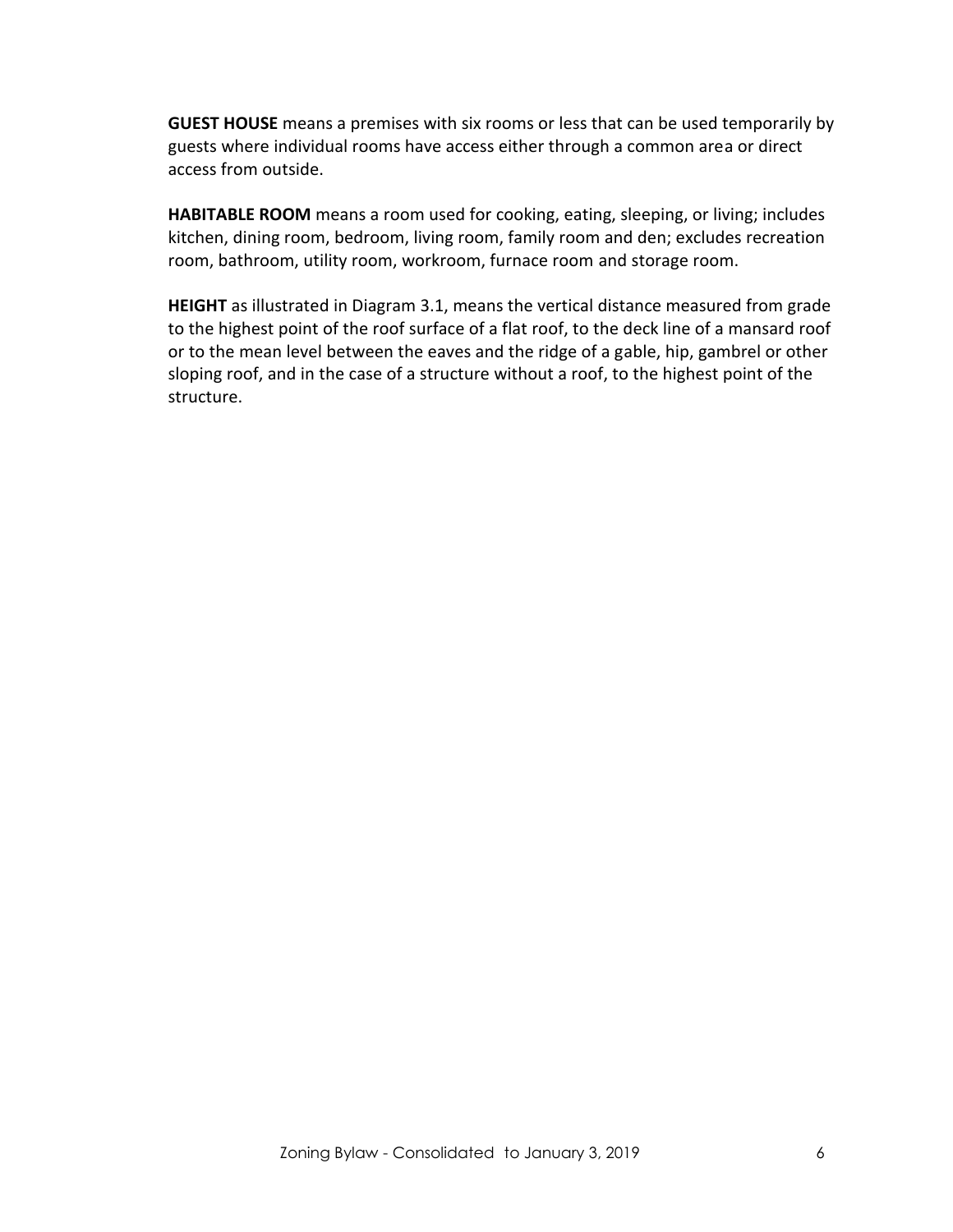**GUEST HOUSE** means a premises with six rooms or less that can be used temporarily by guests where individual rooms have access either through a common area or direct access from outside.

**HABITABLE ROOM** means a room used for cooking, eating, sleeping, or living; includes kitchen, dining room, bedroom, living room, family room and den; excludes recreation room, bathroom, utility room, workroom, furnace room and storage room.

**HEIGHT** as illustrated in Diagram 3.1, means the vertical distance measured from grade to the highest point of the roof surface of a flat roof, to the deck line of a mansard roof or to the mean level between the eaves and the ridge of a gable, hip, gambrel or other sloping roof, and in the case of a structure without a roof, to the highest point of the structure.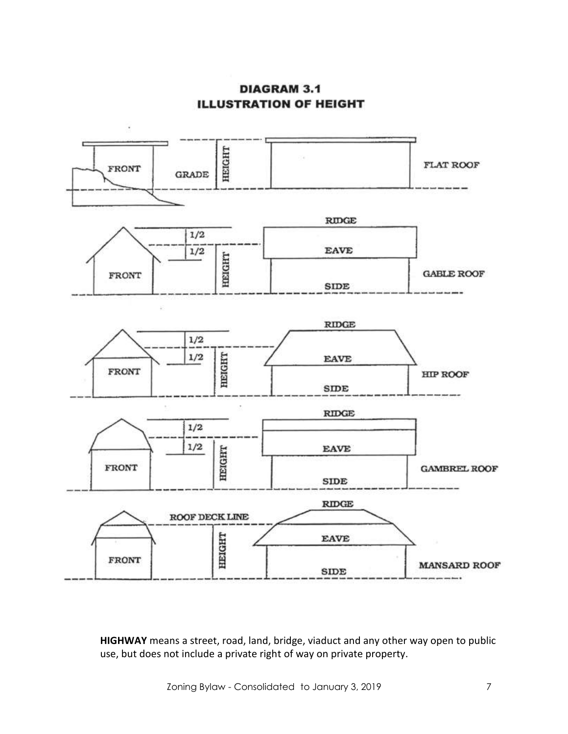**DIAGRAM 3.1**
**ILLUSTRATION OF HEIGHT**

**HIGHWAY** means a street, road, land, bridge, viaduct and any other way open to public use, but does not include a private right of way on private property.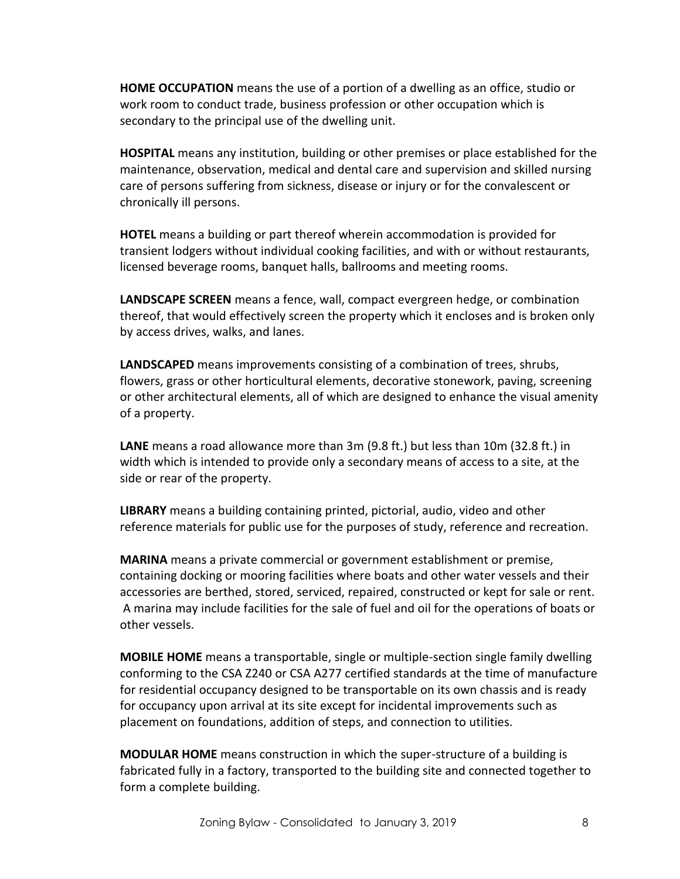**HOME OCCUPATION** means the use of a portion of a dwelling as an office, studio or work room to conduct trade, business profession or other occupation which is secondary to the principal use of the dwelling unit.

**HOSPITAL** means any institution, building or other premises or place established for the maintenance, observation, medical and dental care and supervision and skilled nursing care of persons suffering from sickness, disease or injury or for the convalescent or chronically ill persons.

**HOTEL** means a building or part thereof wherein accommodation is provided for transient lodgers without individual cooking facilities, and with or without restaurants, licensed beverage rooms, banquet halls, ballrooms and meeting rooms.

**LANDSCAPE SCREEN** means a fence, wall, compact evergreen hedge, or combination thereof, that would effectively screen the property which it encloses and is broken only by access drives, walks, and lanes.

**LANDSCAPED** means improvements consisting of a combination of trees, shrubs, flowers, grass or other horticultural elements, decorative stonework, paving, screening or other architectural elements, all of which are designed to enhance the visual amenity of a property.

**LANE** means a road allowance more than 3m (9.8 ft.) but less than 10m (32.8 ft.) in width which is intended to provide only a secondary means of access to a site, at the side or rear of the property.

**LIBRARY** means a building containing printed, pictorial, audio, video and other reference materials for public use for the purposes of study, reference and recreation.

**MARINA** means a private commercial or government establishment or premise, containing docking or mooring facilities where boats and other water vessels and their accessories are berthed, stored, serviced, repaired, constructed or kept for sale or rent. A marina may include facilities for the sale of fuel and oil for the operations of boats or other vessels.

**MOBILE HOME** means a transportable, single or multiple-section single family dwelling conforming to the CSA Z240 or CSA A277 certified standards at the time of manufacture for residential occupancy designed to be transportable on its own chassis and is ready for occupancy upon arrival at its site except for incidental improvements such as placement on foundations, addition of steps, and connection to utilities.

**MODULAR HOME** means construction in which the super-structure of a building is fabricated fully in a factory, transported to the building site and connected together to form a complete building.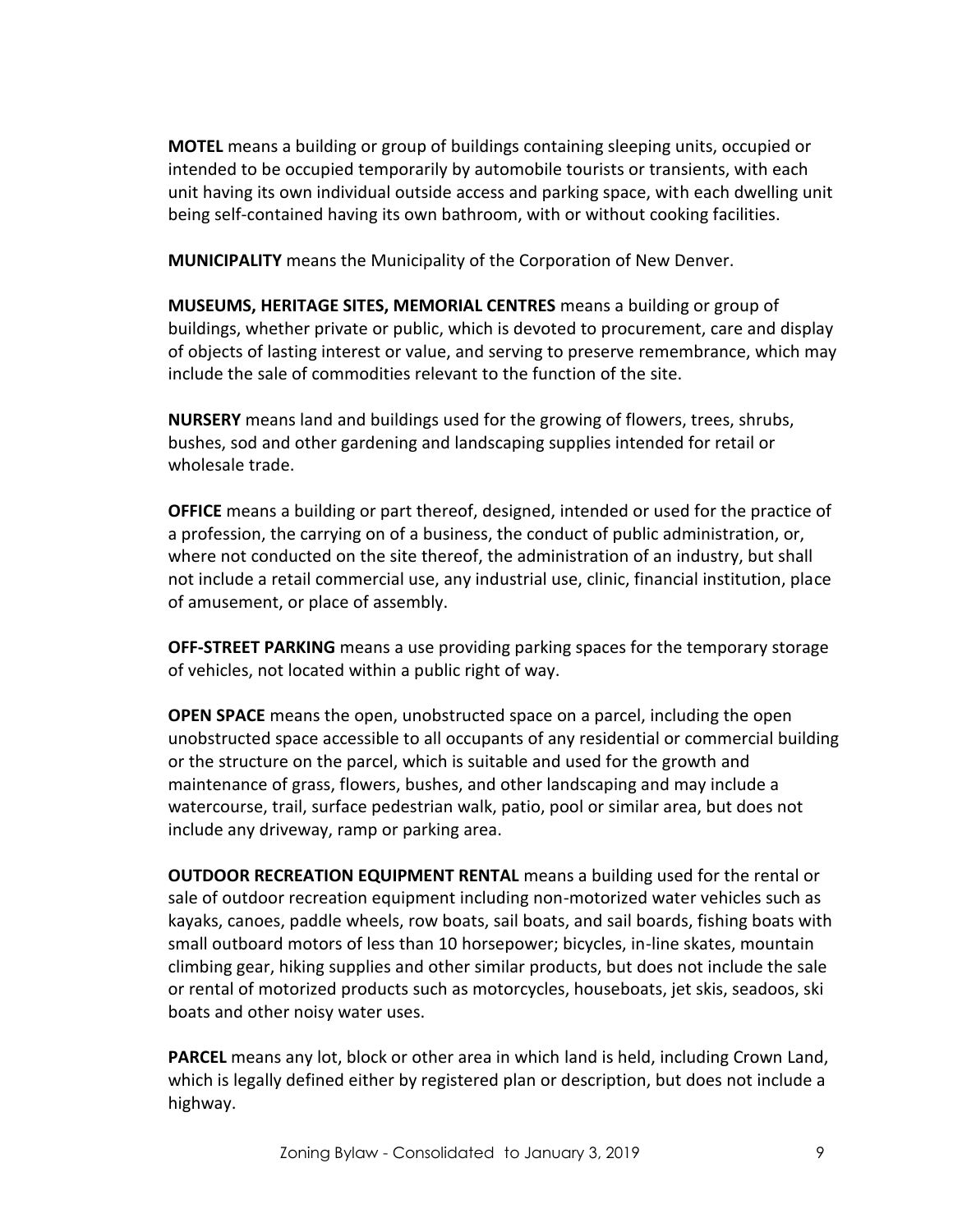**MOTEL** means a building or group of buildings containing sleeping units, occupied or intended to be occupied temporarily by automobile tourists or transients, with each unit having its own individual outside access and parking space, with each dwelling unit being self-contained having its own bathroom, with or without cooking facilities.

**MUNICIPALITY** means the Municipality of the Corporation of New Denver.

**MUSEUMS, HERITAGE SITES, MEMORIAL CENTRES** means a building or group of buildings, whether private or public, which is devoted to procurement, care and display of objects of lasting interest or value, and serving to preserve remembrance, which may include the sale of commodities relevant to the function of the site.

**NURSERY** means land and buildings used for the growing of flowers, trees, shrubs, bushes, sod and other gardening and landscaping supplies intended for retail or wholesale trade.

**OFFICE** means a building or part thereof, designed, intended or used for the practice of a profession, the carrying on of a business, the conduct of public administration, or, where not conducted on the site thereof, the administration of an industry, but shall not include a retail commercial use, any industrial use, clinic, financial institution, place of amusement, or place of assembly.

**OFF-STREET PARKING** means a use providing parking spaces for the temporary storage of vehicles, not located within a public right of way.

**OPEN SPACE** means the open, unobstructed space on a parcel, including the open unobstructed space accessible to all occupants of any residential or commercial building or the structure on the parcel, which is suitable and used for the growth and maintenance of grass, flowers, bushes, and other landscaping and may include a watercourse, trail, surface pedestrian walk, patio, pool or similar area, but does not include any driveway, ramp or parking area.

**OUTDOOR RECREATION EQUIPMENT RENTAL** means a building used for the rental or sale of outdoor recreation equipment including non-motorized water vehicles such as kayaks, canoes, paddle wheels, row boats, sail boats, and sail boards, fishing boats with small outboard motors of less than 10 horsepower; bicycles, in-line skates, mountain climbing gear, hiking supplies and other similar products, but does not include the sale or rental of motorized products such as motorcycles, houseboats, jet skis, seadoos, ski boats and other noisy water uses.

**PARCEL** means any lot, block or other area in which land is held, including Crown Land, which is legally defined either by registered plan or description, but does not include a highway.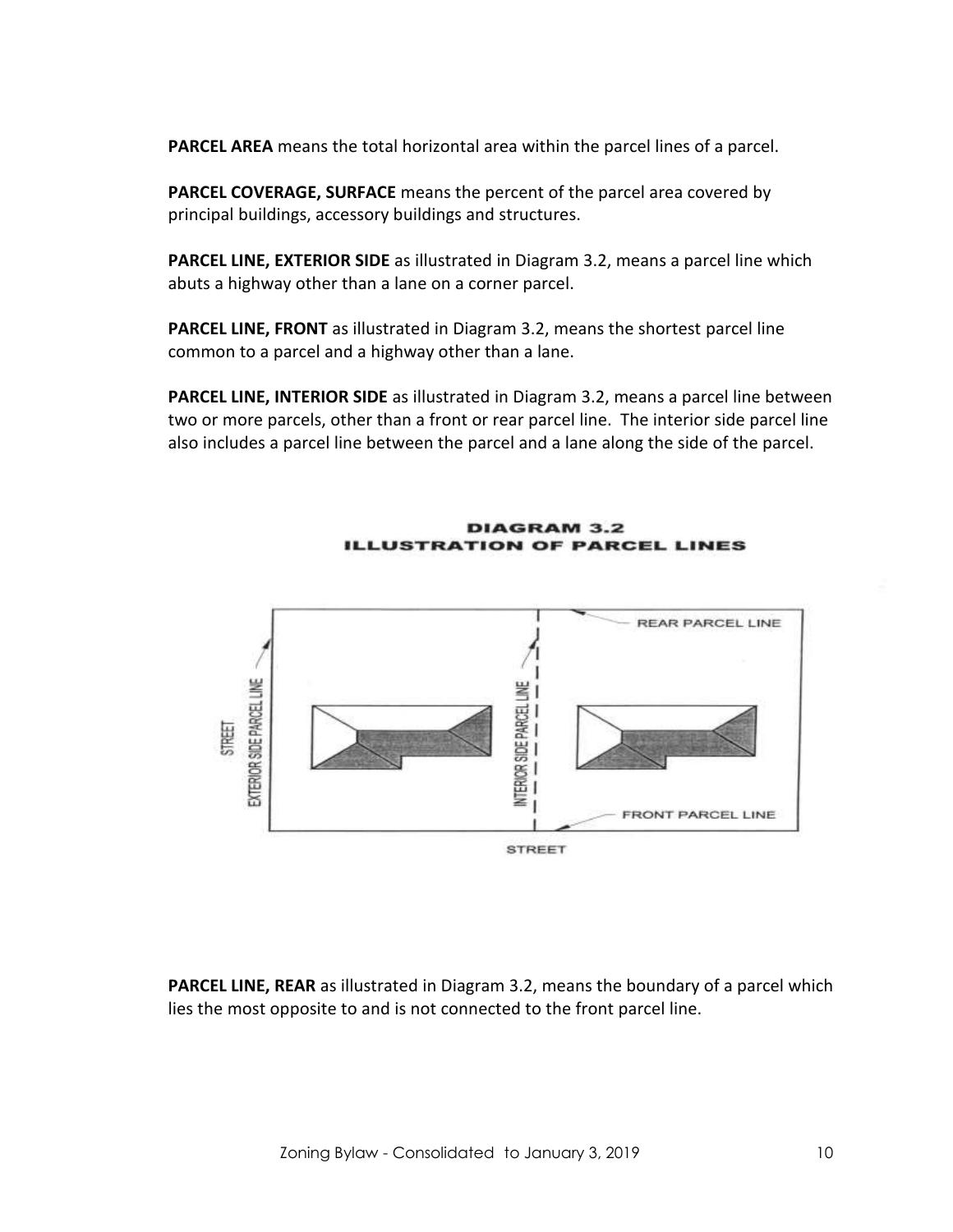**PARCEL AREA** means the total horizontal area within the parcel lines of a parcel.

**PARCEL COVERAGE, SURFACE** means the percent of the parcel area covered by principal buildings, accessory buildings and structures.

**PARCEL LINE, EXTERIOR SIDE** as illustrated in Diagram 3.2, means a parcel line which abuts a highway other than a lane on a corner parcel.

**PARCEL LINE, FRONT** as illustrated in Diagram 3.2, means the shortest parcel line common to a parcel and a highway other than a lane.

**PARCEL LINE, INTERIOR SIDE** as illustrated in Diagram 3.2, means a parcel line between two or more parcels, other than a front or rear parcel line. The interior side parcel line also includes a parcel line between the parcel and a lane along the side of the parcel.

**DIAGRAM 3.2**
**ILLUSTRATION OF PARCEL LINES**

**PARCEL LINE, REAR** as illustrated in Diagram 3.2, means the boundary of a parcel which lies the most opposite to and is not connected to the front parcel line.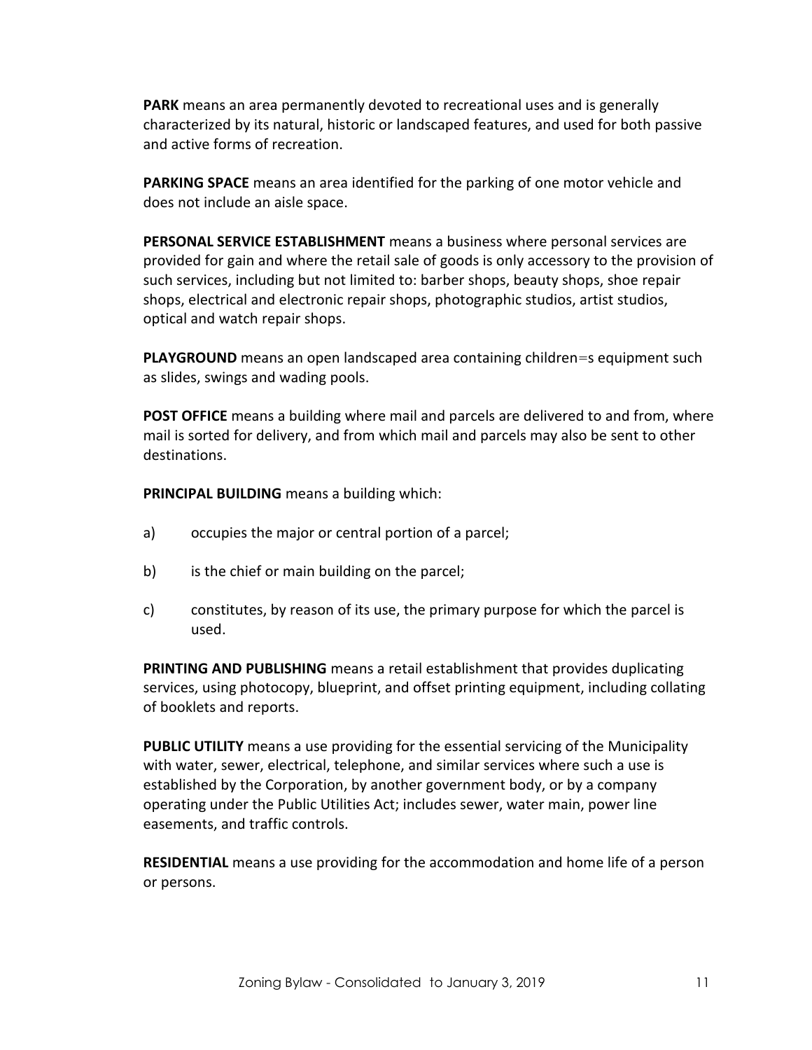**PARK** means an area permanently devoted to recreational uses and is generally characterized by its natural, historic or landscaped features, and used for both passive and active forms of recreation.

**PARKING SPACE** means an area identified for the parking of one motor vehicle and does not include an aisle space.

**PERSONAL SERVICE ESTABLISHMENT** means a business where personal services are provided for gain and where the retail sale of goods is only accessory to the provision of such services, including but not limited to: barber shops, beauty shops, shoe repair shops, electrical and electronic repair shops, photographic studios, artist studios, optical and watch repair shops.

**PLAYGROUND** means an open landscaped area containing children=s equipment such as slides, swings and wading pools.

**POST OFFICE** means a building where mail and parcels are delivered to and from, where mail is sorted for delivery, and from which mail and parcels may also be sent to other destinations.

**PRINCIPAL BUILDING** means a building which:

a) occupies the major or central portion of a parcel;

b) is the chief or main building on the parcel;

c) constitutes, by reason of its use, the primary purpose for which the parcel is used.

**PRINTING AND PUBLISHING** means a retail establishment that provides duplicating services, using photocopy, blueprint, and offset printing equipment, including collating of booklets and reports.

**PUBLIC UTILITY** means a use providing for the essential servicing of the Municipality with water, sewer, electrical, telephone, and similar services where such a use is established by the Corporation, by another government body, or by a company operating under the Public Utilities Act; includes sewer, water main, power line easements, and traffic controls.

**RESIDENTIAL** means a use providing for the accommodation and home life of a person or persons.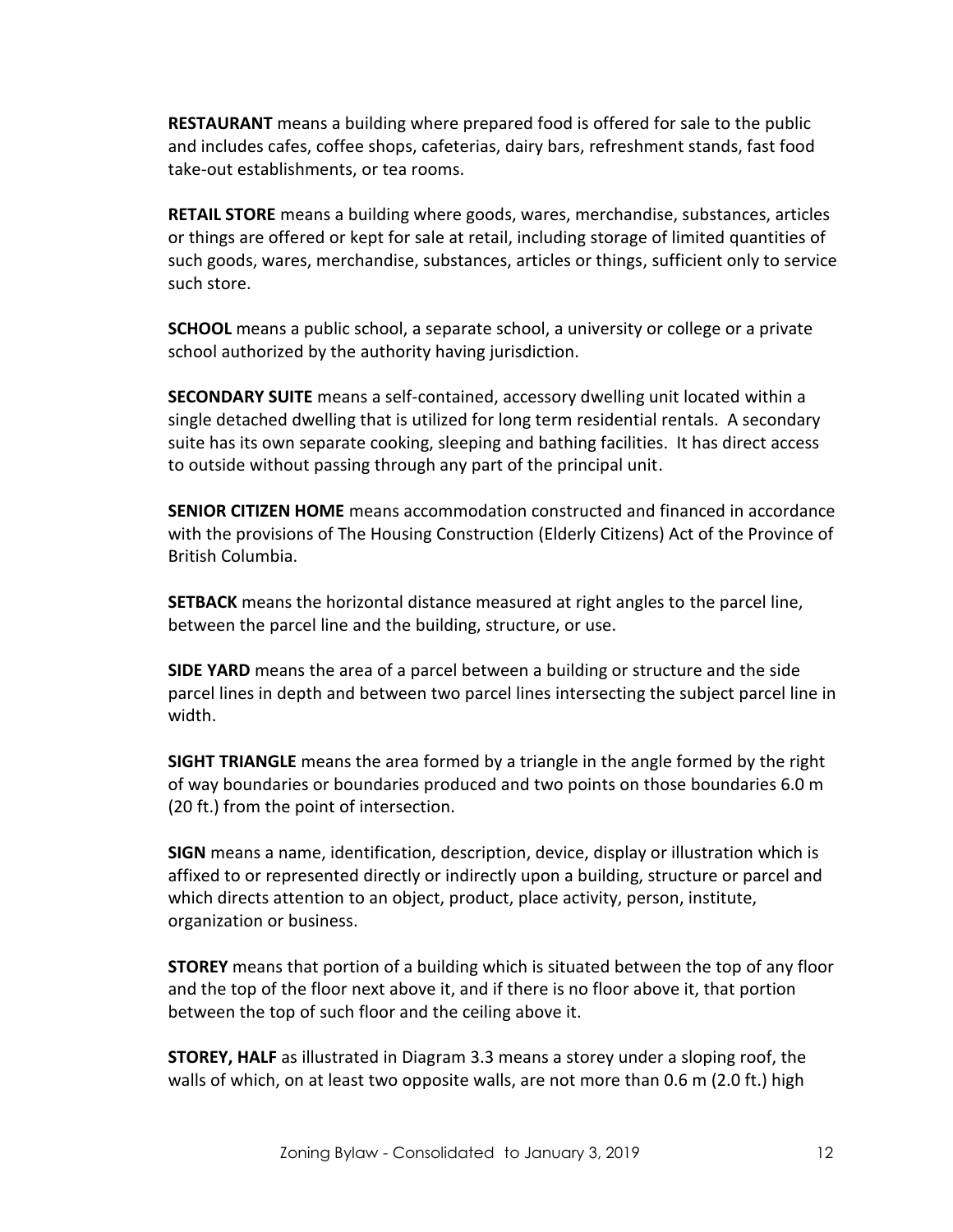**RESTAURANT** means a building where prepared food is offered for sale to the public and includes cafes, coffee shops, cafeterias, dairy bars, refreshment stands, fast food take-out establishments, or tea rooms.

**RETAIL STORE** means a building where goods, wares, merchandise, substances, articles or things are offered or kept for sale at retail, including storage of limited quantities of such goods, wares, merchandise, substances, articles or things, sufficient only to service such store.

**SCHOOL** means a public school, a separate school, a university or college or a private school authorized by the authority having jurisdiction.

**SECONDARY SUITE** means a self-contained, accessory dwelling unit located within a single detached dwelling that is utilized for long term residential rentals. A secondary suite has its own separate cooking, sleeping and bathing facilities. It has direct access to outside without passing through any part of the principal unit.

**SENIOR CITIZEN HOME** means accommodation constructed and financed in accordance with the provisions of The Housing Construction (Elderly Citizens) Act of the Province of British Columbia.

**SETBACK** means the horizontal distance measured at right angles to the parcel line, between the parcel line and the building, structure, or use.

**SIDE YARD** means the area of a parcel between a building or structure and the side parcel lines in depth and between two parcel lines intersecting the subject parcel line in width.

**SIGHT TRIANGLE** means the area formed by a triangle in the angle formed by the right of way boundaries or boundaries produced and two points on those boundaries 6.0 m (20 ft.) from the point of intersection.

**SIGN** means a name, identification, description, device, display or illustration which is affixed to or represented directly or indirectly upon a building, structure or parcel and which directs attention to an object, product, place activity, person, institute, organization or business.

**STOREY** means that portion of a building which is situated between the top of any floor and the top of the floor next above it, and if there is no floor above it, that portion between the top of such floor and the ceiling above it.

**STOREY, HALF** as illustrated in Diagram 3.3 means a storey under a sloping roof, the walls of which, on at least two opposite walls, are not more than 0.6 m (2.0 ft.) high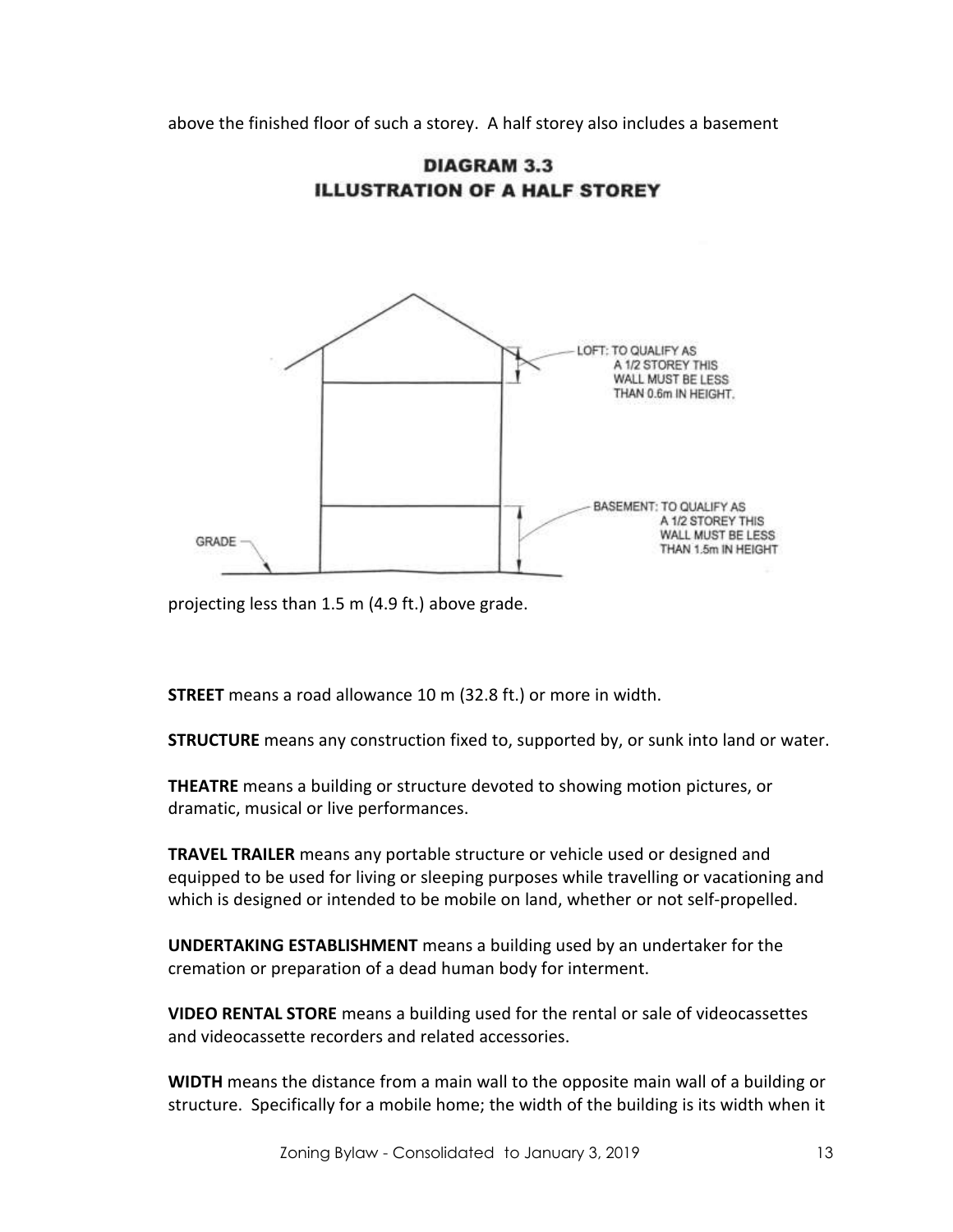above the finished floor of such a storey. A half storey also includes a basement

**DIAGRAM 3.3**
**ILLUSTRATION OF A HALF STOREY**

LOFT: TO QUALIFY AS A 1/2 STOREY THIS WALL MUST BE LESS THAN 0.6m IN HEIGHT.

BASEMENT: TO QUALIFY AS A 1/2 STOREY THIS WALL MUST BE LESS THAN 1.5m IN HEIGHT

GRADE

projecting less than 1.5 m (4.9 ft.) above grade.

**STREET** means a road allowance 10 m (32.8 ft.) or more in width.

**STRUCTURE** means any construction fixed to, supported by, or sunk into land or water.

**THEATRE** means a building or structure devoted to showing motion pictures, or dramatic, musical or live performances.

**TRAVEL TRAILER** means any portable structure or vehicle used or designed and equipped to be used for living or sleeping purposes while travelling or vacationing and which is designed or intended to be mobile on land, whether or not self-propelled.

**UNDERTAKING ESTABLISHMENT** means a building used by an undertaker for the cremation or preparation of a dead human body for interment.

**VIDEO RENTAL STORE** means a building used for the rental or sale of videocassettes and videocassette recorders and related accessories.

**WIDTH** means the distance from a main wall to the opposite main wall of a building or structure. Specifically for a mobile home; the width of the building is its width when it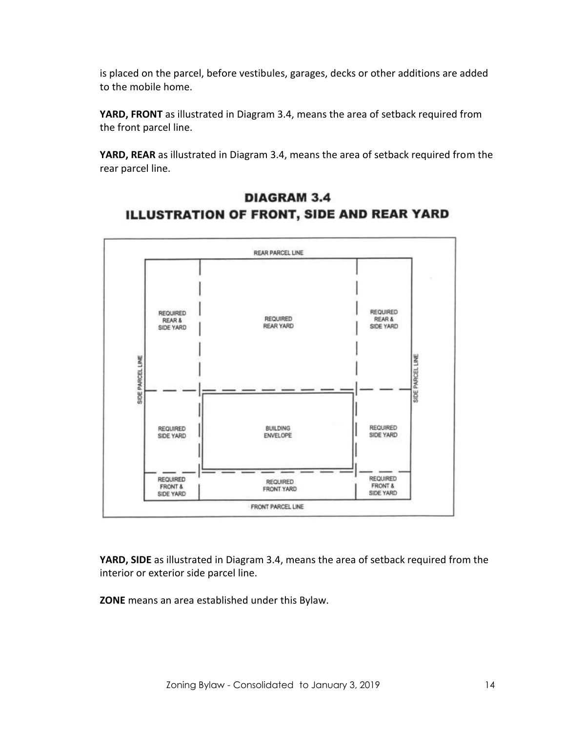is placed on the parcel, before vestibules, garages, decks or other additions are added to the mobile home.

**YARD, FRONT** as illustrated in Diagram 3.4, means the area of setback required from the front parcel line.

**YARD, REAR** as illustrated in Diagram 3.4, means the area of setback required from the rear parcel line.

## DIAGRAM 3.4
## ILLUSTRATION OF FRONT, SIDE AND REAR YARD

REAR PARCEL LINE

| REQUIRED REAR & SIDE YARD | REQUIRED REAR YARD | REQUIRED REAR & SIDE YARD |
|---|---|---|
| REQUIRED SIDE YARD | BUILDING ENVELOPE | REQUIRED SIDE YARD |
| REQUIRED FRONT & SIDE YARD | REQUIRED FRONT YARD | REQUIRED FRONT & SIDE YARD |

SIDE PARCEL LINE (left and right)

FRONT PARCEL LINE

**YARD, SIDE** as illustrated in Diagram 3.4, means the area of setback required from the interior or exterior side parcel line.

**ZONE** means an area established under this Bylaw.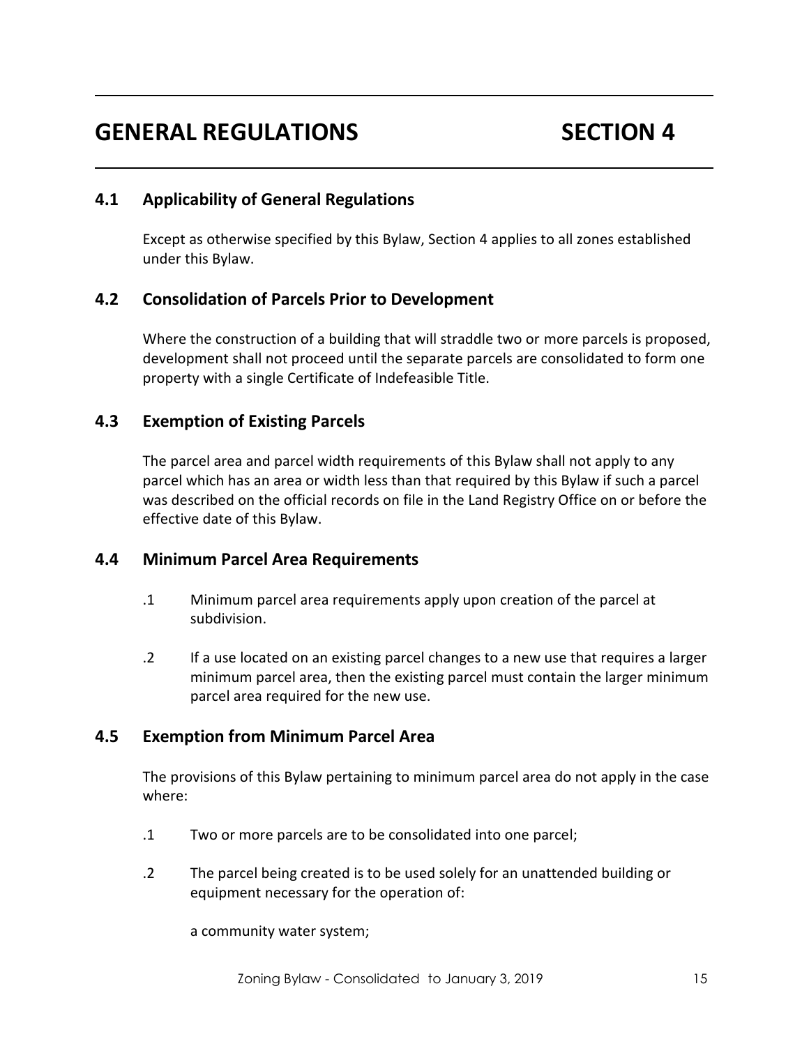# GENERAL REGULATIONS SECTION 4

## 4.1 Applicability of General Regulations

Except as otherwise specified by this Bylaw, Section 4 applies to all zones established under this Bylaw.

## 4.2 Consolidation of Parcels Prior to Development

Where the construction of a building that will straddle two or more parcels is proposed, development shall not proceed until the separate parcels are consolidated to form one property with a single Certificate of Indefeasible Title.

## 4.3 Exemption of Existing Parcels

The parcel area and parcel width requirements of this Bylaw shall not apply to any parcel which has an area or width less than that required by this Bylaw if such a parcel was described on the official records on file in the Land Registry Office on or before the effective date of this Bylaw.

## 4.4 Minimum Parcel Area Requirements

.1 Minimum parcel area requirements apply upon creation of the parcel at subdivision.

.2 If a use located on an existing parcel changes to a new use that requires a larger minimum parcel area, then the existing parcel must contain the larger minimum parcel area required for the new use.

## 4.5 Exemption from Minimum Parcel Area

The provisions of this Bylaw pertaining to minimum parcel area do not apply in the case where:

.1 Two or more parcels are to be consolidated into one parcel;

.2 The parcel being created is to be used solely for an unattended building or equipment necessary for the operation of:

a community water system;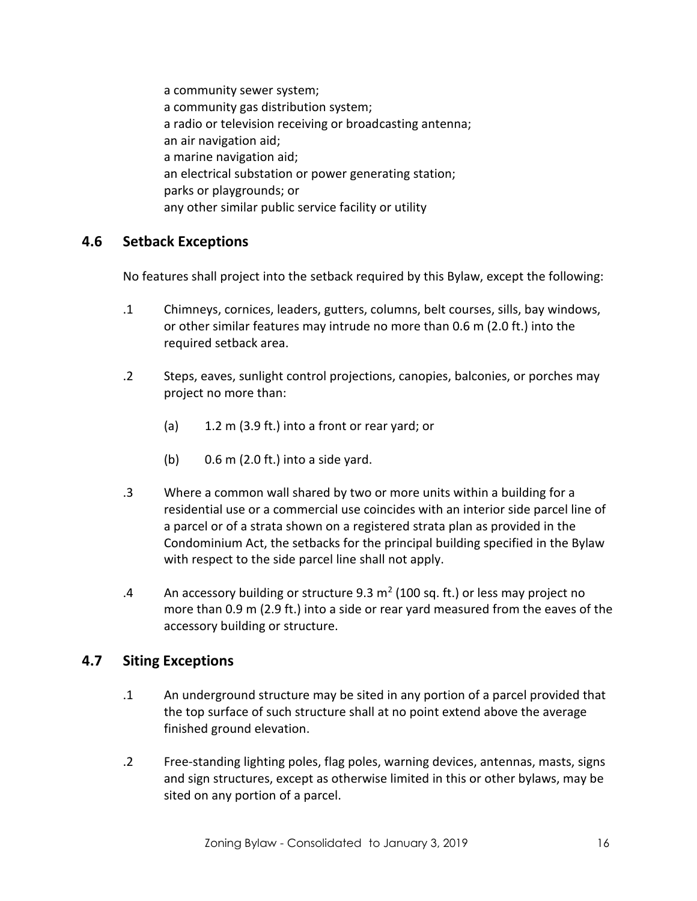a community sewer system;
a community gas distribution system;
a radio or television receiving or broadcasting antenna;
an air navigation aid;
a marine navigation aid;
an electrical substation or power generating station;
parks or playgrounds; or
any other similar public service facility or utility

## 4.6 Setback Exceptions

No features shall project into the setback required by this Bylaw, except the following:

.1 Chimneys, cornices, leaders, gutters, columns, belt courses, sills, bay windows, or other similar features may intrude no more than 0.6 m (2.0 ft.) into the required setback area.

.2 Steps, eaves, sunlight control projections, canopies, balconies, or porches may project no more than:

(a) 1.2 m (3.9 ft.) into a front or rear yard; or

(b) 0.6 m (2.0 ft.) into a side yard.

.3 Where a common wall shared by two or more units within a building for a residential use or a commercial use coincides with an interior side parcel line of a parcel or of a strata shown on a registered strata plan as provided in the Condominium Act, the setbacks for the principal building specified in the Bylaw with respect to the side parcel line shall not apply.

.4 An accessory building or structure 9.3 $m^2$ (100 sq. ft.) or less may project no more than 0.9 m (2.9 ft.) into a side or rear yard measured from the eaves of the accessory building or structure.

## 4.7 Siting Exceptions

.1 An underground structure may be sited in any portion of a parcel provided that the top surface of such structure shall at no point extend above the average finished ground elevation.

.2 Free-standing lighting poles, flag poles, warning devices, antennas, masts, signs and sign structures, except as otherwise limited in this or other bylaws, may be sited on any portion of a parcel.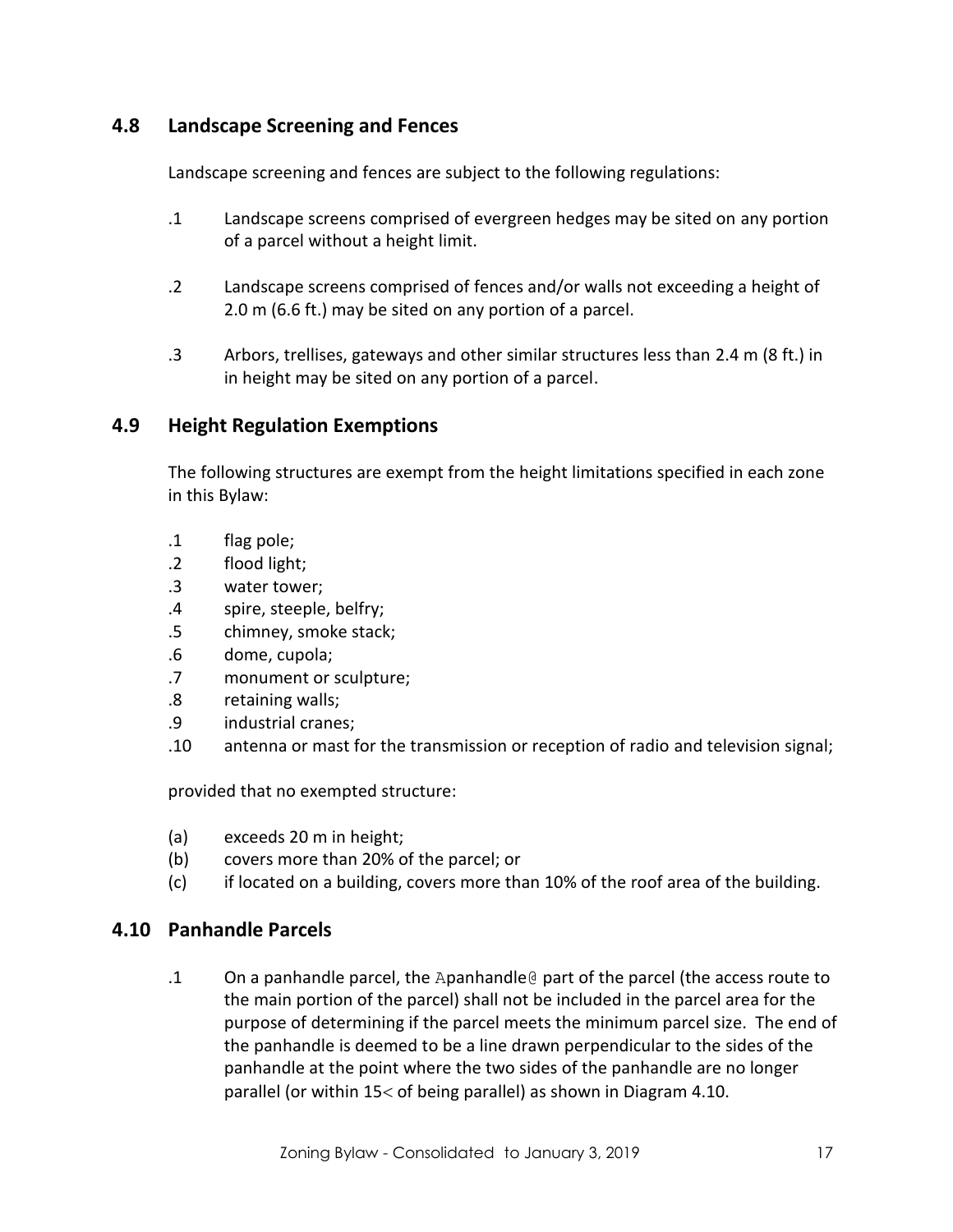## 4.8 Landscape Screening and Fences

Landscape screening and fences are subject to the following regulations:

.1 Landscape screens comprised of evergreen hedges may be sited on any portion of a parcel without a height limit.

.2 Landscape screens comprised of fences and/or walls not exceeding a height of 2.0 m (6.6 ft.) may be sited on any portion of a parcel.

.3 Arbors, trellises, gateways and other similar structures less than 2.4 m (8 ft.) in in height may be sited on any portion of a parcel.

## 4.9 Height Regulation Exemptions

The following structures are exempt from the height limitations specified in each zone in this Bylaw:

.1 flag pole;
.2 flood light;
.3 water tower;
.4 spire, steeple, belfry;
.5 chimney, smoke stack;
.6 dome, cupola;
.7 monument or sculpture;
.8 retaining walls;
.9 industrial cranes;
.10 antenna or mast for the transmission or reception of radio and television signal;

provided that no exempted structure:

(a) exceeds 20 m in height;
(b) covers more than 20% of the parcel; or
(c) if located on a building, covers more than 10% of the roof area of the building.

## 4.10 Panhandle Parcels

.1 On a panhandle parcel, the Apanhandle@ part of the parcel (the access route to the main portion of the parcel) shall not be included in the parcel area for the purpose of determining if the parcel meets the minimum parcel size. The end of the panhandle is deemed to be a line drawn perpendicular to the sides of the panhandle at the point where the two sides of the panhandle are no longer parallel (or within 15< of being parallel) as shown in Diagram 4.10.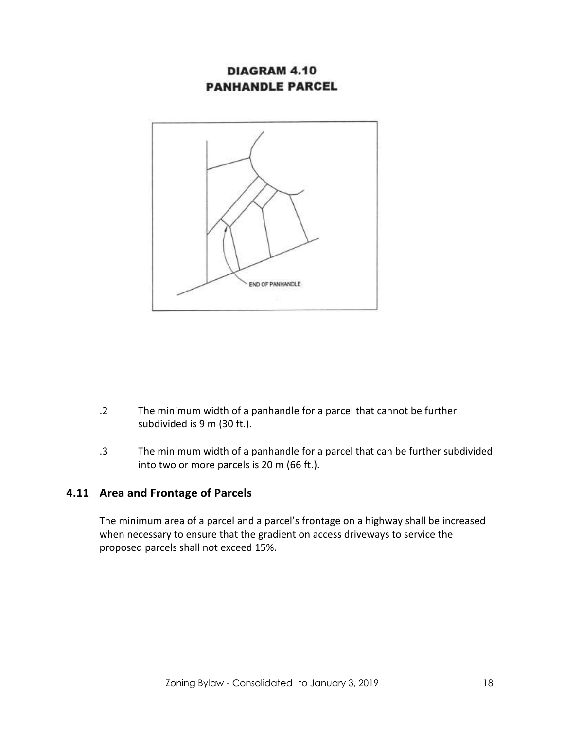**DIAGRAM 4.10**
**PANHANDLE PARCEL**

END OF PANHANDLE

.2 The minimum width of a panhandle for a parcel that cannot be further subdivided is 9 m (30 ft.).

.3 The minimum width of a panhandle for a parcel that can be further subdivided into two or more parcels is 20 m (66 ft.).

## 4.11 Area and Frontage of Parcels

The minimum area of a parcel and a parcel's frontage on a highway shall be increased when necessary to ensure that the gradient on access driveways to service the proposed parcels shall not exceed 15%.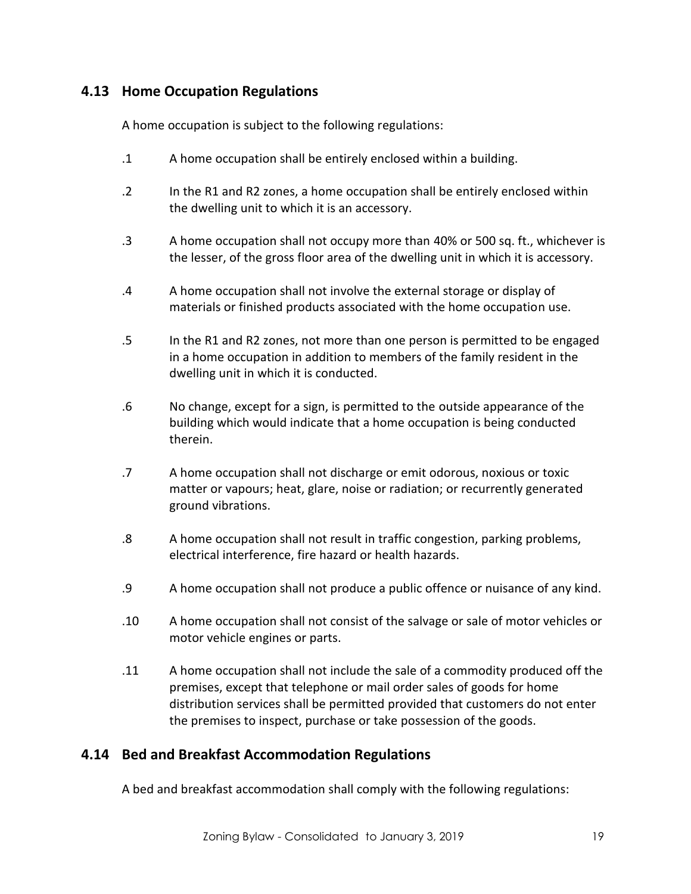## 4.13 Home Occupation Regulations

A home occupation is subject to the following regulations:

.1 A home occupation shall be entirely enclosed within a building.

.2 In the R1 and R2 zones, a home occupation shall be entirely enclosed within the dwelling unit to which it is an accessory.

.3 A home occupation shall not occupy more than 40% or 500 sq. ft., whichever is the lesser, of the gross floor area of the dwelling unit in which it is accessory.

.4 A home occupation shall not involve the external storage or display of materials or finished products associated with the home occupation use.

.5 In the R1 and R2 zones, not more than one person is permitted to be engaged in a home occupation in addition to members of the family resident in the dwelling unit in which it is conducted.

.6 No change, except for a sign, is permitted to the outside appearance of the building which would indicate that a home occupation is being conducted therein.

.7 A home occupation shall not discharge or emit odorous, noxious or toxic matter or vapours; heat, glare, noise or radiation; or recurrently generated ground vibrations.

.8 A home occupation shall not result in traffic congestion, parking problems, electrical interference, fire hazard or health hazards.

.9 A home occupation shall not produce a public offence or nuisance of any kind.

.10 A home occupation shall not consist of the salvage or sale of motor vehicles or motor vehicle engines or parts.

.11 A home occupation shall not include the sale of a commodity produced off the premises, except that telephone or mail order sales of goods for home distribution services shall be permitted provided that customers do not enter the premises to inspect, purchase or take possession of the goods.

## 4.14 Bed and Breakfast Accommodation Regulations

A bed and breakfast accommodation shall comply with the following regulations: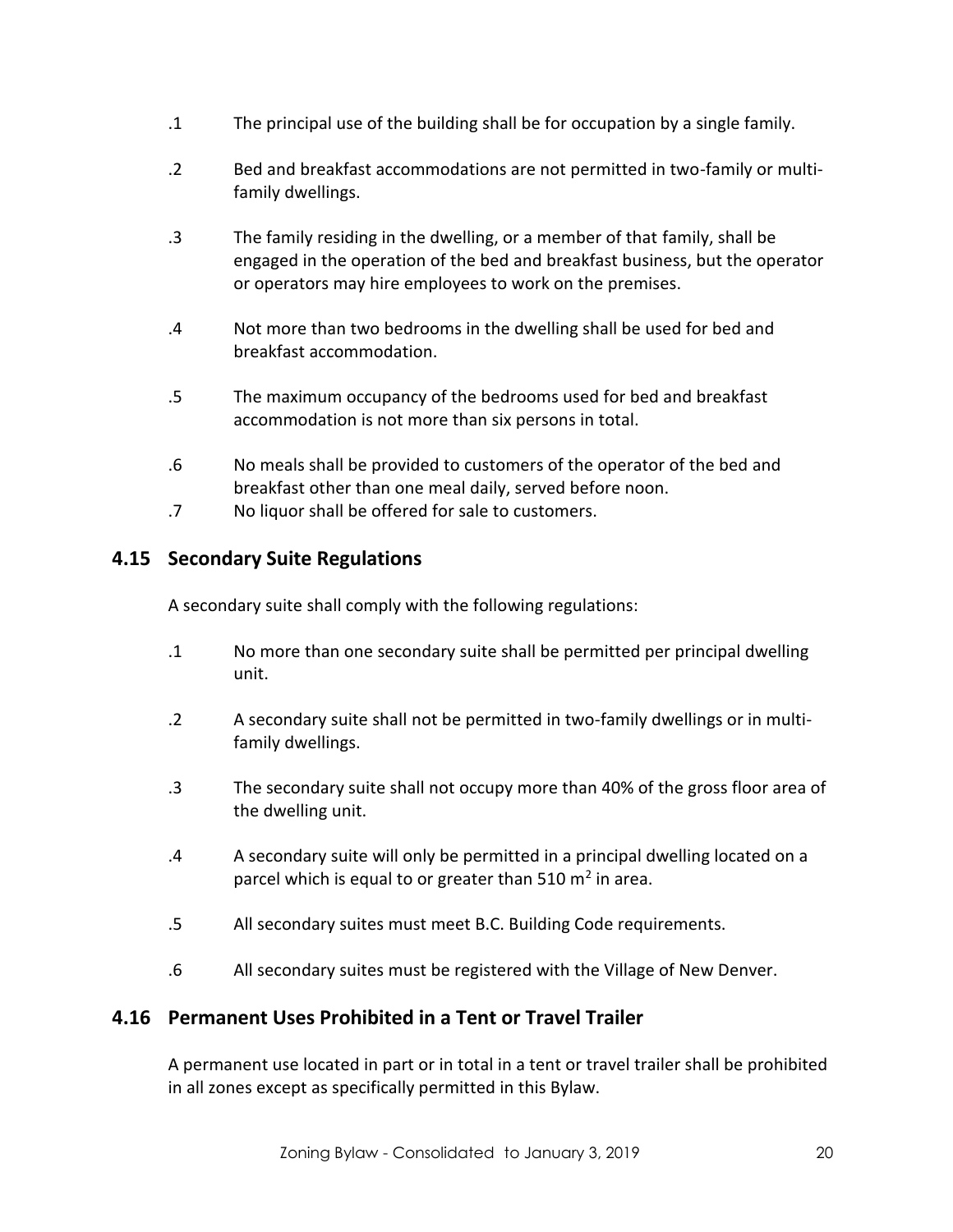.1 The principal use of the building shall be for occupation by a single family.

.2 Bed and breakfast accommodations are not permitted in two-family or multi-family dwellings.

.3 The family residing in the dwelling, or a member of that family, shall be engaged in the operation of the bed and breakfast business, but the operator or operators may hire employees to work on the premises.

.4 Not more than two bedrooms in the dwelling shall be used for bed and breakfast accommodation.

.5 The maximum occupancy of the bedrooms used for bed and breakfast accommodation is not more than six persons in total.

.6 No meals shall be provided to customers of the operator of the bed and breakfast other than one meal daily, served before noon.

.7 No liquor shall be offered for sale to customers.

## 4.15 Secondary Suite Regulations

A secondary suite shall comply with the following regulations:

.1 No more than one secondary suite shall be permitted per principal dwelling unit.

.2 A secondary suite shall not be permitted in two-family dwellings or in multi-family dwellings.

.3 The secondary suite shall not occupy more than 40% of the gross floor area of the dwelling unit.

.4 A secondary suite will only be permitted in a principal dwelling located on a parcel which is equal to or greater than 510 $m^2$ in area.

.5 All secondary suites must meet B.C. Building Code requirements.

.6 All secondary suites must be registered with the Village of New Denver.

## 4.16 Permanent Uses Prohibited in a Tent or Travel Trailer

A permanent use located in part or in total in a tent or travel trailer shall be prohibited in all zones except as specifically permitted in this Bylaw.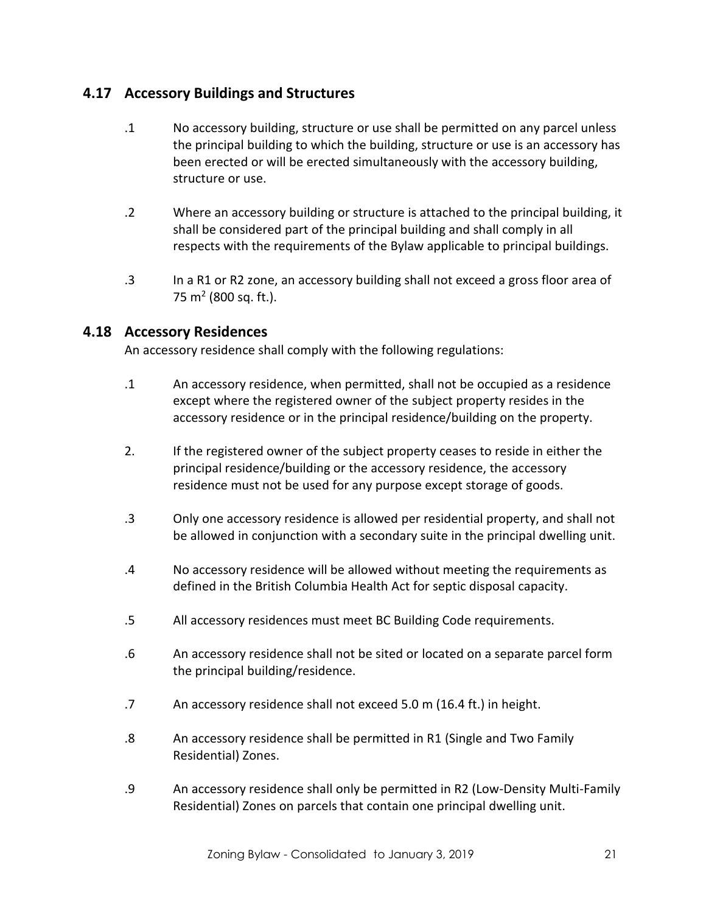## 4.17 Accessory Buildings and Structures

.1 No accessory building, structure or use shall be permitted on any parcel unless the principal building to which the building, structure or use is an accessory has been erected or will be erected simultaneously with the accessory building, structure or use.

.2 Where an accessory building or structure is attached to the principal building, it shall be considered part of the principal building and shall comply in all respects with the requirements of the Bylaw applicable to principal buildings.

.3 In a R1 or R2 zone, an accessory building shall not exceed a gross floor area of 75 $m^2$ (800 sq. ft.).

## 4.18 Accessory Residences

An accessory residence shall comply with the following regulations:

.1 An accessory residence, when permitted, shall not be occupied as a residence except where the registered owner of the subject property resides in the accessory residence or in the principal residence/building on the property.

2. If the registered owner of the subject property ceases to reside in either the principal residence/building or the accessory residence, the accessory residence must not be used for any purpose except storage of goods.

.3 Only one accessory residence is allowed per residential property, and shall not be allowed in conjunction with a secondary suite in the principal dwelling unit.

.4 No accessory residence will be allowed without meeting the requirements as defined in the British Columbia Health Act for septic disposal capacity.

.5 All accessory residences must meet BC Building Code requirements.

.6 An accessory residence shall not be sited or located on a separate parcel form the principal building/residence.

.7 An accessory residence shall not exceed 5.0 m (16.4 ft.) in height.

.8 An accessory residence shall be permitted in R1 (Single and Two Family Residential) Zones.

.9 An accessory residence shall only be permitted in R2 (Low-Density Multi-Family Residential) Zones on parcels that contain one principal dwelling unit.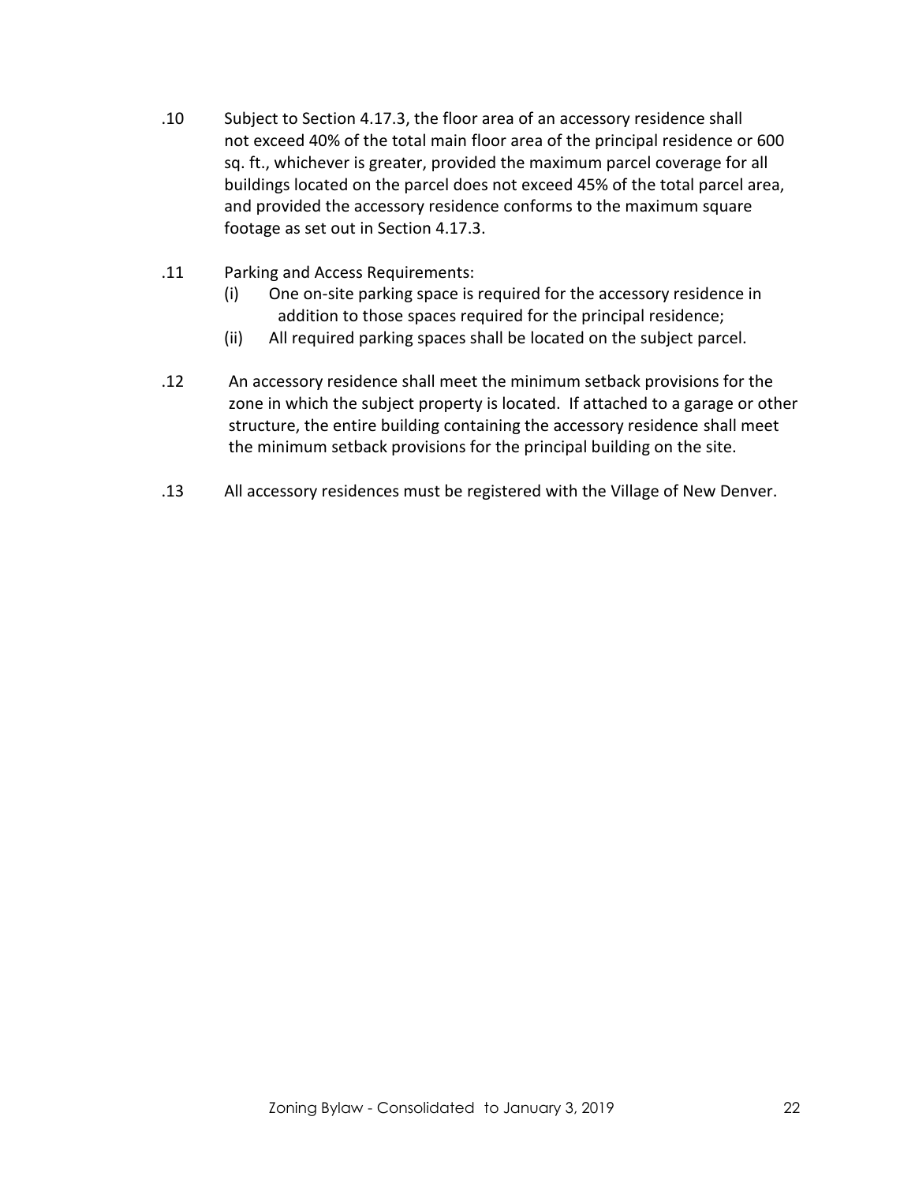.10 Subject to Section 4.17.3, the floor area of an accessory residence shall not exceed 40% of the total main floor area of the principal residence or 600 sq. ft., whichever is greater, provided the maximum parcel coverage for all buildings located on the parcel does not exceed 45% of the total parcel area, and provided the accessory residence conforms to the maximum square footage as set out in Section 4.17.3.

.11 Parking and Access Requirements:

(i) One on-site parking space is required for the accessory residence in addition to those spaces required for the principal residence;

(ii) All required parking spaces shall be located on the subject parcel.

.12 An accessory residence shall meet the minimum setback provisions for the zone in which the subject property is located. If attached to a garage or other structure, the entire building containing the accessory residence shall meet the minimum setback provisions for the principal building on the site.

.13 All accessory residences must be registered with the Village of New Denver.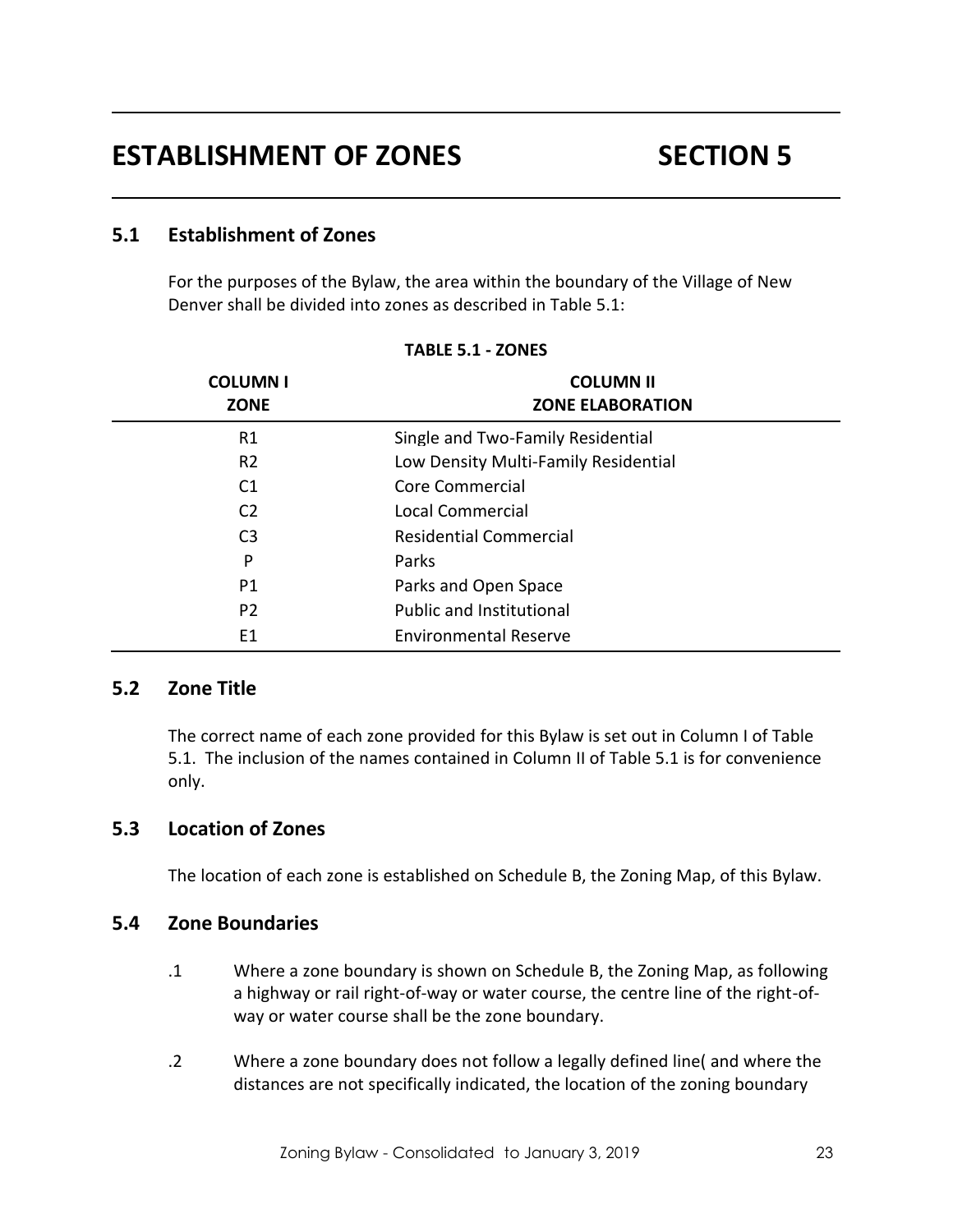# ESTABLISHMENT OF ZONES SECTION 5

## 5.1 Establishment of Zones

For the purposes of the Bylaw, the area within the boundary of the Village of New Denver shall be divided into zones as described in Table 5.1:

**TABLE 5.1 - ZONES**

| COLUMN I<br>ZONE | COLUMN II<br>ZONE ELABORATION |
|---|---|
| R1 | Single and Two-Family Residential |
| R2 | Low Density Multi-Family Residential |
| C1 | Core Commercial |
| C2 | Local Commercial |
| C3 | Residential Commercial |
| P | Parks |
| P1 | Parks and Open Space |
| P2 | Public and Institutional |
| E1 | Environmental Reserve |

## 5.2 Zone Title

The correct name of each zone provided for this Bylaw is set out in Column I of Table 5.1. The inclusion of the names contained in Column II of Table 5.1 is for convenience only.

## 5.3 Location of Zones

The location of each zone is established on Schedule B, the Zoning Map, of this Bylaw.

## 5.4 Zone Boundaries

.1 Where a zone boundary is shown on Schedule B, the Zoning Map, as following a highway or rail right-of-way or water course, the centre line of the right-of-way or water course shall be the zone boundary.

.2 Where a zone boundary does not follow a legally defined line( and where the distances are not specifically indicated, the location of the zoning boundary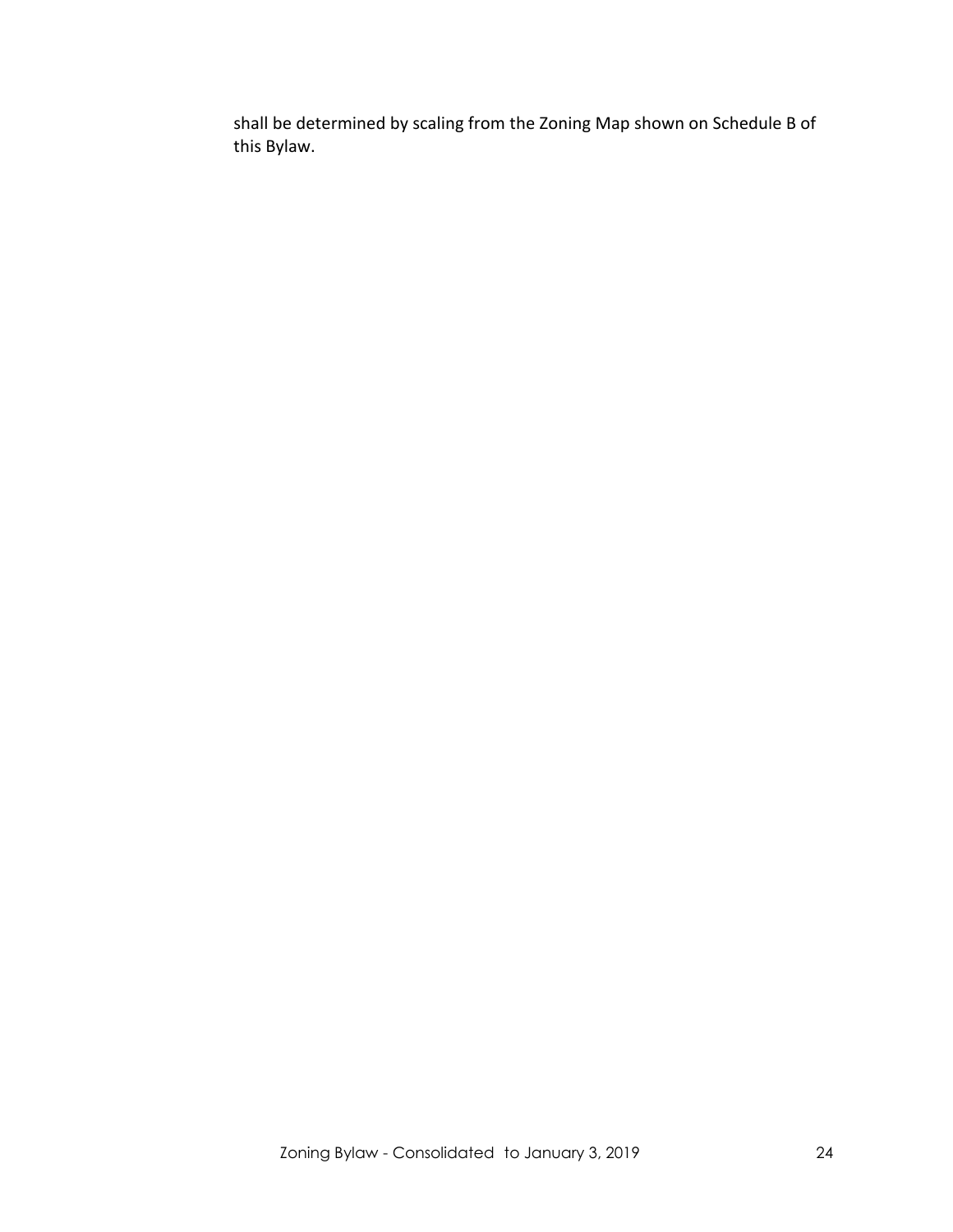shall be determined by scaling from the Zoning Map shown on Schedule B of this Bylaw.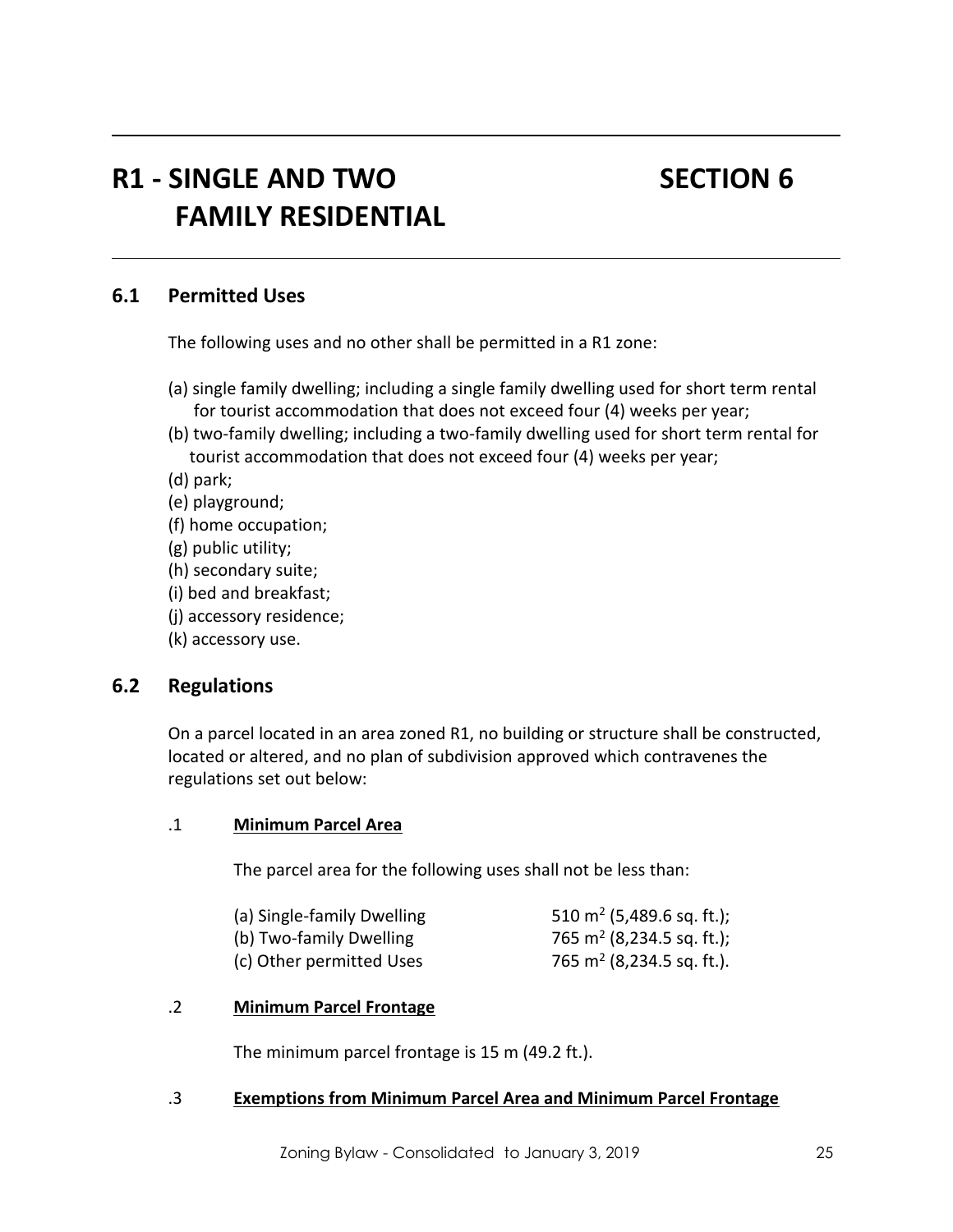# R1 - SINGLE AND TWO FAMILY RESIDENTIAL — SECTION 6

## 6.1 Permitted Uses

The following uses and no other shall be permitted in a R1 zone:

(a) single family dwelling; including a single family dwelling used for short term rental for tourist accommodation that does not exceed four (4) weeks per year;
(b) two-family dwelling; including a two-family dwelling used for short term rental for tourist accommodation that does not exceed four (4) weeks per year;
(d) park;
(e) playground;
(f) home occupation;
(g) public utility;
(h) secondary suite;
(i) bed and breakfast;
(j) accessory residence;
(k) accessory use.

## 6.2 Regulations

On a parcel located in an area zoned R1, no building or structure shall be constructed, located or altered, and no plan of subdivision approved which contravenes the regulations set out below:

.1 **Minimum Parcel Area**

The parcel area for the following uses shall not be less than:

| | |
|---|---|
| (a) Single-family Dwelling | 510 $m^2$ (5,489.6 sq. ft.); |
| (b) Two-family Dwelling | 765 $m^2$ (8,234.5 sq. ft.); |
| (c) Other permitted Uses | 765 $m^2$ (8,234.5 sq. ft.). |

.2 **Minimum Parcel Frontage**

The minimum parcel frontage is 15 m (49.2 ft.).

.3 **Exemptions from Minimum Parcel Area and Minimum Parcel Frontage**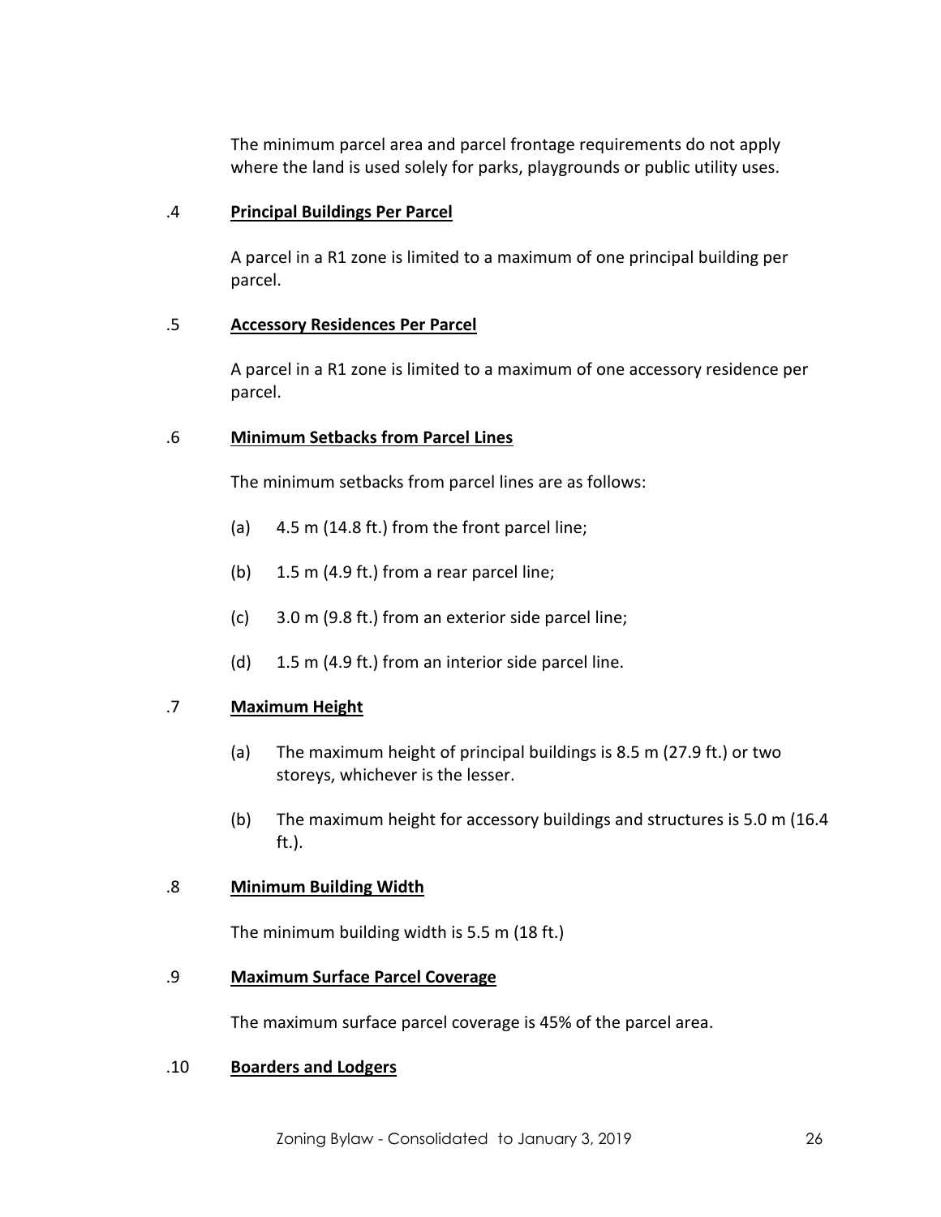The minimum parcel area and parcel frontage requirements do not apply where the land is used solely for parks, playgrounds or public utility uses.

.4 **Principal Buildings Per Parcel**

A parcel in a R1 zone is limited to a maximum of one principal building per parcel.

.5 **Accessory Residences Per Parcel**

A parcel in a R1 zone is limited to a maximum of one accessory residence per parcel.

.6 **Minimum Setbacks from Parcel Lines**

The minimum setbacks from parcel lines are as follows:

(a) 4.5 m (14.8 ft.) from the front parcel line;

(b) 1.5 m (4.9 ft.) from a rear parcel line;

(c) 3.0 m (9.8 ft.) from an exterior side parcel line;

(d) 1.5 m (4.9 ft.) from an interior side parcel line.

.7 **Maximum Height**

(a) The maximum height of principal buildings is 8.5 m (27.9 ft.) or two storeys, whichever is the lesser.

(b) The maximum height for accessory buildings and structures is 5.0 m (16.4 ft.).

.8 **Minimum Building Width**

The minimum building width is 5.5 m (18 ft.)

.9 **Maximum Surface Parcel Coverage**

The maximum surface parcel coverage is 45% of the parcel area.

.10 **Boarders and Lodgers**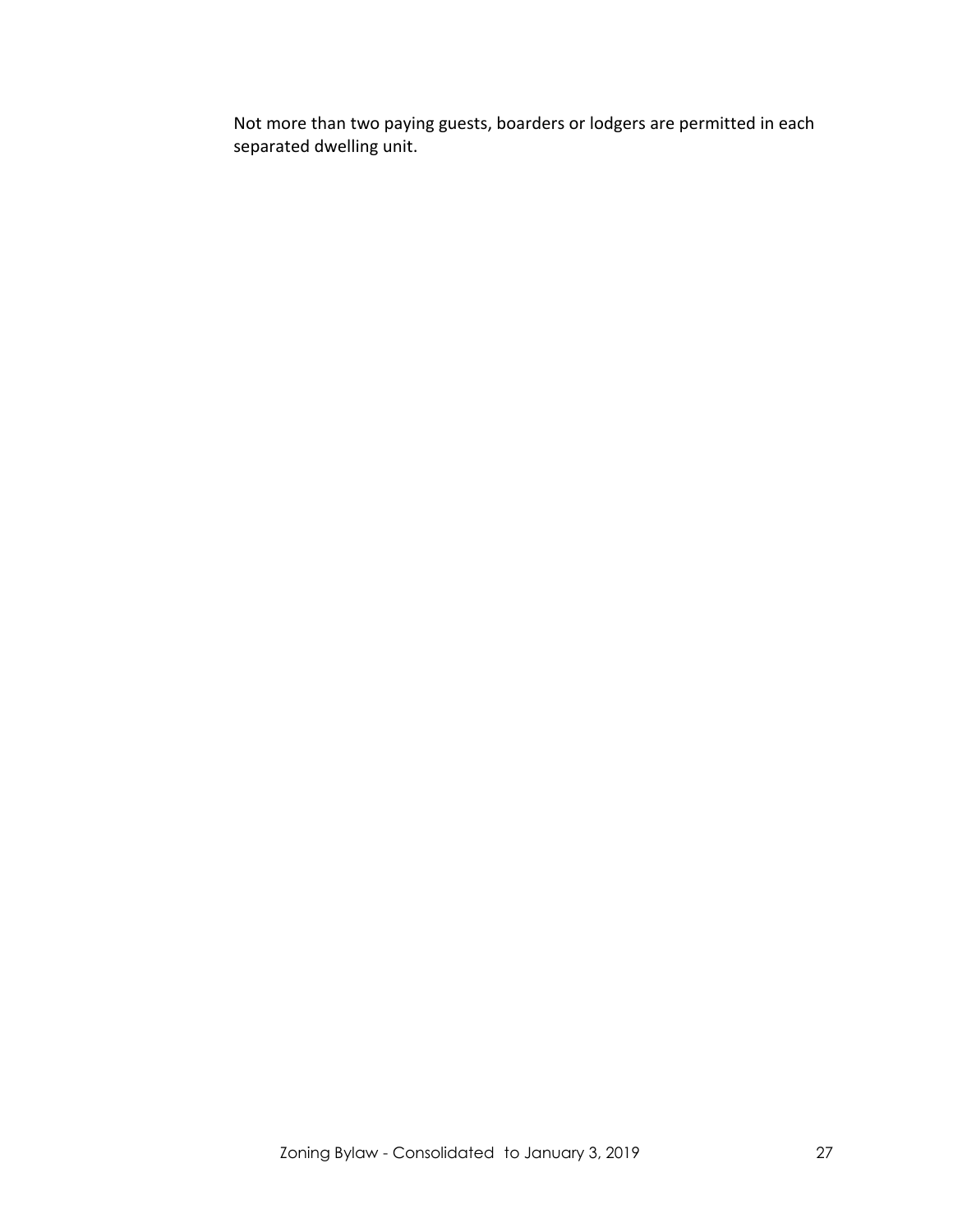Not more than two paying guests, boarders or lodgers are permitted in each separated dwelling unit.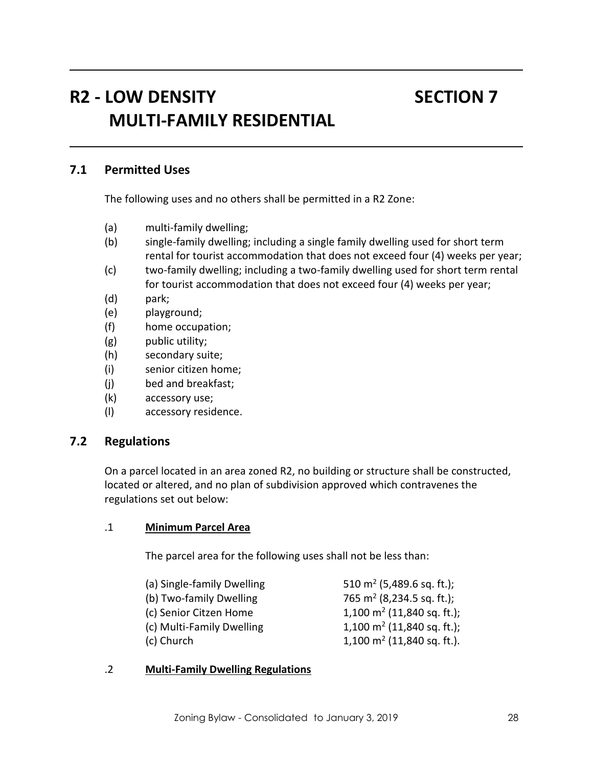# R2 - LOW DENSITY MULTI-FAMILY RESIDENTIAL — SECTION 7

## 7.1 Permitted Uses

The following uses and no others shall be permitted in a R2 Zone:

(a) multi-family dwelling;
(b) single-family dwelling; including a single family dwelling used for short term rental for tourist accommodation that does not exceed four (4) weeks per year;
(c) two-family dwelling; including a two-family dwelling used for short term rental for tourist accommodation that does not exceed four (4) weeks per year;
(d) park;
(e) playground;
(f) home occupation;
(g) public utility;
(h) secondary suite;
(i) senior citizen home;
(j) bed and breakfast;
(k) accessory use;
(l) accessory residence.

## 7.2 Regulations

On a parcel located in an area zoned R2, no building or structure shall be constructed, located or altered, and no plan of subdivision approved which contravenes the regulations set out below:

### .1 Minimum Parcel Area

The parcel area for the following uses shall not be less than:

| | |
|---|---|
| (a) Single-family Dwelling | 510 $m^2$ (5,489.6 sq. ft.); |
| (b) Two-family Dwelling | 765 $m^2$ (8,234.5 sq. ft.); |
| (c) Senior Citzen Home | 1,100 $m^2$ (11,840 sq. ft.); |
| (c) Multi-Family Dwelling | 1,100 $m^2$ (11,840 sq. ft.); |
| (c) Church | 1,100 $m^2$ (11,840 sq. ft.). |

### .2 Multi-Family Dwelling Regulations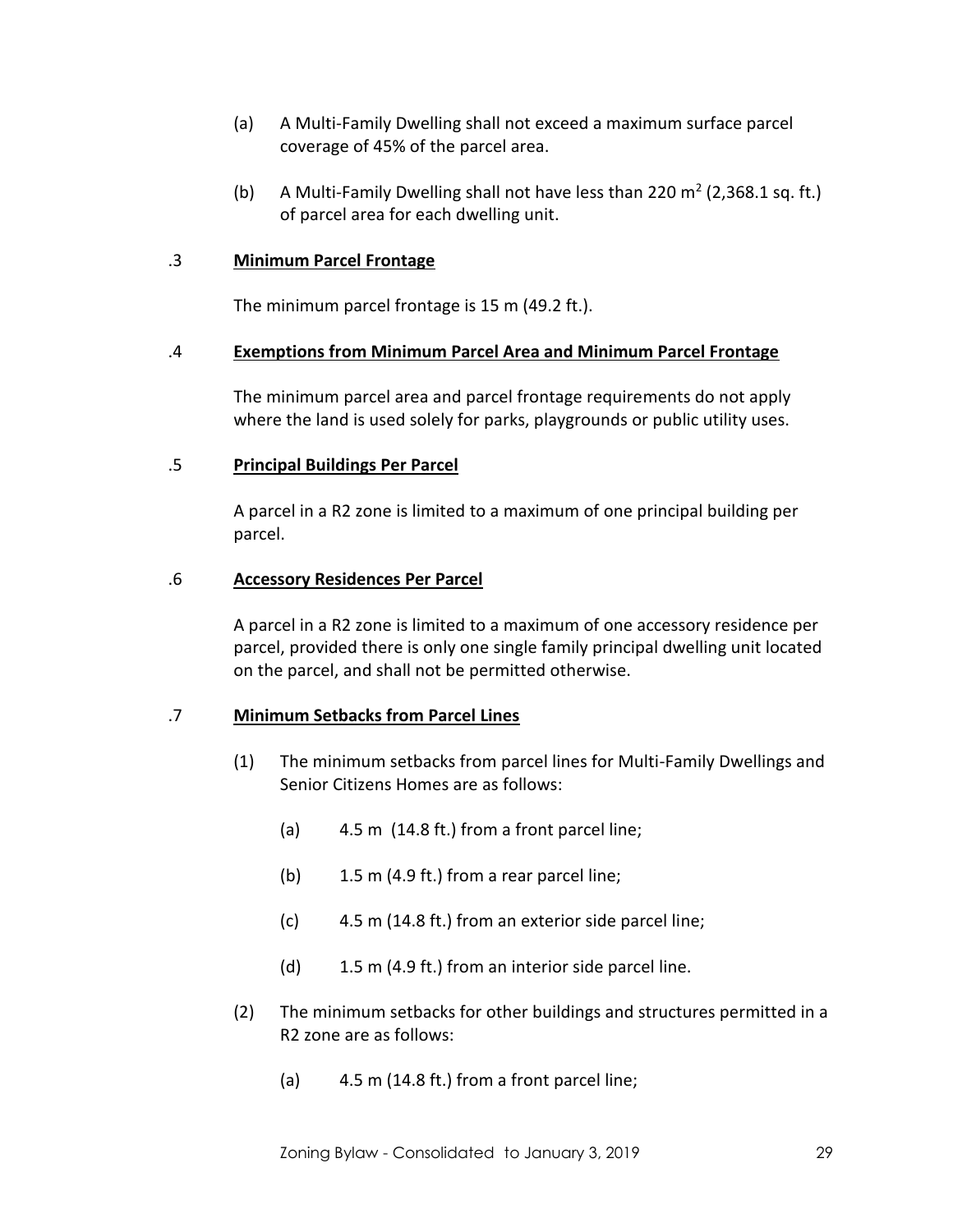(a) A Multi-Family Dwelling shall not exceed a maximum surface parcel coverage of 45% of the parcel area.

(b) A Multi-Family Dwelling shall not have less than 220 $m^2$ (2,368.1 sq. ft.) of parcel area for each dwelling unit.

.3 **Minimum Parcel Frontage**

The minimum parcel frontage is 15 m (49.2 ft.).

.4 **Exemptions from Minimum Parcel Area and Minimum Parcel Frontage**

The minimum parcel area and parcel frontage requirements do not apply where the land is used solely for parks, playgrounds or public utility uses.

.5 **Principal Buildings Per Parcel**

A parcel in a R2 zone is limited to a maximum of one principal building per parcel.

.6 **Accessory Residences Per Parcel**

A parcel in a R2 zone is limited to a maximum of one accessory residence per parcel, provided there is only one single family principal dwelling unit located on the parcel, and shall not be permitted otherwise.

.7 **Minimum Setbacks from Parcel Lines**

(1) The minimum setbacks from parcel lines for Multi-Family Dwellings and Senior Citizens Homes are as follows:

(a) 4.5 m (14.8 ft.) from a front parcel line;

(b) 1.5 m (4.9 ft.) from a rear parcel line;

(c) 4.5 m (14.8 ft.) from an exterior side parcel line;

(d) 1.5 m (4.9 ft.) from an interior side parcel line.

(2) The minimum setbacks for other buildings and structures permitted in a R2 zone are as follows:

(a) 4.5 m (14.8 ft.) from a front parcel line;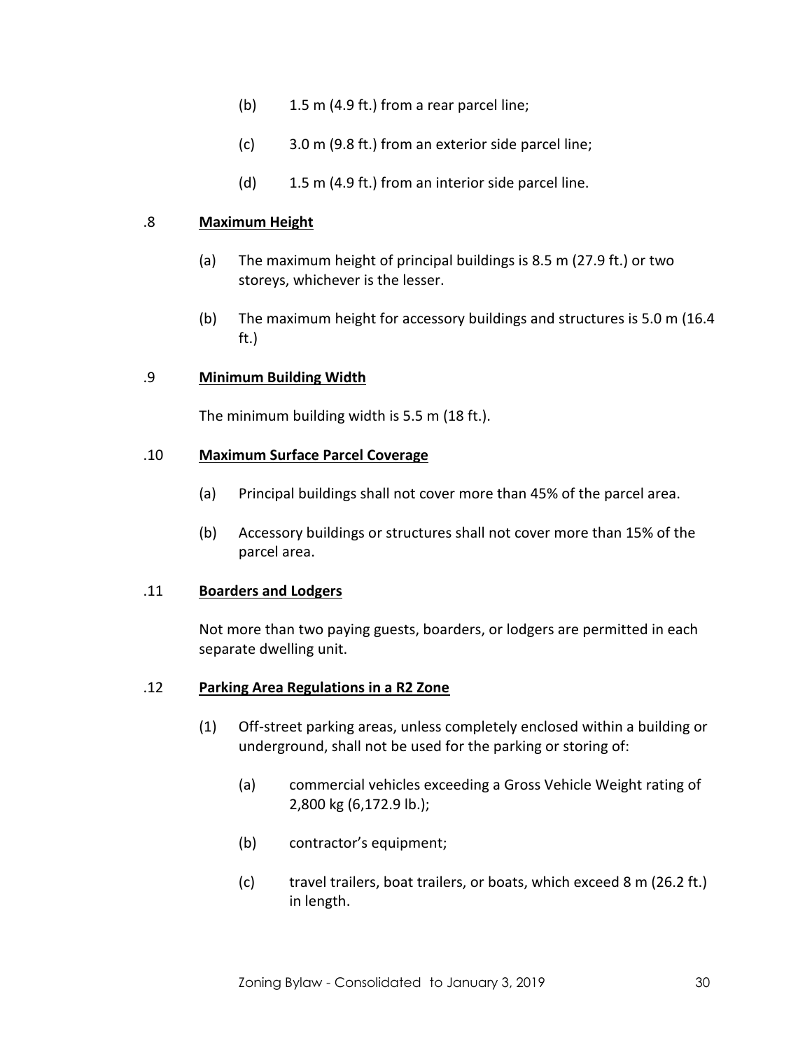(b) 1.5 m (4.9 ft.) from a rear parcel line;

(c) 3.0 m (9.8 ft.) from an exterior side parcel line;

(d) 1.5 m (4.9 ft.) from an interior side parcel line.

.8 **Maximum Height**

(a) The maximum height of principal buildings is 8.5 m (27.9 ft.) or two storeys, whichever is the lesser.

(b) The maximum height for accessory buildings and structures is 5.0 m (16.4 ft.)

.9 **Minimum Building Width**

The minimum building width is 5.5 m (18 ft.).

.10 **Maximum Surface Parcel Coverage**

(a) Principal buildings shall not cover more than 45% of the parcel area.

(b) Accessory buildings or structures shall not cover more than 15% of the parcel area.

.11 **Boarders and Lodgers**

Not more than two paying guests, boarders, or lodgers are permitted in each separate dwelling unit.

.12 **Parking Area Regulations in a R2 Zone**

(1) Off-street parking areas, unless completely enclosed within a building or underground, shall not be used for the parking or storing of:

(a) commercial vehicles exceeding a Gross Vehicle Weight rating of 2,800 kg (6,172.9 lb.);

(b) contractor's equipment;

(c) travel trailers, boat trailers, or boats, which exceed 8 m (26.2 ft.) in length.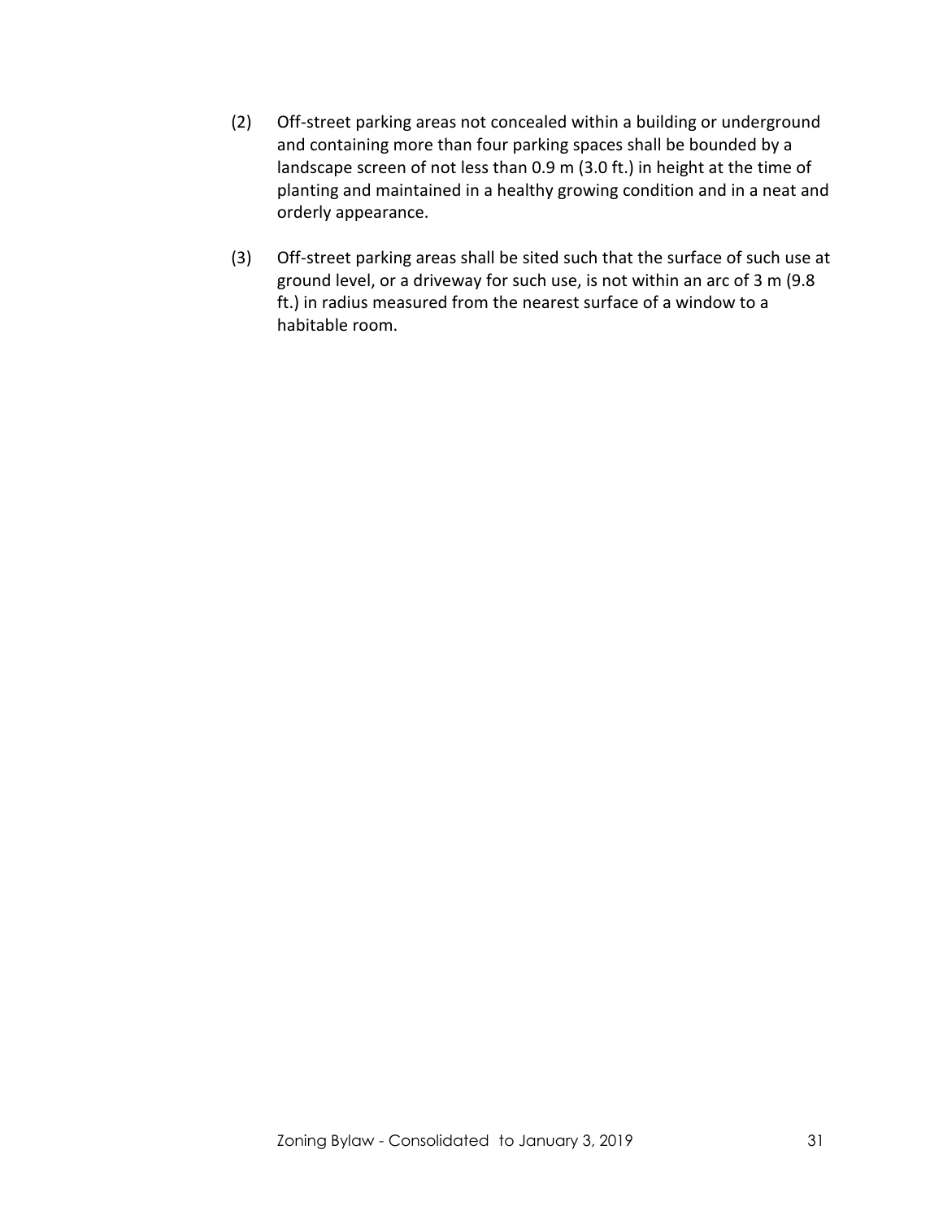(2) Off-street parking areas not concealed within a building or underground and containing more than four parking spaces shall be bounded by a landscape screen of not less than 0.9 m (3.0 ft.) in height at the time of planting and maintained in a healthy growing condition and in a neat and orderly appearance.

(3) Off-street parking areas shall be sited such that the surface of such use at ground level, or a driveway for such use, is not within an arc of 3 m (9.8 ft.) in radius measured from the nearest surface of a window to a habitable room.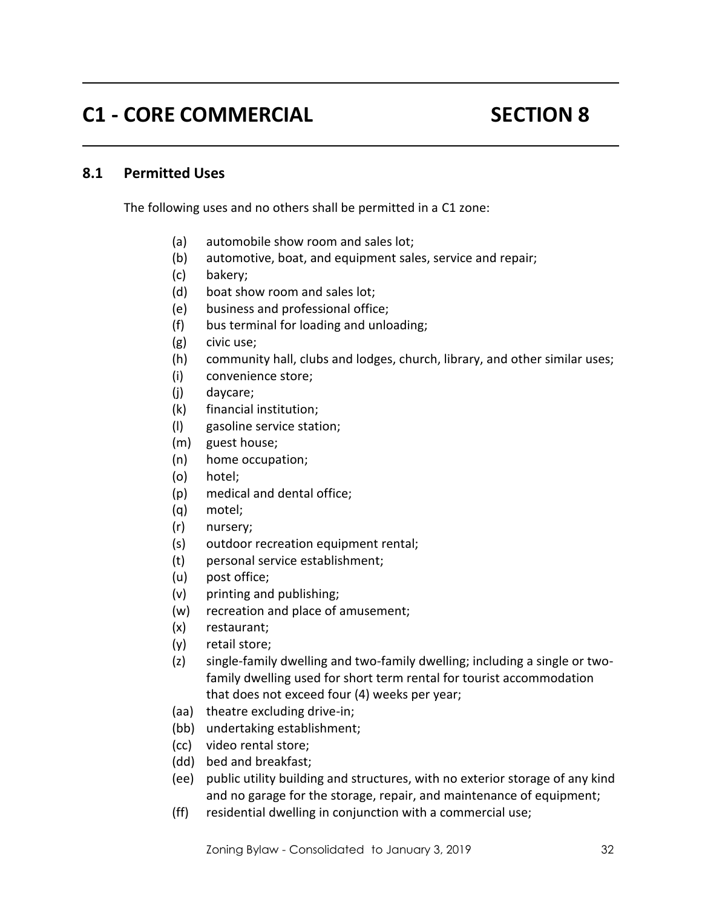# C1 - CORE COMMERCIAL SECTION 8

## 8.1 Permitted Uses

The following uses and no others shall be permitted in a C1 zone:

(a) automobile show room and sales lot;
(b) automotive, boat, and equipment sales, service and repair;
(c) bakery;
(d) boat show room and sales lot;
(e) business and professional office;
(f) bus terminal for loading and unloading;
(g) civic use;
(h) community hall, clubs and lodges, church, library, and other similar uses;
(i) convenience store;
(j) daycare;
(k) financial institution;
(l) gasoline service station;
(m) guest house;
(n) home occupation;
(o) hotel;
(p) medical and dental office;
(q) motel;
(r) nursery;
(s) outdoor recreation equipment rental;
(t) personal service establishment;
(u) post office;
(v) printing and publishing;
(w) recreation and place of amusement;
(x) restaurant;
(y) retail store;
(z) single-family dwelling and two-family dwelling; including a single or two-family dwelling used for short term rental for tourist accommodation that does not exceed four (4) weeks per year;
(aa) theatre excluding drive-in;
(bb) undertaking establishment;
(cc) video rental store;
(dd) bed and breakfast;
(ee) public utility building and structures, with no exterior storage of any kind and no garage for the storage, repair, and maintenance of equipment;
(ff) residential dwelling in conjunction with a commercial use;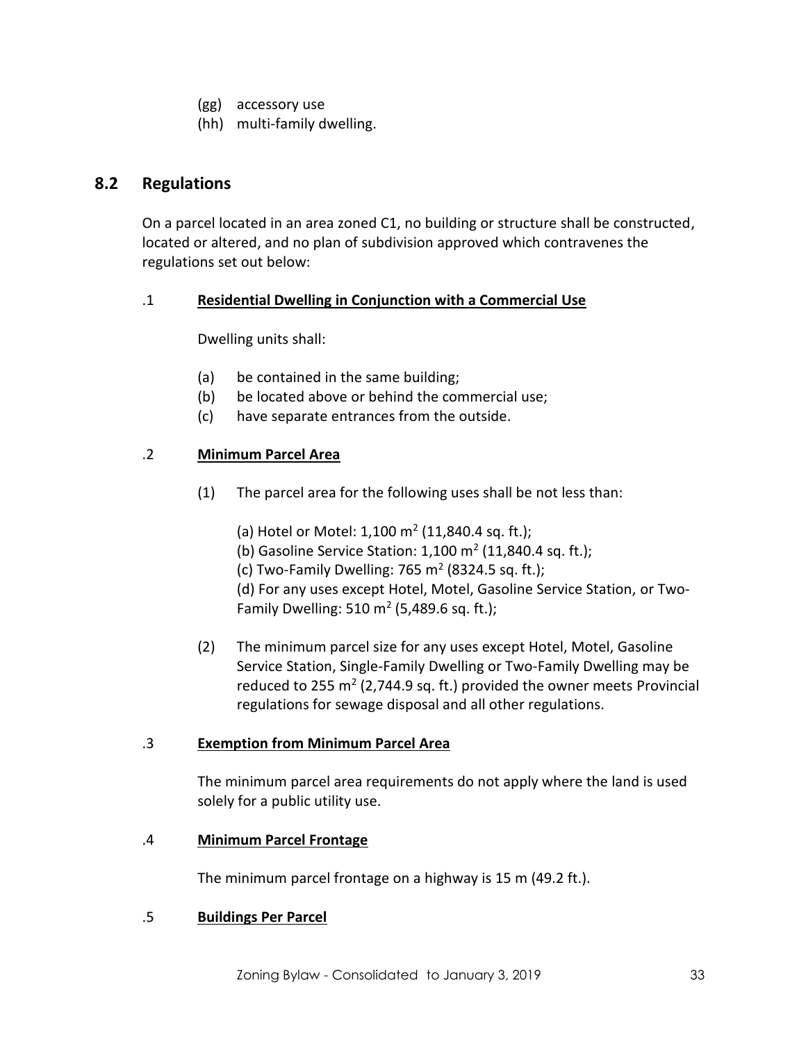(gg) accessory use

(hh) multi-family dwelling.

## 8.2 Regulations

On a parcel located in an area zoned C1, no building or structure shall be constructed, located or altered, and no plan of subdivision approved which contravenes the regulations set out below:

### .1 Residential Dwelling in Conjunction with a Commercial Use

Dwelling units shall:

(a) be contained in the same building;

(b) be located above or behind the commercial use;

(c) have separate entrances from the outside.

### .2 Minimum Parcel Area

(1) The parcel area for the following uses shall be not less than:

(a) Hotel or Motel: 1,100 $m^2$ (11,840.4 sq. ft.);

(b) Gasoline Service Station: 1,100 $m^2$ (11,840.4 sq. ft.);

(c) Two-Family Dwelling: 765 $m^2$ (8324.5 sq. ft.);

(d) For any uses except Hotel, Motel, Gasoline Service Station, or Two-Family Dwelling: 510 $m^2$ (5,489.6 sq. ft.);

(2) The minimum parcel size for any uses except Hotel, Motel, Gasoline Service Station, Single-Family Dwelling or Two-Family Dwelling may be reduced to 255 $m^2$ (2,744.9 sq. ft.) provided the owner meets Provincial regulations for sewage disposal and all other regulations.

### .3 Exemption from Minimum Parcel Area

The minimum parcel area requirements do not apply where the land is used solely for a public utility use.

### .4 Minimum Parcel Frontage

The minimum parcel frontage on a highway is 15 m (49.2 ft.).

### .5 Buildings Per Parcel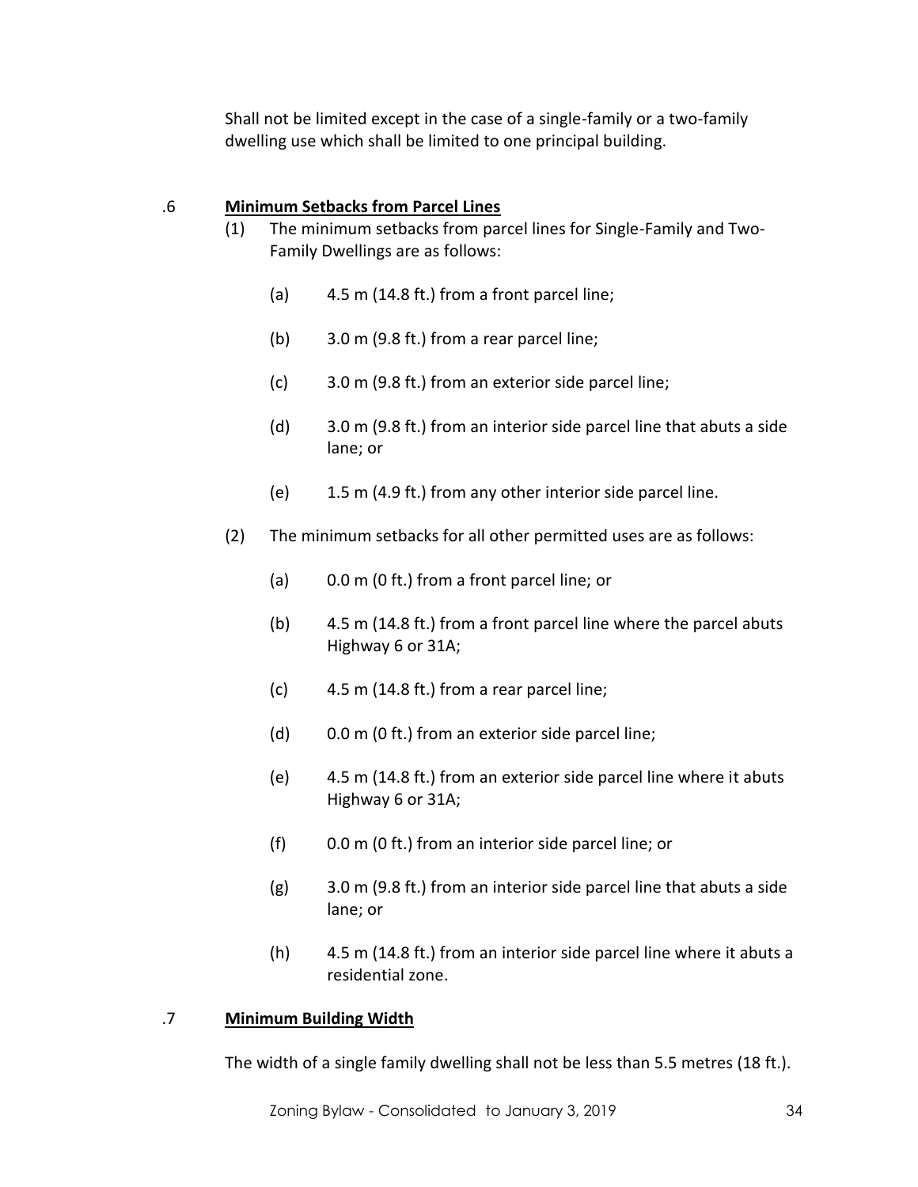Shall not be limited except in the case of a single-family or a two-family dwelling use which shall be limited to one principal building.

.6 **Minimum Setbacks from Parcel Lines**

(1) The minimum setbacks from parcel lines for Single-Family and Two-Family Dwellings are as follows:

(a) 4.5 m (14.8 ft.) from a front parcel line;

(b) 3.0 m (9.8 ft.) from a rear parcel line;

(c) 3.0 m (9.8 ft.) from an exterior side parcel line;

(d) 3.0 m (9.8 ft.) from an interior side parcel line that abuts a side lane; or

(e) 1.5 m (4.9 ft.) from any other interior side parcel line.

(2) The minimum setbacks for all other permitted uses are as follows:

(a) 0.0 m (0 ft.) from a front parcel line; or

(b) 4.5 m (14.8 ft.) from a front parcel line where the parcel abuts Highway 6 or 31A;

(c) 4.5 m (14.8 ft.) from a rear parcel line;

(d) 0.0 m (0 ft.) from an exterior side parcel line;

(e) 4.5 m (14.8 ft.) from an exterior side parcel line where it abuts Highway 6 or 31A;

(f) 0.0 m (0 ft.) from an interior side parcel line; or

(g) 3.0 m (9.8 ft.) from an interior side parcel line that abuts a side lane; or

(h) 4.5 m (14.8 ft.) from an interior side parcel line where it abuts a residential zone.

.7 **Minimum Building Width**

The width of a single family dwelling shall not be less than 5.5 metres (18 ft.).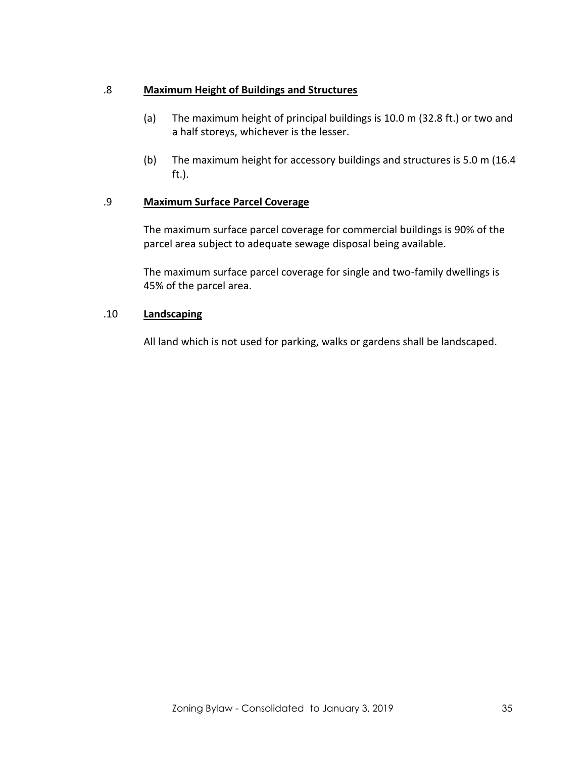.8 **Maximum Height of Buildings and Structures**

(a) The maximum height of principal buildings is 10.0 m (32.8 ft.) or two and a half storeys, whichever is the lesser.

(b) The maximum height for accessory buildings and structures is 5.0 m (16.4 ft.).

.9 **Maximum Surface Parcel Coverage**

The maximum surface parcel coverage for commercial buildings is 90% of the parcel area subject to adequate sewage disposal being available.

The maximum surface parcel coverage for single and two-family dwellings is 45% of the parcel area.

.10 **Landscaping**

All land which is not used for parking, walks or gardens shall be landscaped.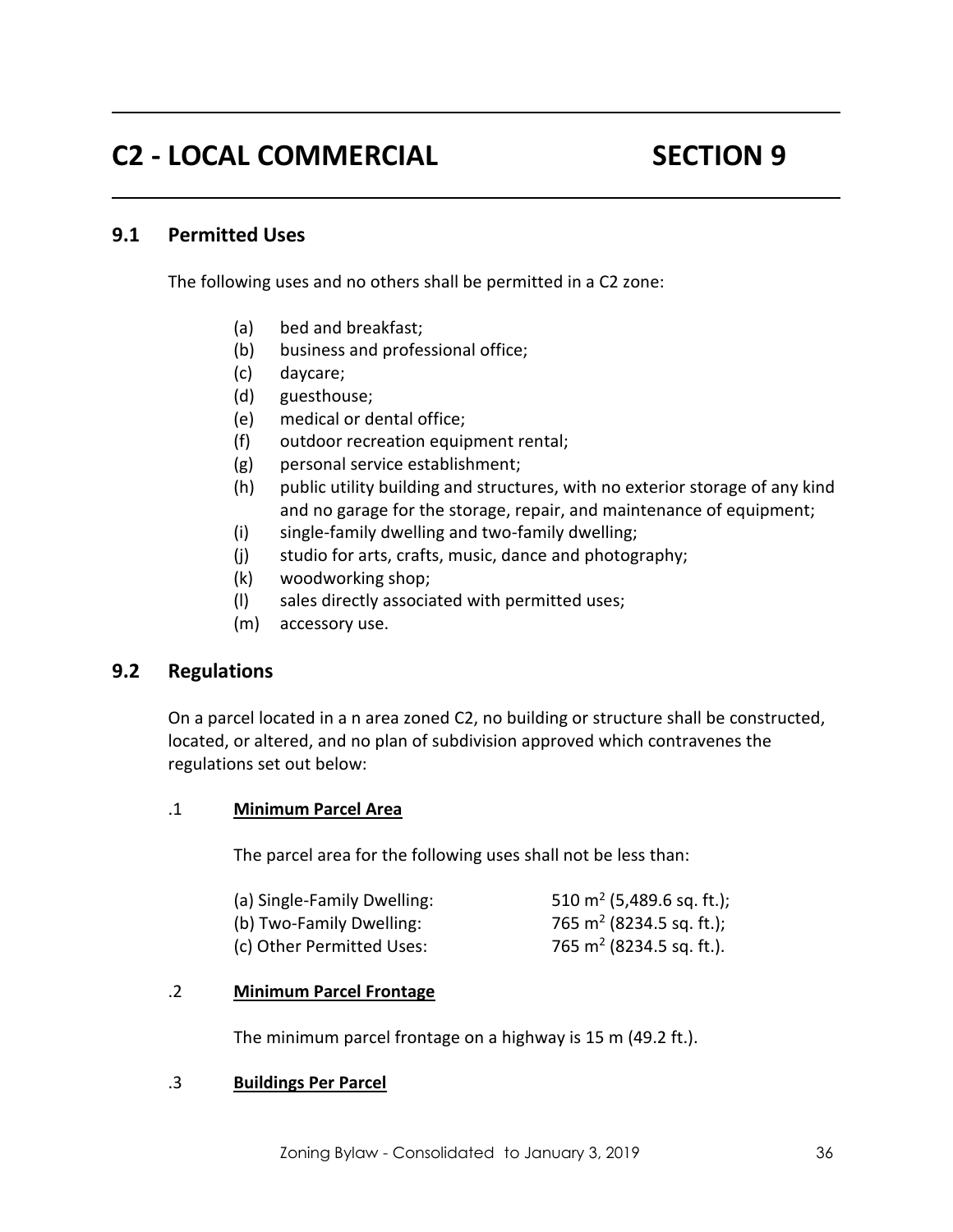# C2 - LOCAL COMMERCIAL SECTION 9

## 9.1 Permitted Uses

The following uses and no others shall be permitted in a C2 zone:

(a) bed and breakfast;
(b) business and professional office;
(c) daycare;
(d) guesthouse;
(e) medical or dental office;
(f) outdoor recreation equipment rental;
(g) personal service establishment;
(h) public utility building and structures, with no exterior storage of any kind and no garage for the storage, repair, and maintenance of equipment;
(i) single-family dwelling and two-family dwelling;
(j) studio for arts, crafts, music, dance and photography;
(k) woodworking shop;
(l) sales directly associated with permitted uses;
(m) accessory use.

## 9.2 Regulations

On a parcel located in a n area zoned C2, no building or structure shall be constructed, located, or altered, and no plan of subdivision approved which contravenes the regulations set out below:

.1 **Minimum Parcel Area**

The parcel area for the following uses shall not be less than:

| | |
|---|---|
| (a) Single-Family Dwelling: | 510 $m^2$ (5,489.6 sq. ft.); |
| (b) Two-Family Dwelling: | 765 $m^2$ (8234.5 sq. ft.); |
| (c) Other Permitted Uses: | 765 $m^2$ (8234.5 sq. ft.). |

.2 **Minimum Parcel Frontage**

The minimum parcel frontage on a highway is 15 m (49.2 ft.).

.3 **Buildings Per Parcel**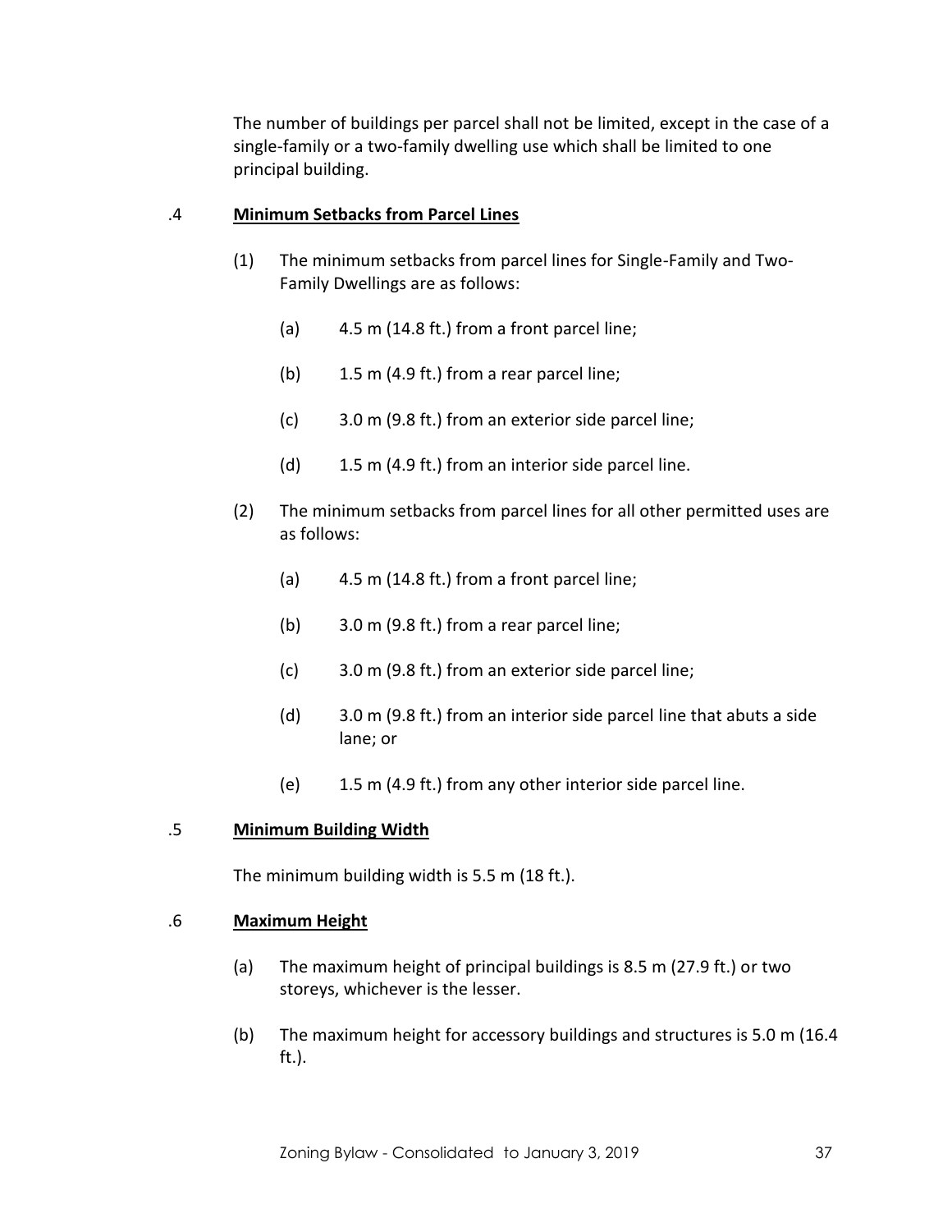The number of buildings per parcel shall not be limited, except in the case of a single-family or a two-family dwelling use which shall be limited to one principal building.

.4 **Minimum Setbacks from Parcel Lines**

(1) The minimum setbacks from parcel lines for Single-Family and Two-Family Dwellings are as follows:

(a) 4.5 m (14.8 ft.) from a front parcel line;

(b) 1.5 m (4.9 ft.) from a rear parcel line;

(c) 3.0 m (9.8 ft.) from an exterior side parcel line;

(d) 1.5 m (4.9 ft.) from an interior side parcel line.

(2) The minimum setbacks from parcel lines for all other permitted uses are as follows:

(a) 4.5 m (14.8 ft.) from a front parcel line;

(b) 3.0 m (9.8 ft.) from a rear parcel line;

(c) 3.0 m (9.8 ft.) from an exterior side parcel line;

(d) 3.0 m (9.8 ft.) from an interior side parcel line that abuts a side lane; or

(e) 1.5 m (4.9 ft.) from any other interior side parcel line.

.5 **Minimum Building Width**

The minimum building width is 5.5 m (18 ft.).

.6 **Maximum Height**

(a) The maximum height of principal buildings is 8.5 m (27.9 ft.) or two storeys, whichever is the lesser.

(b) The maximum height for accessory buildings and structures is 5.0 m (16.4 ft.).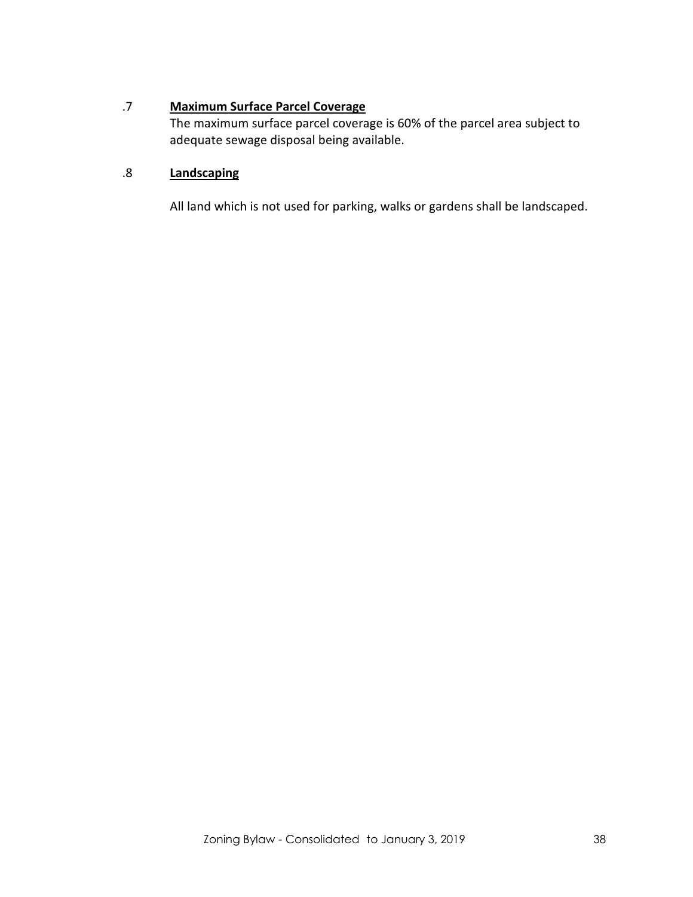.7 **Maximum Surface Parcel Coverage**

The maximum surface parcel coverage is 60% of the parcel area subject to adequate sewage disposal being available.

.8 **Landscaping**

All land which is not used for parking, walks or gardens shall be landscaped.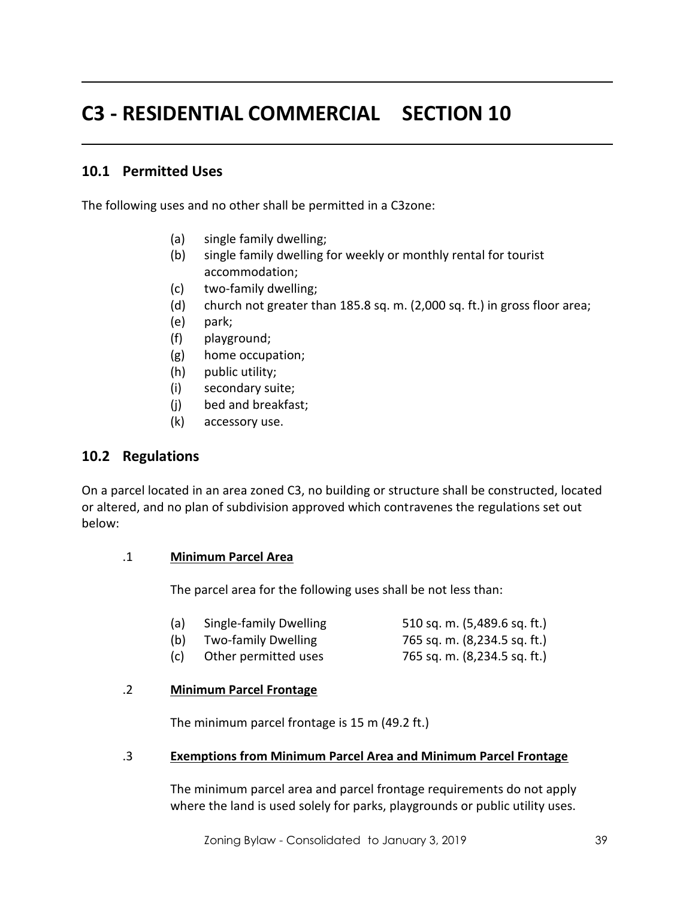# C3 - RESIDENTIAL COMMERCIAL SECTION 10

## 10.1 Permitted Uses

The following uses and no other shall be permitted in a C3zone:

- (a) single family dwelling;
- (b) single family dwelling for weekly or monthly rental for tourist accommodation;
- (c) two-family dwelling;
- (d) church not greater than 185.8 sq. m. (2,000 sq. ft.) in gross floor area;
- (e) park;
- (f) playground;
- (g) home occupation;
- (h) public utility;
- (i) secondary suite;
- (j) bed and breakfast;
- (k) accessory use.

## 10.2 Regulations

On a parcel located in an area zoned C3, no building or structure shall be constructed, located or altered, and no plan of subdivision approved which contravenes the regulations set out below:

.1 **Minimum Parcel Area**

The parcel area for the following uses shall be not less than:

| | | |
|---|---|---|
| (a) | Single-family Dwelling | 510 sq. m. (5,489.6 sq. ft.) |
| (b) | Two-family Dwelling | 765 sq. m. (8,234.5 sq. ft.) |
| (c) | Other permitted uses | 765 sq. m. (8,234.5 sq. ft.) |

.2 **Minimum Parcel Frontage**

The minimum parcel frontage is 15 m (49.2 ft.)

.3 **Exemptions from Minimum Parcel Area and Minimum Parcel Frontage**

The minimum parcel area and parcel frontage requirements do not apply where the land is used solely for parks, playgrounds or public utility uses.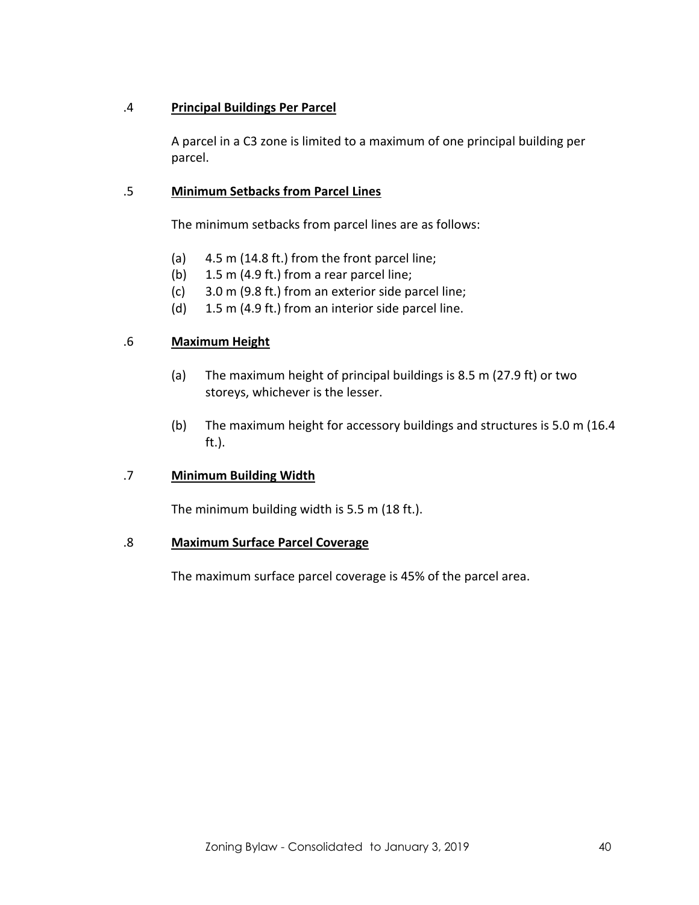.4 **Principal Buildings Per Parcel**

A parcel in a C3 zone is limited to a maximum of one principal building per parcel.

.5 **Minimum Setbacks from Parcel Lines**

The minimum setbacks from parcel lines are as follows:

(a) 4.5 m (14.8 ft.) from the front parcel line;
(b) 1.5 m (4.9 ft.) from a rear parcel line;
(c) 3.0 m (9.8 ft.) from an exterior side parcel line;
(d) 1.5 m (4.9 ft.) from an interior side parcel line.

.6 **Maximum Height**

(a) The maximum height of principal buildings is 8.5 m (27.9 ft) or two storeys, whichever is the lesser.

(b) The maximum height for accessory buildings and structures is 5.0 m (16.4 ft.).

.7 **Minimum Building Width**

The minimum building width is 5.5 m (18 ft.).

.8 **Maximum Surface Parcel Coverage**

The maximum surface parcel coverage is 45% of the parcel area.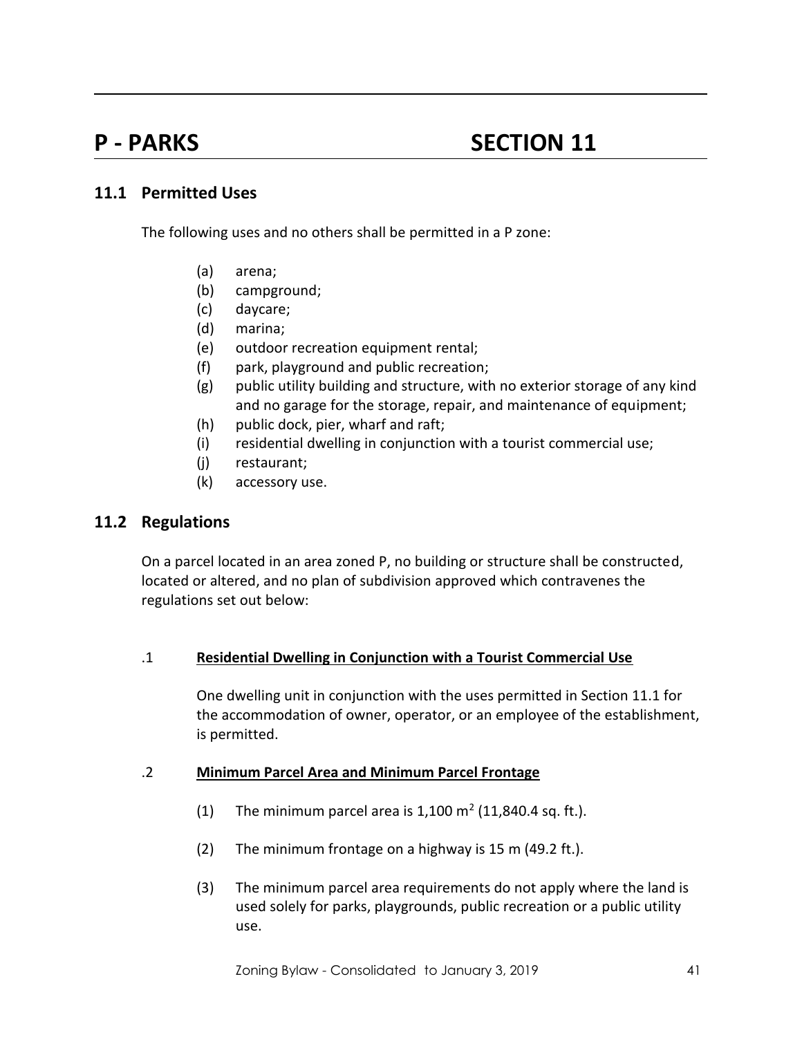# P - PARKS SECTION 11

## 11.1 Permitted Uses

The following uses and no others shall be permitted in a P zone:

(a) arena;
(b) campground;
(c) daycare;
(d) marina;
(e) outdoor recreation equipment rental;
(f) park, playground and public recreation;
(g) public utility building and structure, with no exterior storage of any kind and no garage for the storage, repair, and maintenance of equipment;
(h) public dock, pier, wharf and raft;
(i) residential dwelling in conjunction with a tourist commercial use;
(j) restaurant;
(k) accessory use.

## 11.2 Regulations

On a parcel located in an area zoned P, no building or structure shall be constructed, located or altered, and no plan of subdivision approved which contravenes the regulations set out below:

.1 **Residential Dwelling in Conjunction with a Tourist Commercial Use**

One dwelling unit in conjunction with the uses permitted in Section 11.1 for the accommodation of owner, operator, or an employee of the establishment, is permitted.

.2 **Minimum Parcel Area and Minimum Parcel Frontage**

(1) The minimum parcel area is 1,100 $m^2$ (11,840.4 sq. ft.).

(2) The minimum frontage on a highway is 15 m (49.2 ft.).

(3) The minimum parcel area requirements do not apply where the land is used solely for parks, playgrounds, public recreation or a public utility use.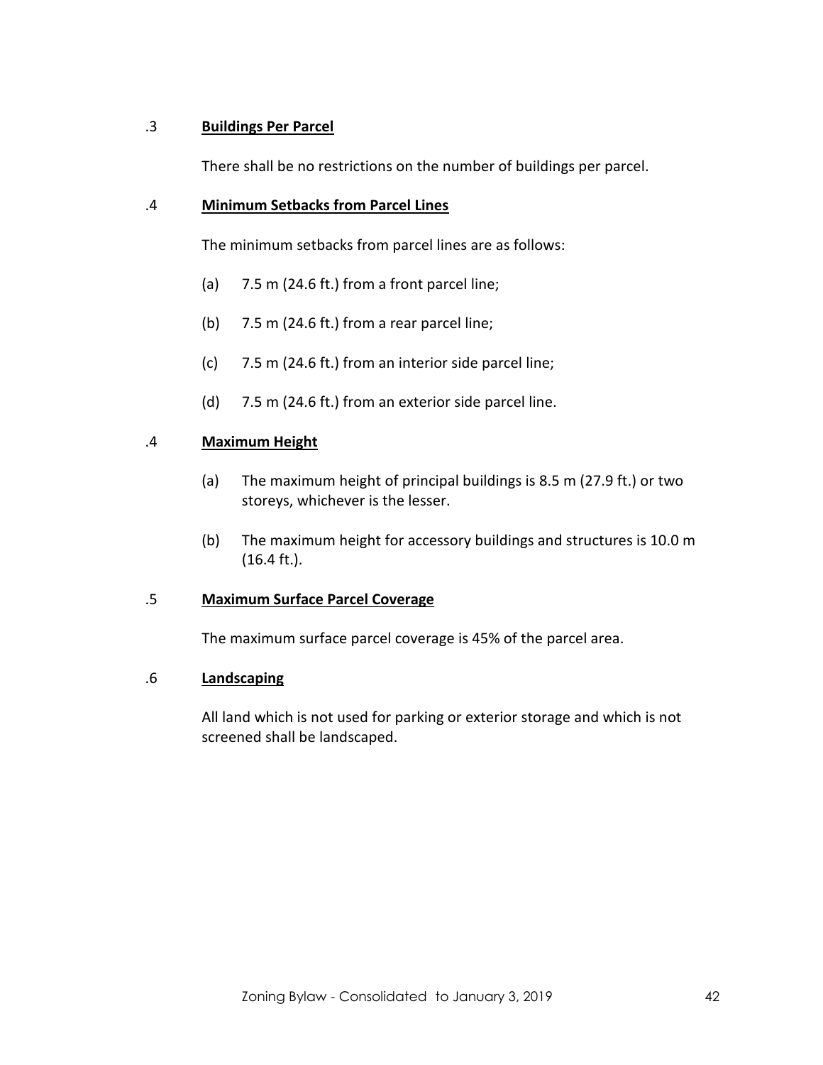.3 **Buildings Per Parcel**

There shall be no restrictions on the number of buildings per parcel.

.4 **Minimum Setbacks from Parcel Lines**

The minimum setbacks from parcel lines are as follows:

(a) 7.5 m (24.6 ft.) from a front parcel line;

(b) 7.5 m (24.6 ft.) from a rear parcel line;

(c) 7.5 m (24.6 ft.) from an interior side parcel line;

(d) 7.5 m (24.6 ft.) from an exterior side parcel line.

.4 **Maximum Height**

(a) The maximum height of principal buildings is 8.5 m (27.9 ft.) or two storeys, whichever is the lesser.

(b) The maximum height for accessory buildings and structures is 10.0 m (16.4 ft.).

.5 **Maximum Surface Parcel Coverage**

The maximum surface parcel coverage is 45% of the parcel area.

.6 **Landscaping**

All land which is not used for parking or exterior storage and which is not screened shall be landscaped.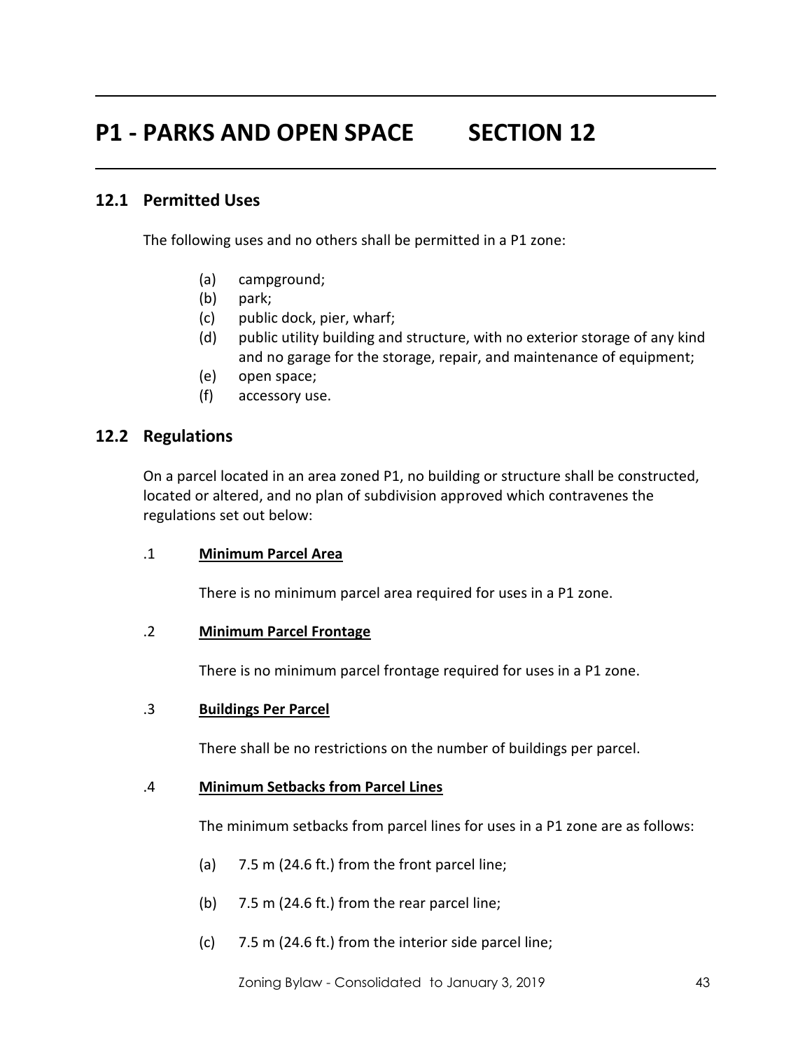# P1 - PARKS AND OPEN SPACE SECTION 12

## 12.1 Permitted Uses

The following uses and no others shall be permitted in a P1 zone:

- (a) campground;
- (b) park;
- (c) public dock, pier, wharf;
- (d) public utility building and structure, with no exterior storage of any kind and no garage for the storage, repair, and maintenance of equipment;
- (e) open space;
- (f) accessory use.

## 12.2 Regulations

On a parcel located in an area zoned P1, no building or structure shall be constructed, located or altered, and no plan of subdivision approved which contravenes the regulations set out below:

.1 **Minimum Parcel Area**

There is no minimum parcel area required for uses in a P1 zone.

.2 **Minimum Parcel Frontage**

There is no minimum parcel frontage required for uses in a P1 zone.

.3 **Buildings Per Parcel**

There shall be no restrictions on the number of buildings per parcel.

.4 **Minimum Setbacks from Parcel Lines**

The minimum setbacks from parcel lines for uses in a P1 zone are as follows:

- (a) 7.5 m (24.6 ft.) from the front parcel line;
- (b) 7.5 m (24.6 ft.) from the rear parcel line;
- (c) 7.5 m (24.6 ft.) from the interior side parcel line;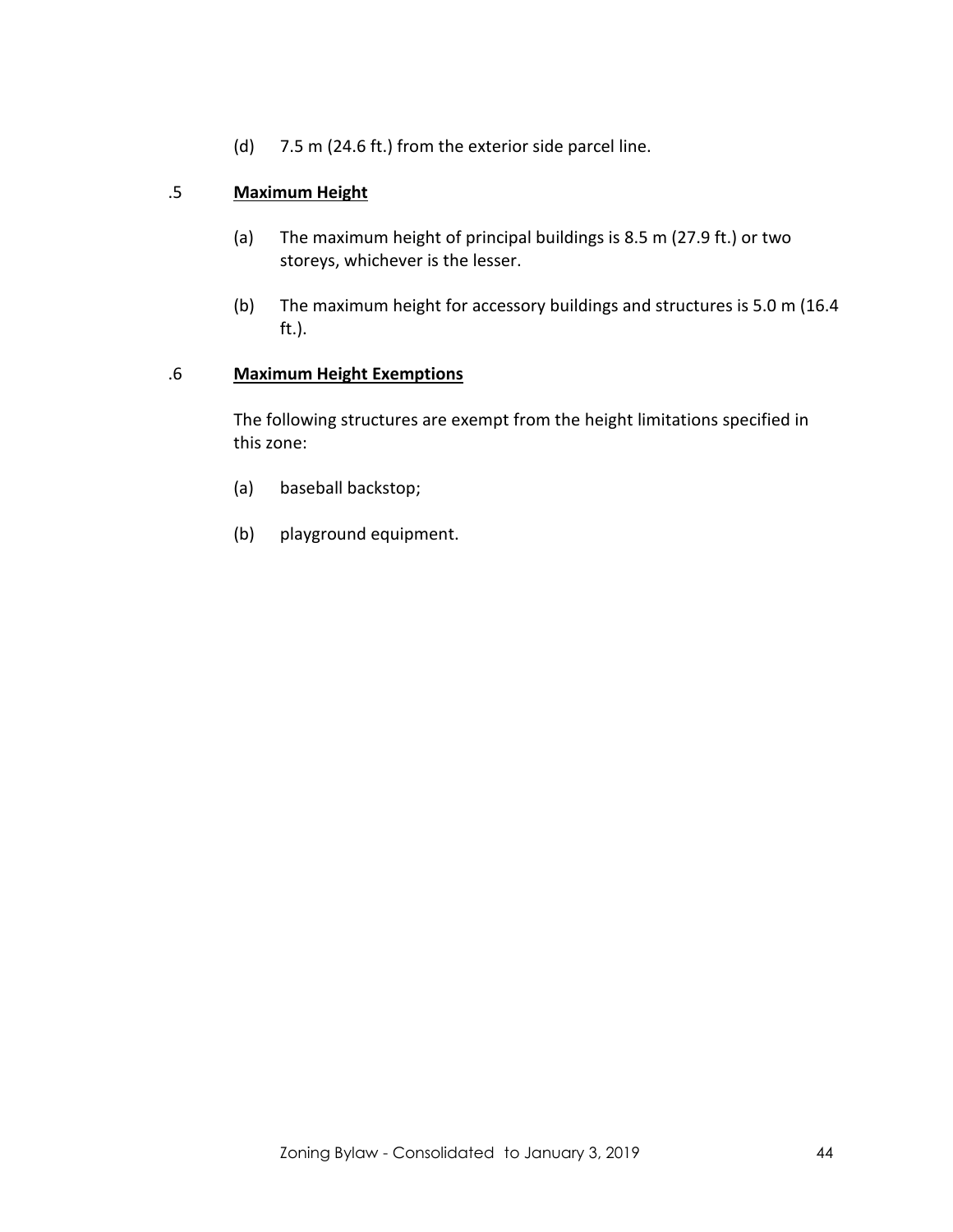(d) 7.5 m (24.6 ft.) from the exterior side parcel line.

.5 **Maximum Height**

(a) The maximum height of principal buildings is 8.5 m (27.9 ft.) or two storeys, whichever is the lesser.

(b) The maximum height for accessory buildings and structures is 5.0 m (16.4 ft.).

.6 **Maximum Height Exemptions**

The following structures are exempt from the height limitations specified in this zone:

(a) baseball backstop;

(b) playground equipment.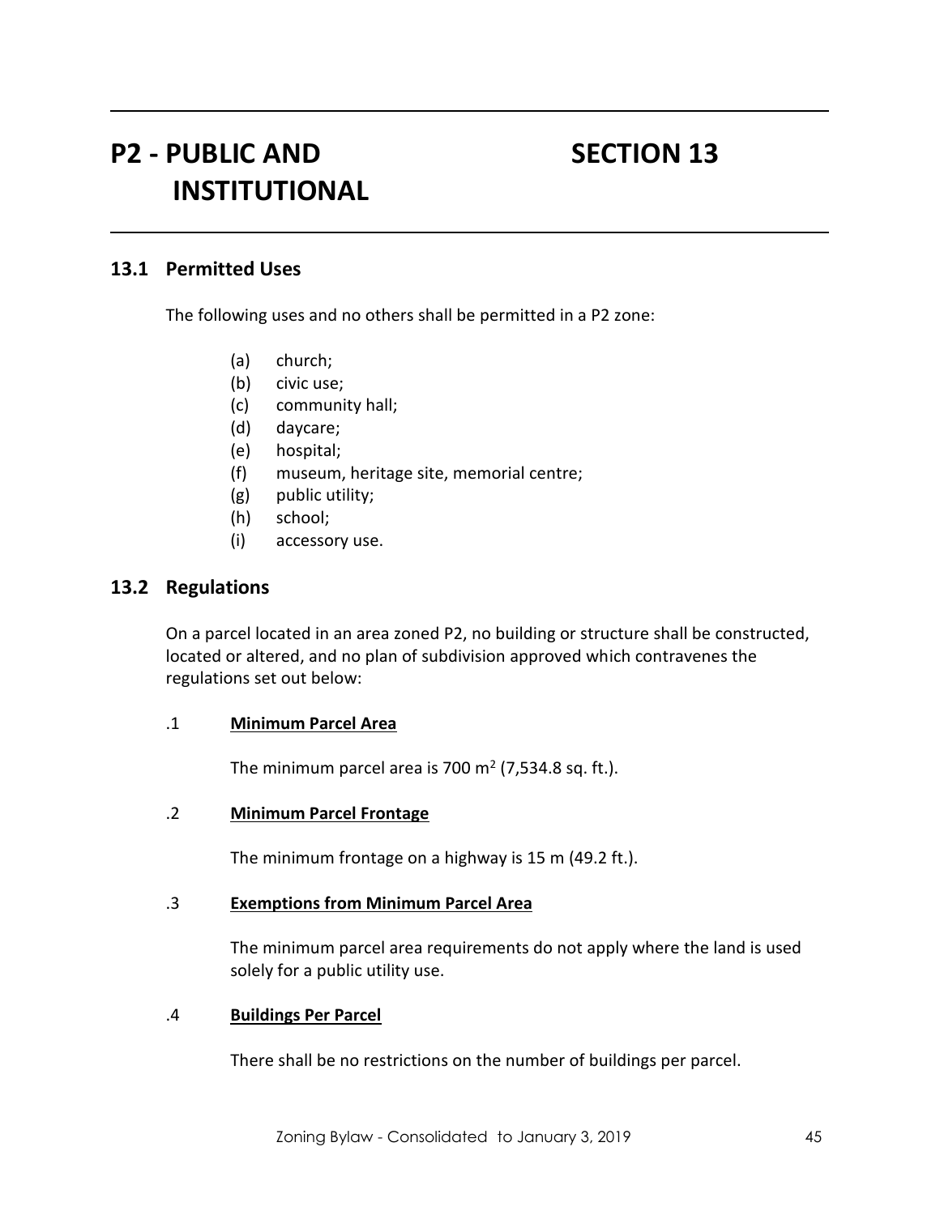# P2 - PUBLIC AND INSTITUTIONAL — SECTION 13

## 13.1 Permitted Uses

The following uses and no others shall be permitted in a P2 zone:

- (a) church;
- (b) civic use;
- (c) community hall;
- (d) daycare;
- (e) hospital;
- (f) museum, heritage site, memorial centre;
- (g) public utility;
- (h) school;
- (i) accessory use.

## 13.2 Regulations

On a parcel located in an area zoned P2, no building or structure shall be constructed, located or altered, and no plan of subdivision approved which contravenes the regulations set out below:

### .1 Minimum Parcel Area

The minimum parcel area is 700 $m^2$ (7,534.8 sq. ft.).

### .2 Minimum Parcel Frontage

The minimum frontage on a highway is 15 m (49.2 ft.).

### .3 Exemptions from Minimum Parcel Area

The minimum parcel area requirements do not apply where the land is used solely for a public utility use.

### .4 Buildings Per Parcel

There shall be no restrictions on the number of buildings per parcel.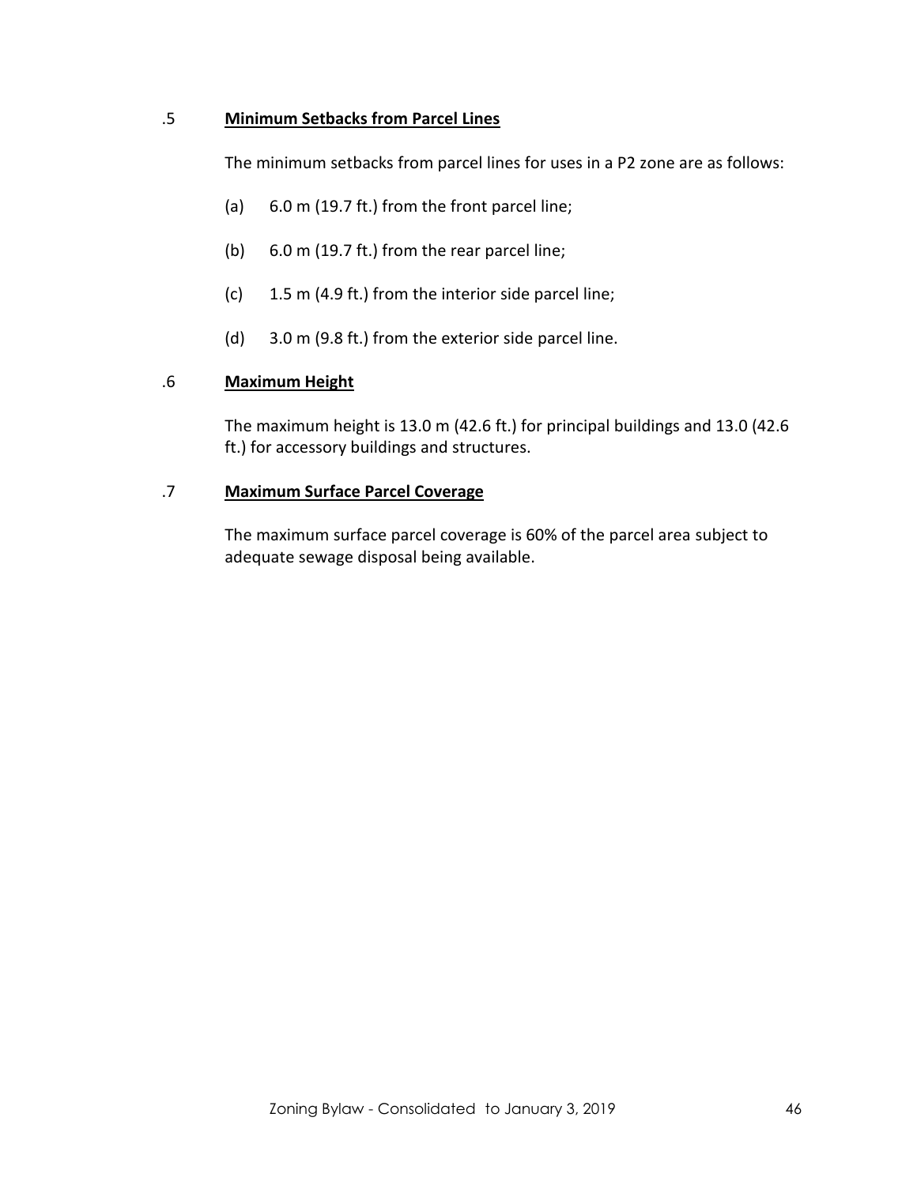.5 **Minimum Setbacks from Parcel Lines**

The minimum setbacks from parcel lines for uses in a P2 zone are as follows:

(a) 6.0 m (19.7 ft.) from the front parcel line;

(b) 6.0 m (19.7 ft.) from the rear parcel line;

(c) 1.5 m (4.9 ft.) from the interior side parcel line;

(d) 3.0 m (9.8 ft.) from the exterior side parcel line.

.6 **Maximum Height**

The maximum height is 13.0 m (42.6 ft.) for principal buildings and 13.0 (42.6 ft.) for accessory buildings and structures.

.7 **Maximum Surface Parcel Coverage**

The maximum surface parcel coverage is 60% of the parcel area subject to adequate sewage disposal being available.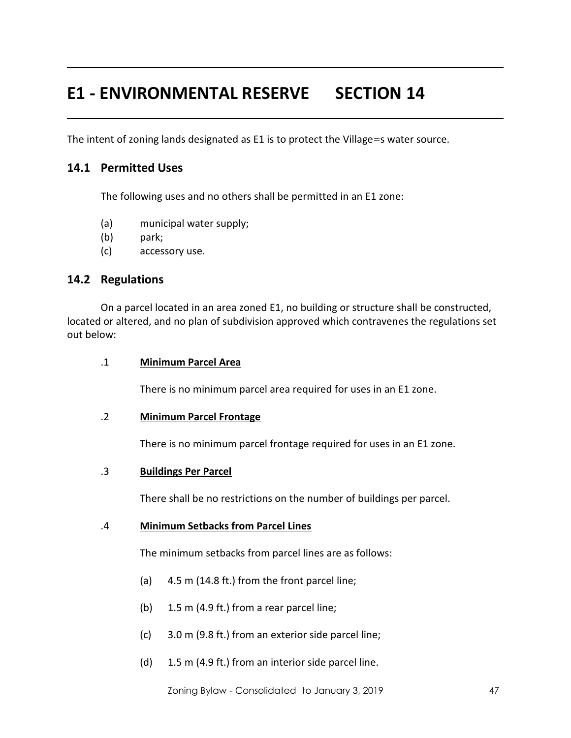# E1 - ENVIRONMENTAL RESERVE SECTION 14

The intent of zoning lands designated as E1 is to protect the Village=s water source.

## 14.1 Permitted Uses

The following uses and no others shall be permitted in an E1 zone:

(a) municipal water supply;
(b) park;
(c) accessory use.

## 14.2 Regulations

On a parcel located in an area zoned E1, no building or structure shall be constructed, located or altered, and no plan of subdivision approved which contravenes the regulations set out below:

.1 **Minimum Parcel Area**

There is no minimum parcel area required for uses in an E1 zone.

.2 **Minimum Parcel Frontage**

There is no minimum parcel frontage required for uses in an E1 zone.

.3 **Buildings Per Parcel**

There shall be no restrictions on the number of buildings per parcel.

.4 **Minimum Setbacks from Parcel Lines**

The minimum setbacks from parcel lines are as follows:

(a) 4.5 m (14.8 ft.) from the front parcel line;

(b) 1.5 m (4.9 ft.) from a rear parcel line;

(c) 3.0 m (9.8 ft.) from an exterior side parcel line;

(d) 1.5 m (4.9 ft.) from an interior side parcel line.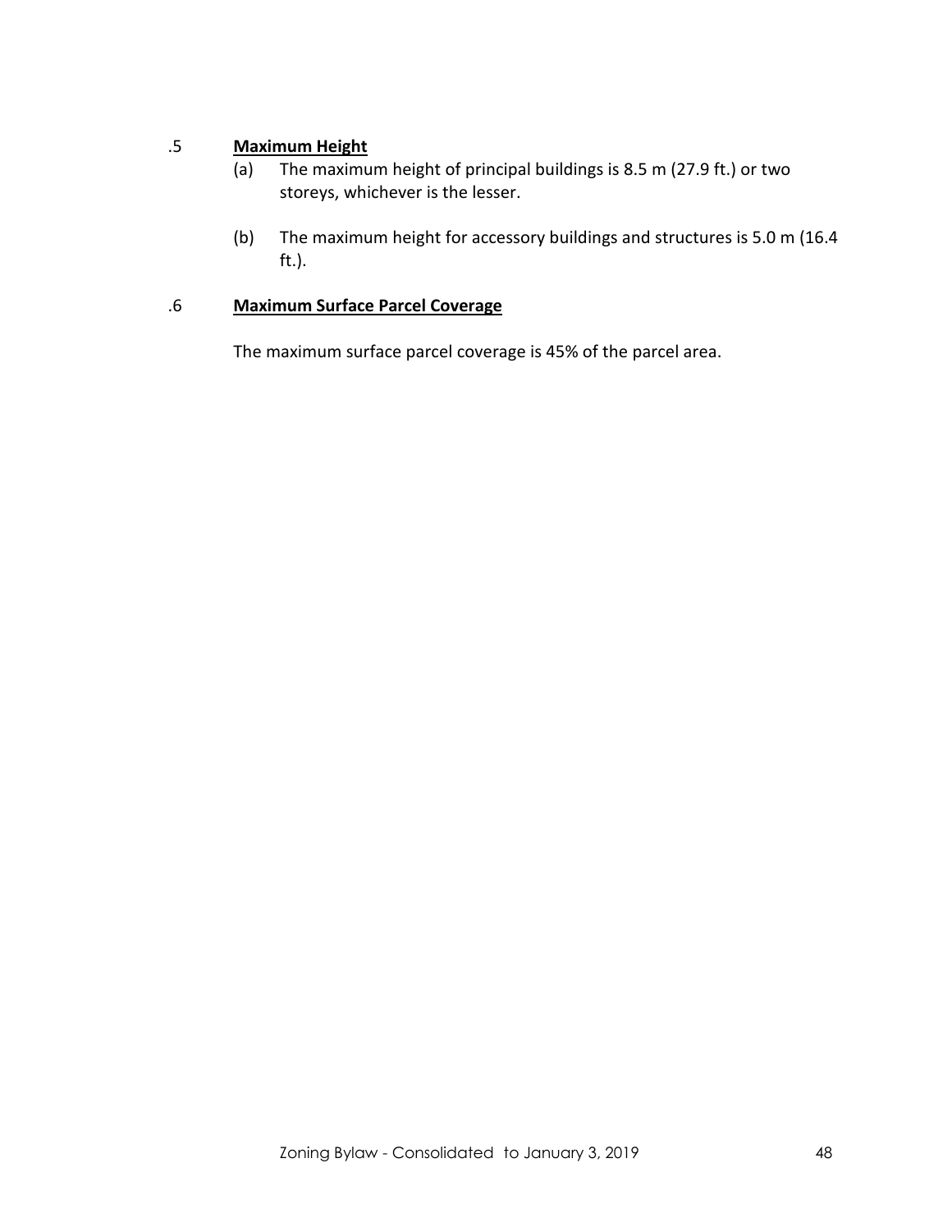.5 **Maximum Height**

(a) The maximum height of principal buildings is 8.5 m (27.9 ft.) or two storeys, whichever is the lesser.

(b) The maximum height for accessory buildings and structures is 5.0 m (16.4 ft.).

.6 **Maximum Surface Parcel Coverage**

The maximum surface parcel coverage is 45% of the parcel area.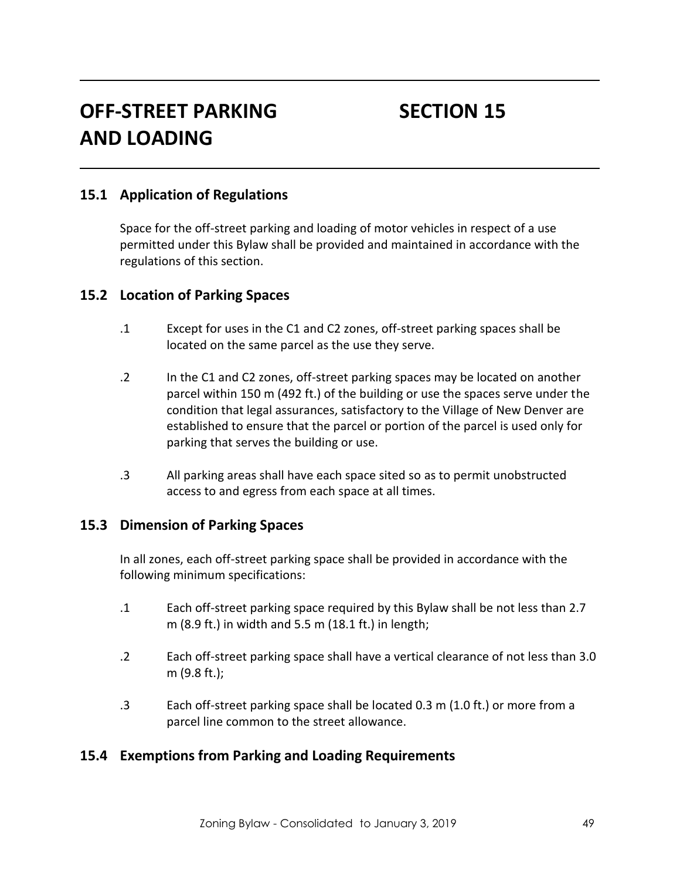# OFF-STREET PARKING AND LOADING — SECTION 15

## 15.1 Application of Regulations

Space for the off-street parking and loading of motor vehicles in respect of a use permitted under this Bylaw shall be provided and maintained in accordance with the regulations of this section.

## 15.2 Location of Parking Spaces

.1 Except for uses in the C1 and C2 zones, off-street parking spaces shall be located on the same parcel as the use they serve.

.2 In the C1 and C2 zones, off-street parking spaces may be located on another parcel within 150 m (492 ft.) of the building or use the spaces serve under the condition that legal assurances, satisfactory to the Village of New Denver are established to ensure that the parcel or portion of the parcel is used only for parking that serves the building or use.

.3 All parking areas shall have each space sited so as to permit unobstructed access to and egress from each space at all times.

## 15.3 Dimension of Parking Spaces

In all zones, each off-street parking space shall be provided in accordance with the following minimum specifications:

.1 Each off-street parking space required by this Bylaw shall be not less than 2.7 m (8.9 ft.) in width and 5.5 m (18.1 ft.) in length;

.2 Each off-street parking space shall have a vertical clearance of not less than 3.0 m (9.8 ft.);

.3 Each off-street parking space shall be located 0.3 m (1.0 ft.) or more from a parcel line common to the street allowance.

## 15.4 Exemptions from Parking and Loading Requirements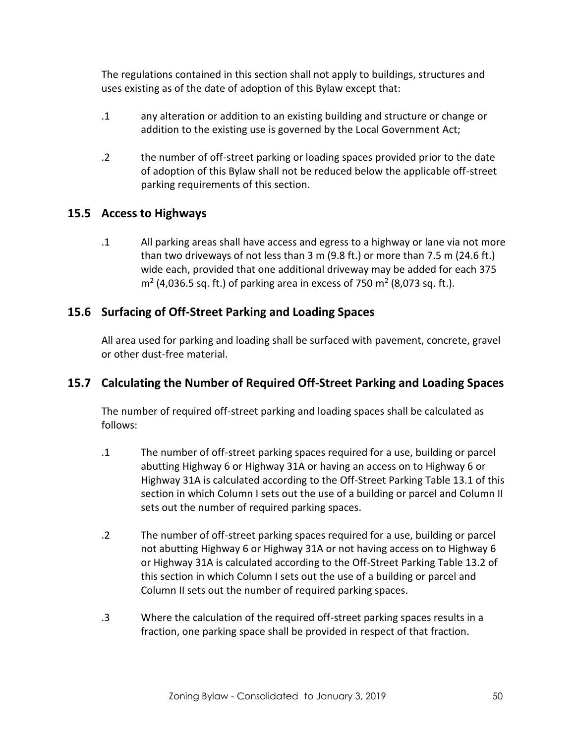The regulations contained in this section shall not apply to buildings, structures and uses existing as of the date of adoption of this Bylaw except that:

.1 any alteration or addition to an existing building and structure or change or addition to the existing use is governed by the Local Government Act;

.2 the number of off-street parking or loading spaces provided prior to the date of adoption of this Bylaw shall not be reduced below the applicable off-street parking requirements of this section.

## 15.5 Access to Highways

.1 All parking areas shall have access and egress to a highway or lane via not more than two driveways of not less than 3 m (9.8 ft.) or more than 7.5 m (24.6 ft.) wide each, provided that one additional driveway may be added for each 375 $m^2$ (4,036.5 sq. ft.) of parking area in excess of 750 $m^2$ (8,073 sq. ft.).

## 15.6 Surfacing of Off-Street Parking and Loading Spaces

All area used for parking and loading shall be surfaced with pavement, concrete, gravel or other dust-free material.

## 15.7 Calculating the Number of Required Off-Street Parking and Loading Spaces

The number of required off-street parking and loading spaces shall be calculated as follows:

.1 The number of off-street parking spaces required for a use, building or parcel abutting Highway 6 or Highway 31A or having an access on to Highway 6 or Highway 31A is calculated according to the Off-Street Parking Table 13.1 of this section in which Column I sets out the use of a building or parcel and Column II sets out the number of required parking spaces.

.2 The number of off-street parking spaces required for a use, building or parcel not abutting Highway 6 or Highway 31A or not having access on to Highway 6 or Highway 31A is calculated according to the Off-Street Parking Table 13.2 of this section in which Column I sets out the use of a building or parcel and Column II sets out the number of required parking spaces.

.3 Where the calculation of the required off-street parking spaces results in a fraction, one parking space shall be provided in respect of that fraction.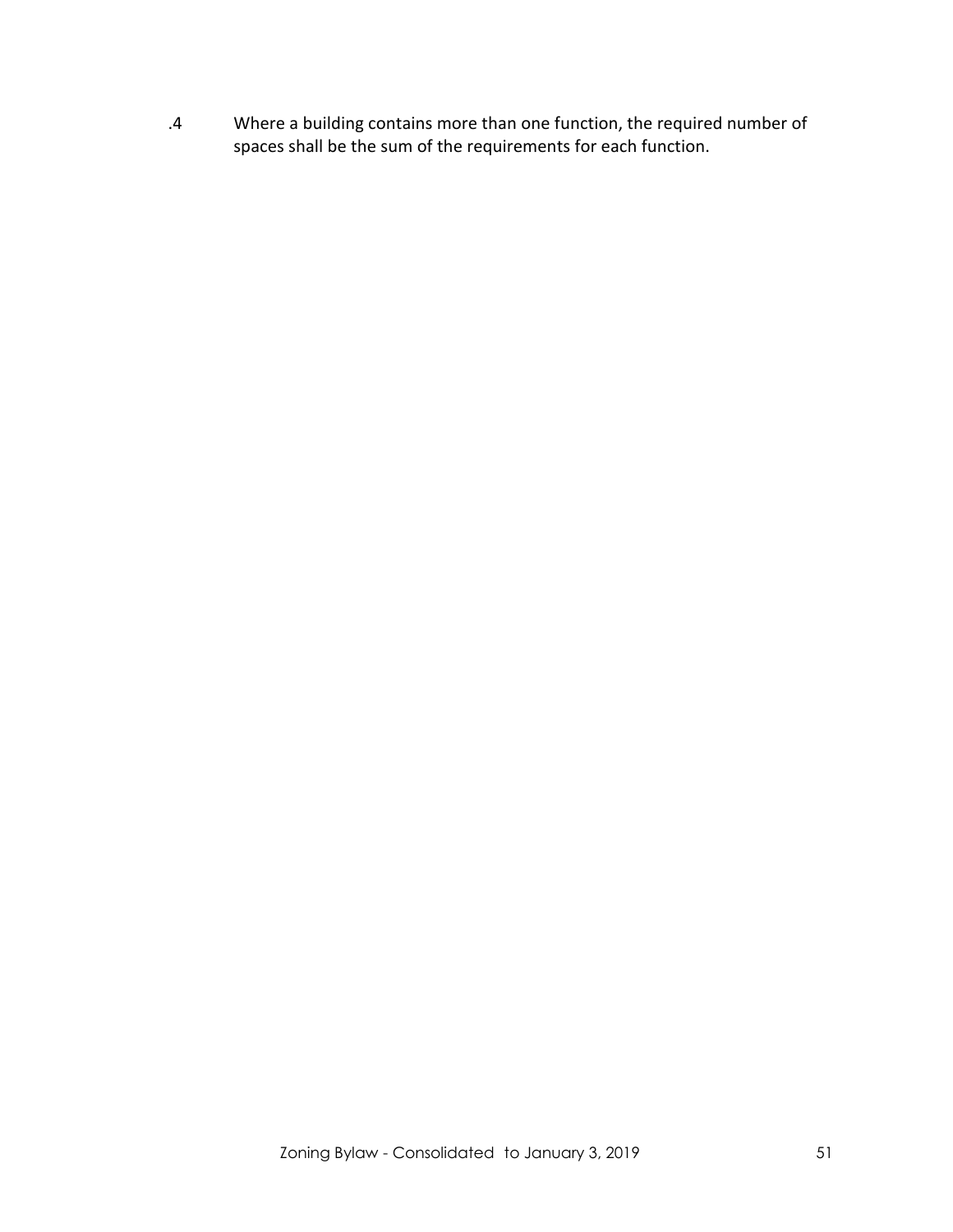.4 Where a building contains more than one function, the required number of spaces shall be the sum of the requirements for each function.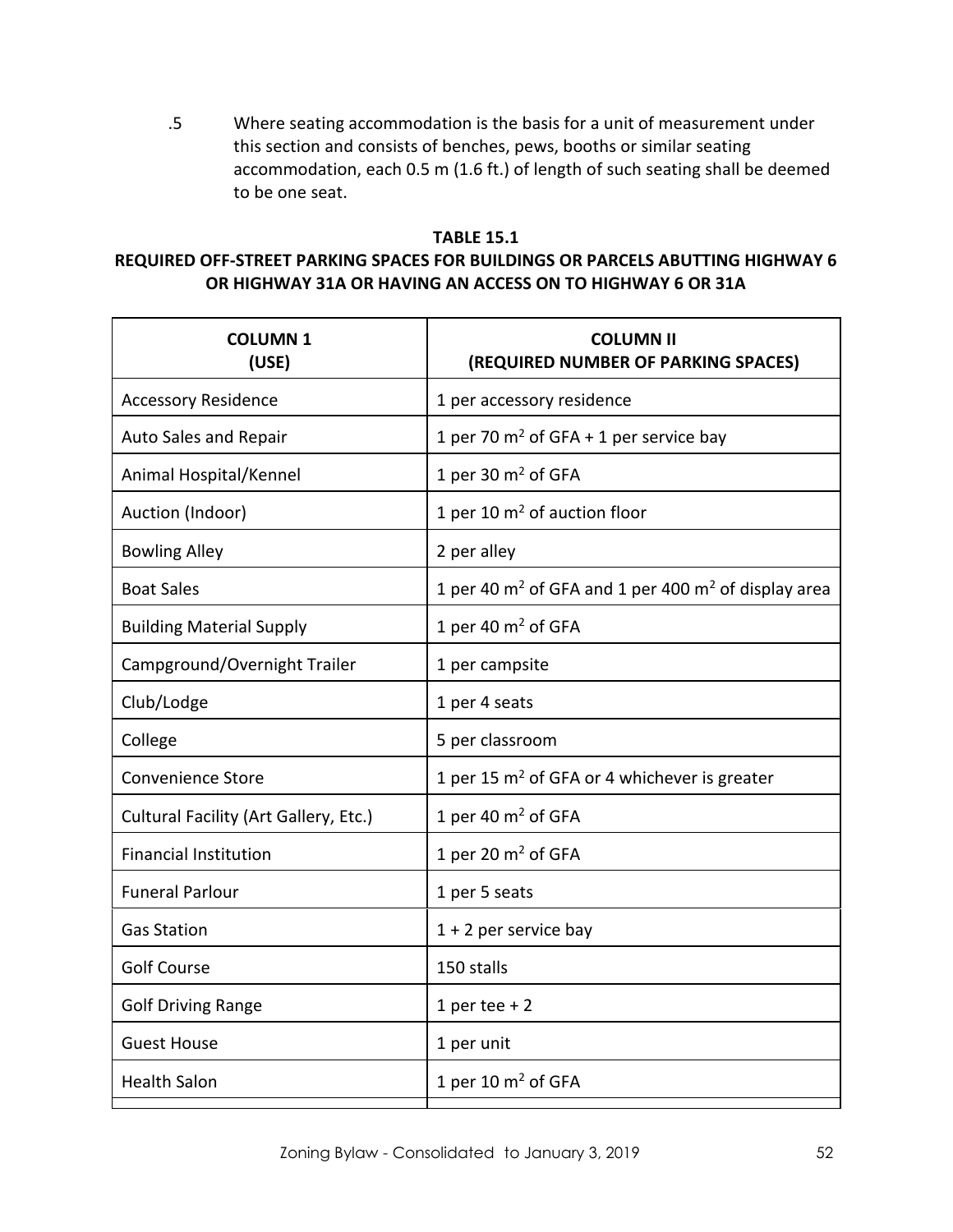.5 Where seating accommodation is the basis for a unit of measurement under this section and consists of benches, pews, booths or similar seating accommodation, each 0.5 m (1.6 ft.) of length of such seating shall be deemed to be one seat.

**TABLE 15.1**

**REQUIRED OFF-STREET PARKING SPACES FOR BUILDINGS OR PARCELS ABUTTING HIGHWAY 6 OR HIGHWAY 31A OR HAVING AN ACCESS ON TO HIGHWAY 6 OR 31A**

| COLUMN 1 (USE) | COLUMN II (REQUIRED NUMBER OF PARKING SPACES) |
|---|---|
| Accessory Residence | 1 per accessory residence |
| Auto Sales and Repair | 1 per 70 $m^2$ of GFA + 1 per service bay |
| Animal Hospital/Kennel | 1 per 30 $m^2$ of GFA |
| Auction (Indoor) | 1 per 10 $m^2$ of auction floor |
| Bowling Alley | 2 per alley |
| Boat Sales | 1 per 40 $m^2$ of GFA and 1 per 400 $m^2$ of display area |
| Building Material Supply | 1 per 40 $m^2$ of GFA |
| Campground/Overnight Trailer | 1 per campsite |
| Club/Lodge | 1 per 4 seats |
| College | 5 per classroom |
| Convenience Store | 1 per 15 $m^2$ of GFA or 4 whichever is greater |
| Cultural Facility (Art Gallery, Etc.) | 1 per 40 $m^2$ of GFA |
| Financial Institution | 1 per 20 $m^2$ of GFA |
| Funeral Parlour | 1 per 5 seats |
| Gas Station | 1 + 2 per service bay |
| Golf Course | 150 stalls |
| Golf Driving Range | 1 per tee + 2 |
| Guest House | 1 per unit |
| Health Salon | 1 per 10 $m^2$ of GFA |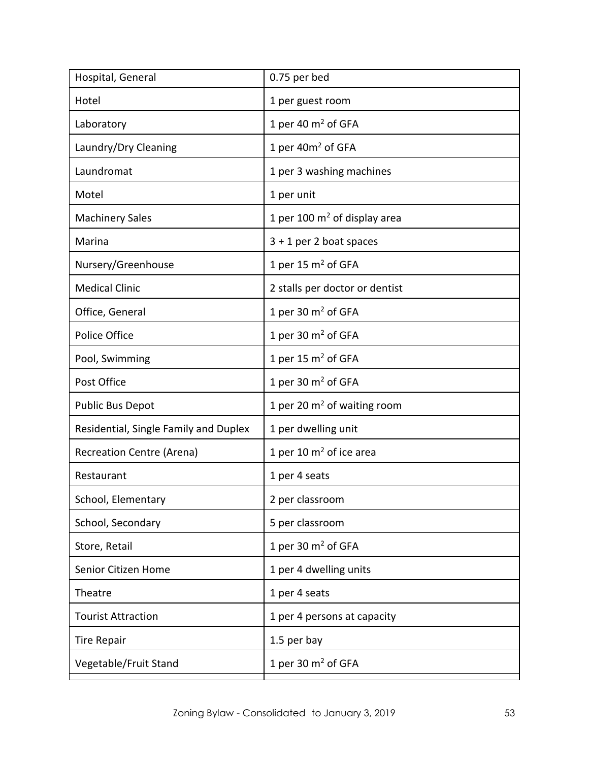| | |
|---|---|
| Hospital, General | 0.75 per bed |
| Hotel | 1 per guest room |
| Laboratory | 1 per 40 $m^2$ of GFA |
| Laundry/Dry Cleaning | 1 per 40$m^2$ of GFA |
| Laundromat | 1 per 3 washing machines |
| Motel | 1 per unit |
| Machinery Sales | 1 per 100 $m^2$ of display area |
| Marina | 3 + 1 per 2 boat spaces |
| Nursery/Greenhouse | 1 per 15 $m^2$ of GFA |
| Medical Clinic | 2 stalls per doctor or dentist |
| Office, General | 1 per 30 $m^2$ of GFA |
| Police Office | 1 per 30 $m^2$ of GFA |
| Pool, Swimming | 1 per 15 $m^2$ of GFA |
| Post Office | 1 per 30 $m^2$ of GFA |
| Public Bus Depot | 1 per 20 $m^2$ of waiting room |
| Residential, Single Family and Duplex | 1 per dwelling unit |
| Recreation Centre (Arena) | 1 per 10 $m^2$ of ice area |
| Restaurant | 1 per 4 seats |
| School, Elementary | 2 per classroom |
| School, Secondary | 5 per classroom |
| Store, Retail | 1 per 30 $m^2$ of GFA |
| Senior Citizen Home | 1 per 4 dwelling units |
| Theatre | 1 per 4 seats |
| Tourist Attraction | 1 per 4 persons at capacity |
| Tire Repair | 1.5 per bay |
| Vegetable/Fruit Stand | 1 per 30 $m^2$ of GFA |
| | |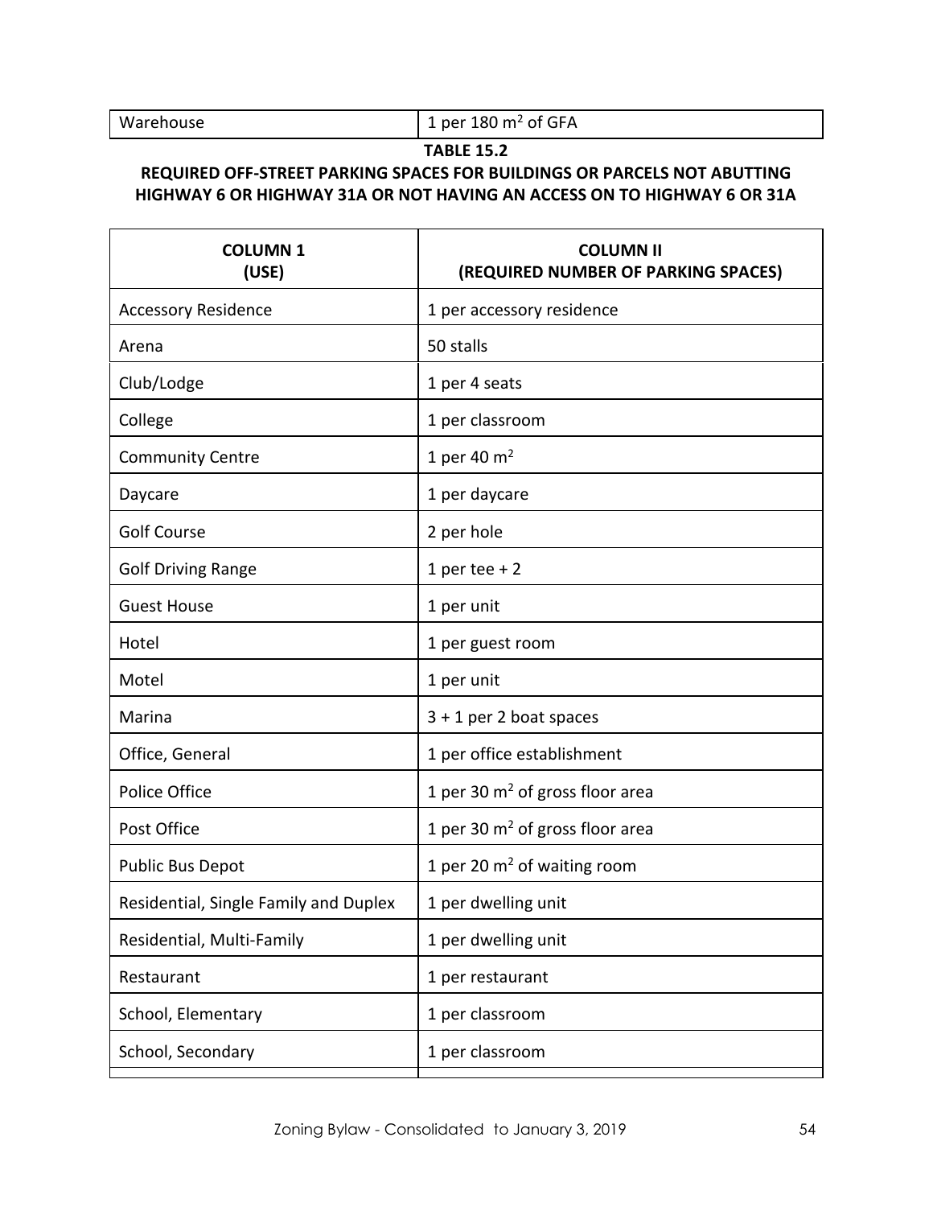| Warehouse | 1 per 180 $m^2$ of GFA |
|---|---|

**TABLE 15.2**

**REQUIRED OFF-STREET PARKING SPACES FOR BUILDINGS OR PARCELS NOT ABUTTING HIGHWAY 6 OR HIGHWAY 31A OR NOT HAVING AN ACCESS ON TO HIGHWAY 6 OR 31A**

| COLUMN 1 (USE) | COLUMN II (REQUIRED NUMBER OF PARKING SPACES) |
|---|---|
| Accessory Residence | 1 per accessory residence |
| Arena | 50 stalls |
| Club/Lodge | 1 per 4 seats |
| College | 1 per classroom |
| Community Centre | 1 per 40 $m^2$ |
| Daycare | 1 per daycare |
| Golf Course | 2 per hole |
| Golf Driving Range | 1 per tee + 2 |
| Guest House | 1 per unit |
| Hotel | 1 per guest room |
| Motel | 1 per unit |
| Marina | 3 + 1 per 2 boat spaces |
| Office, General | 1 per office establishment |
| Police Office | 1 per 30 $m^2$ of gross floor area |
| Post Office | 1 per 30 $m^2$ of gross floor area |
| Public Bus Depot | 1 per 20 $m^2$ of waiting room |
| Residential, Single Family and Duplex | 1 per dwelling unit |
| Residential, Multi-Family | 1 per dwelling unit |
| Restaurant | 1 per restaurant |
| School, Elementary | 1 per classroom |
| School, Secondary | 1 per classroom |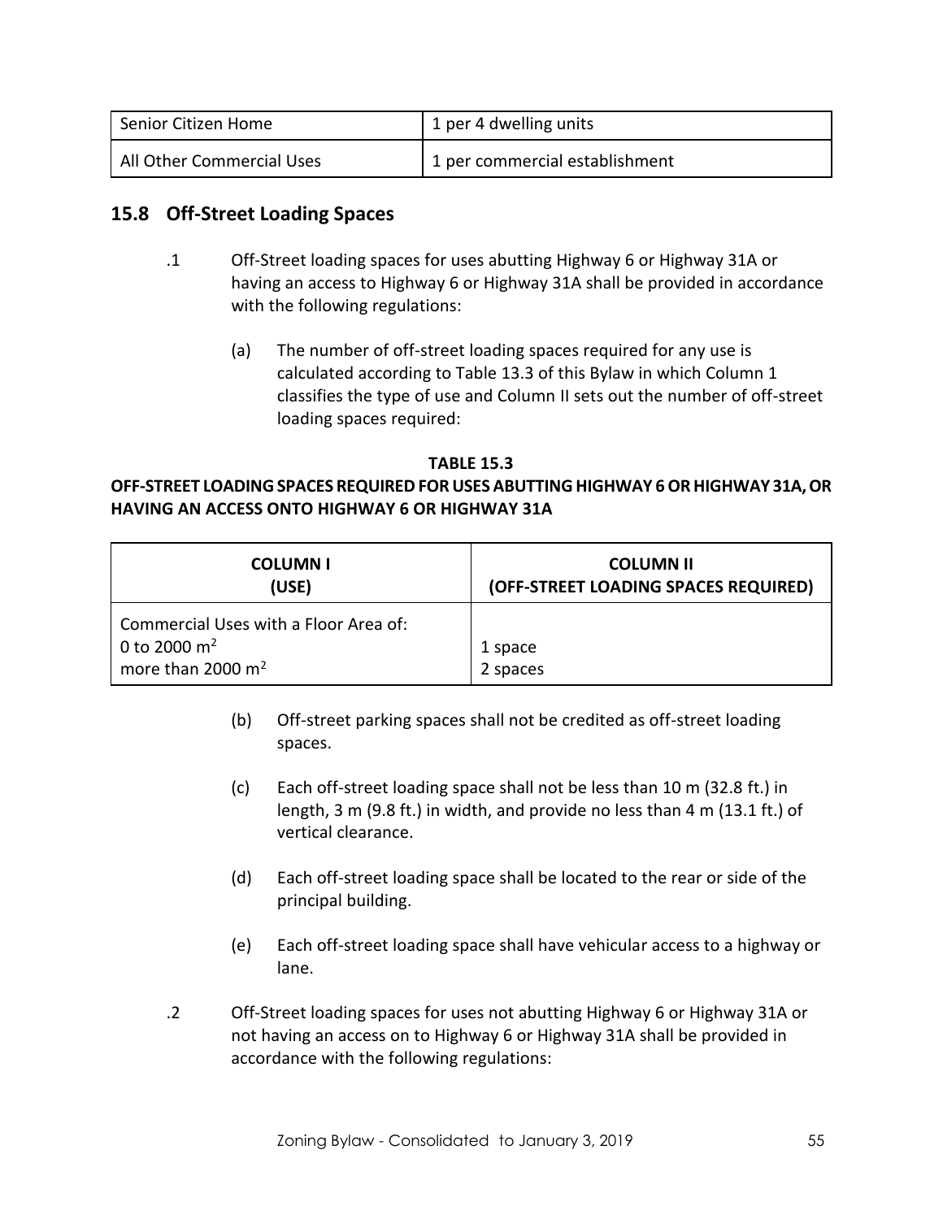| Senior Citizen Home | 1 per 4 dwelling units |
|---|---|
| All Other Commercial Uses | 1 per commercial establishment |

## 15.8 Off-Street Loading Spaces

.1 Off-Street loading spaces for uses abutting Highway 6 or Highway 31A or having an access to Highway 6 or Highway 31A shall be provided in accordance with the following regulations:

(a) The number of off-street loading spaces required for any use is calculated according to Table 13.3 of this Bylaw in which Column 1 classifies the type of use and Column II sets out the number of off-street loading spaces required:

**TABLE 15.3**

**OFF-STREET LOADING SPACES REQUIRED FOR USES ABUTTING HIGHWAY 6 OR HIGHWAY 31A, OR HAVING AN ACCESS ONTO HIGHWAY 6 OR HIGHWAY 31A**

| COLUMN I (USE) | COLUMN II (OFF-STREET LOADING SPACES REQUIRED) |
|---|---|
| Commercial Uses with a Floor Area of: | |
| 0 to 2000 $m^2$ | 1 space |
| more than 2000 $m^2$ | 2 spaces |

(b) Off-street parking spaces shall not be credited as off-street loading spaces.

(c) Each off-street loading space shall not be less than 10 m (32.8 ft.) in length, 3 m (9.8 ft.) in width, and provide no less than 4 m (13.1 ft.) of vertical clearance.

(d) Each off-street loading space shall be located to the rear or side of the principal building.

(e) Each off-street loading space shall have vehicular access to a highway or lane.

.2 Off-Street loading spaces for uses not abutting Highway 6 or Highway 31A or not having an access on to Highway 6 or Highway 31A shall be provided in accordance with the following regulations: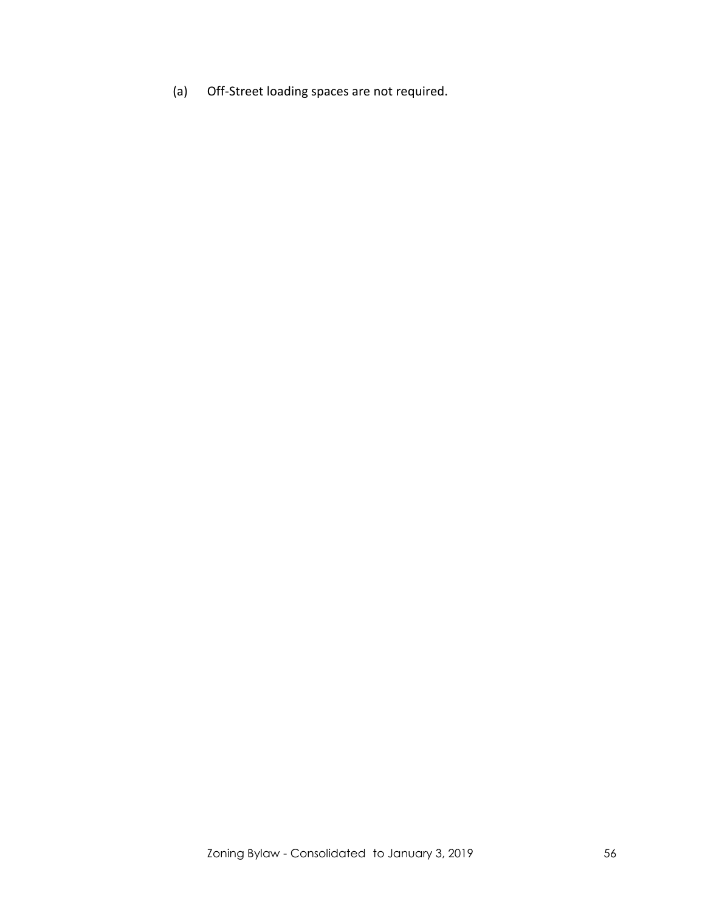(a) Off-Street loading spaces are not required.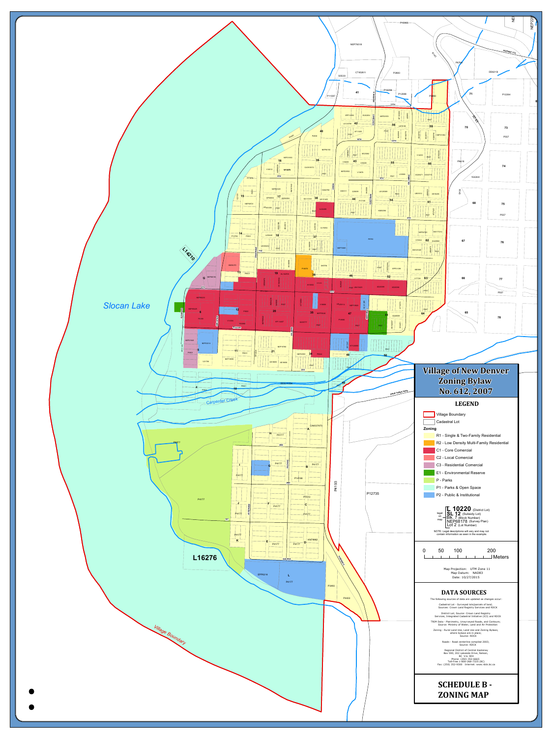# Village of New Denver Zoning Bylaw No. 612, 2007

## LEGEND

- Village Boundary
- Cadastral Lot

**Zoning**

- R1 - Single & Two-Family Residential
- R2 - Low Density Multi-Family Residential
- C1 - Core Comercial
- C2 - Local Comercial
- C3 - Residential Comercial
- E1 - Environmental Reserve
- P - Parks
- P1 - Parks & Open Space
- P2 - Public & Institutional

legal on map:
L 10220 (District Lot)
SL 12 (Subsidy Lot)
Blk. 7 (Block Number)
NEP68178 (Survey Plan)
Lot 2 (Lot Number)

NOTE: Legal descriptions will vary and may not contain information as seen in the example.

0 50 100 200 Meters

Map Projection: UTM Zone 11
Map Datum: NAD83
Date: 10/27/2015

## DATA SOURCES

The following sources of data are updated as changes occur:

Cadastral Lot - Surveyed lots/parcels of land; Sources: Crown Land Registry Services and RDCK

District Lot; Source: Crown Land Registry Services, Integrated Cadastral Initiative (ICI) and RDCK

TRIM Data - Planimetry, Unsurveyed Roads, and Contours; Source: Ministry of Water, Land and Air Protection

Zoning - Rural Land Use, Land Use and Zoning Bylaws, where bylaws are in place; Source: RDCK

Roads - Road centerline compiled 2003; Source: RDCK

Regional District of Central Kootenay
Box 590, 202 Lakeside Drive, Nelson, BC V1L 5R4
Phone: (250) 352-6665
Toll-Free 1-800-268-7325 (BC)
Fax: (250) 352-9300 Internet: www.rdck.bc.ca

## SCHEDULE B - ZONING MAP

Slocan Lake

Carpenter Creek

Village Boundary

L14210

L16276